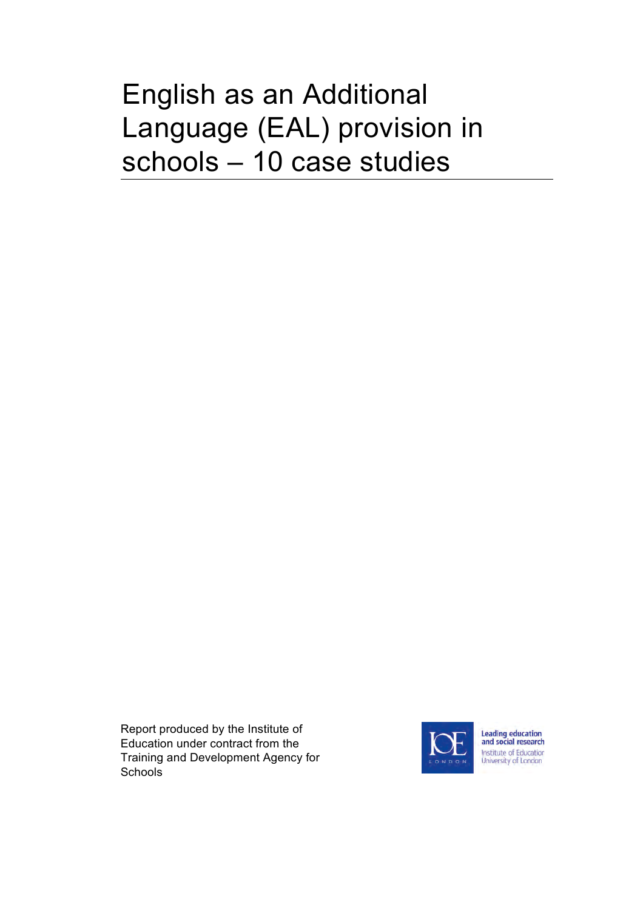# English as an Additional Language (EAL) provision in schools – 10 case studies

Report produced by the Institute of Education under contract from the Training and Development Agency for Schools

IOE LONDON

Leading education and social research

Institute of Education University of London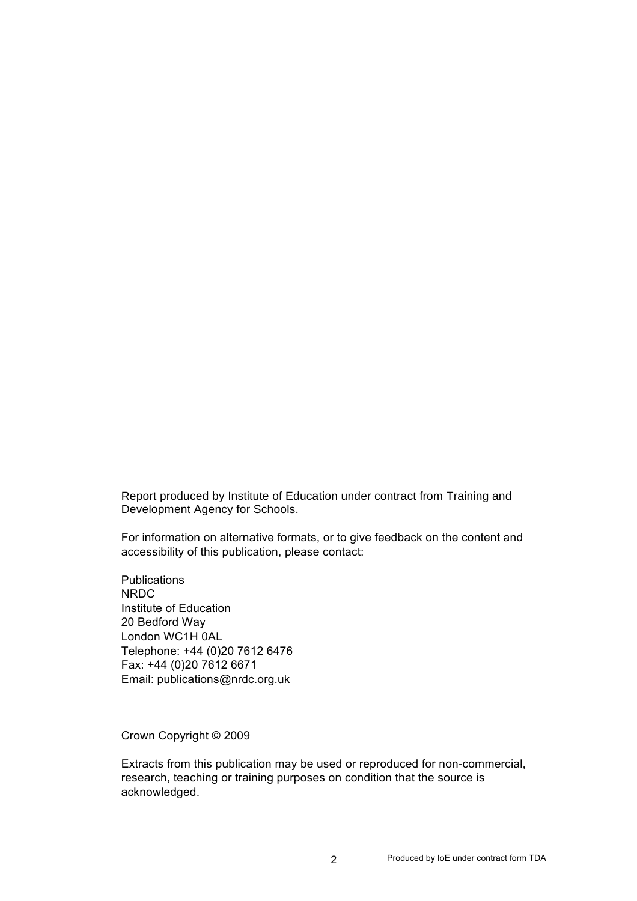Report produced by Institute of Education under contract from Training and Development Agency for Schools.

For information on alternative formats, or to give feedback on the content and accessibility of this publication, please contact:

Publications
NRDC
Institute of Education
20 Bedford Way
London WC1H 0AL
Telephone: +44 (0)20 7612 6476
Fax: +44 (0)20 7612 6671
Email: publications@nrdc.org.uk

Crown Copyright © 2009

Extracts from this publication may be used or reproduced for non-commercial, research, teaching or training purposes on condition that the source is acknowledged.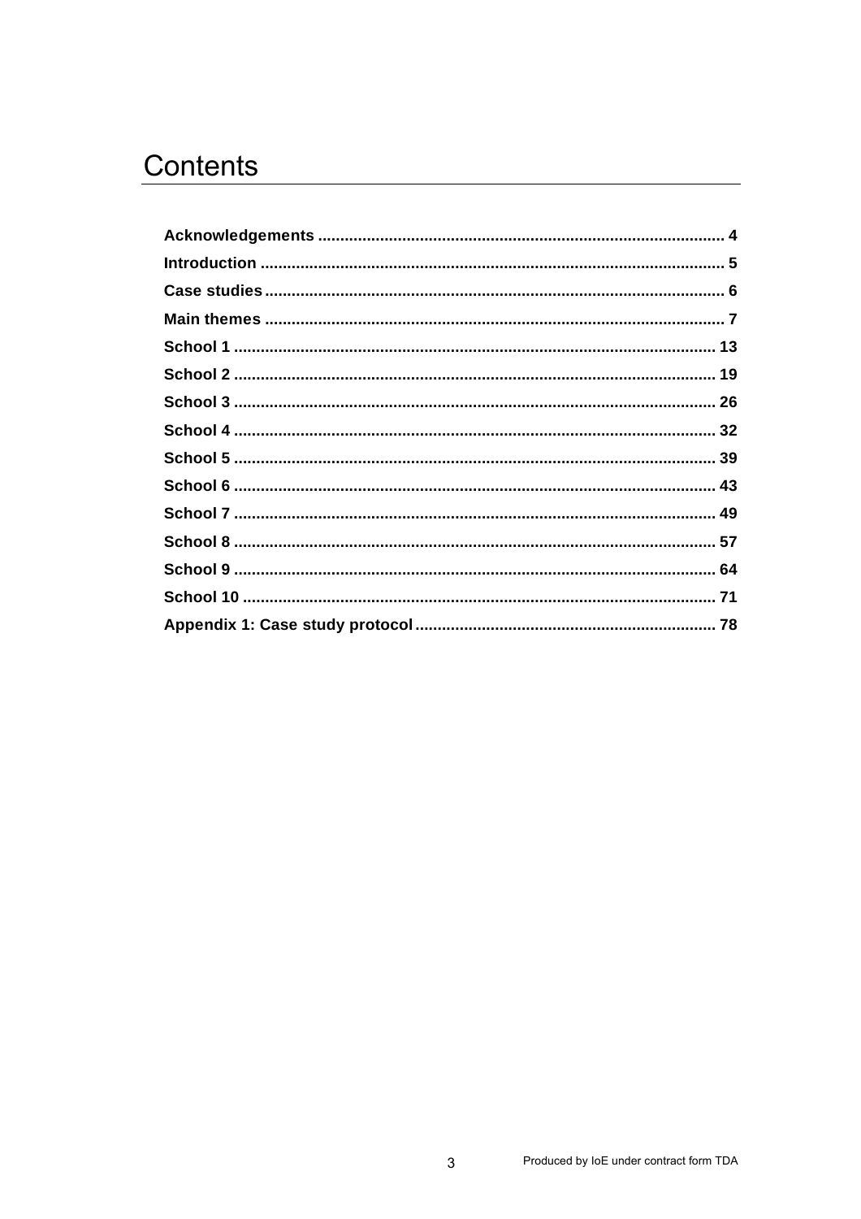# Contents

**Acknowledgements** .......................................................................................... **4**
**Introduction** ..................................................................................................... **5**
**Case studies** ..................................................................................................... **6**
**Main themes** ..................................................................................................... **7**
**School 1** .......................................................................................................... **13**
**School 2** .......................................................................................................... **19**
**School 3** .......................................................................................................... **26**
**School 4** .......................................................................................................... **32**
**School 5** .......................................................................................................... **39**
**School 6** .......................................................................................................... **43**
**School 7** .......................................................................................................... **49**
**School 8** .......................................................................................................... **57**
**School 9** .......................................................................................................... **64**
**School 10** ........................................................................................................ **71**
**Appendix 1: Case study protocol** ................................................................... **78**

Produced by IoE under contract form TDA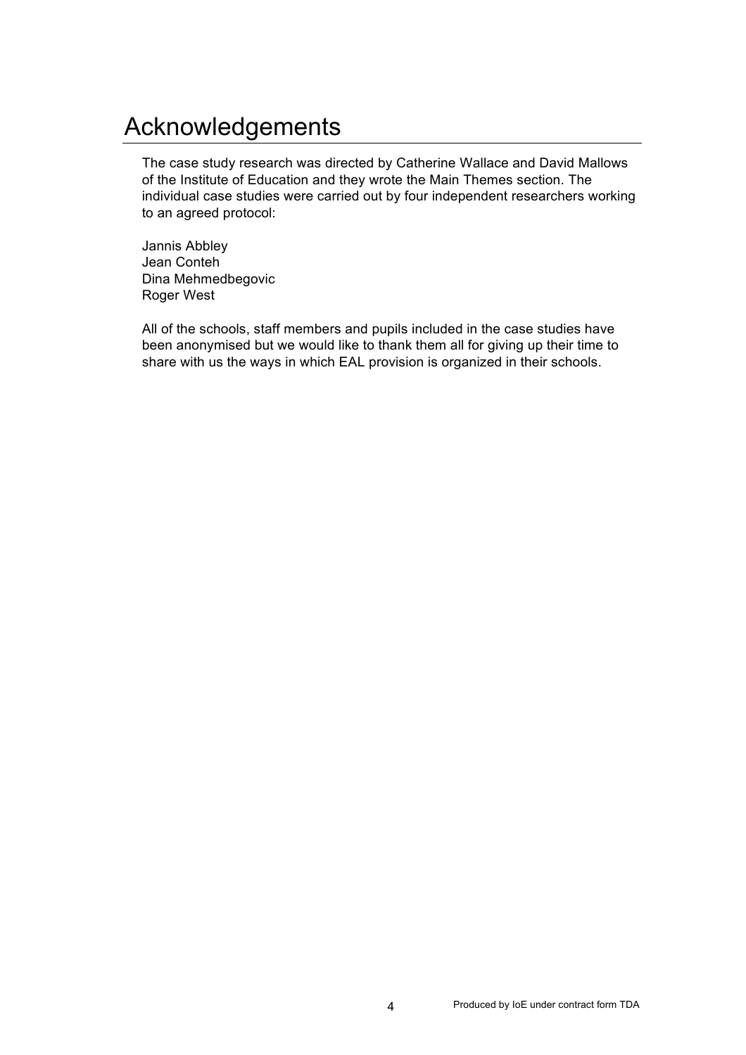# Acknowledgements

The case study research was directed by Catherine Wallace and David Mallows of the Institute of Education and they wrote the Main Themes section. The individual case studies were carried out by four independent researchers working to an agreed protocol:

Jannis Abbley
Jean Conteh
Dina Mehmedbegovic
Roger West

All of the schools, staff members and pupils included in the case studies have been anonymised but we would like to thank them all for giving up their time to share with us the ways in which EAL provision is organized in their schools.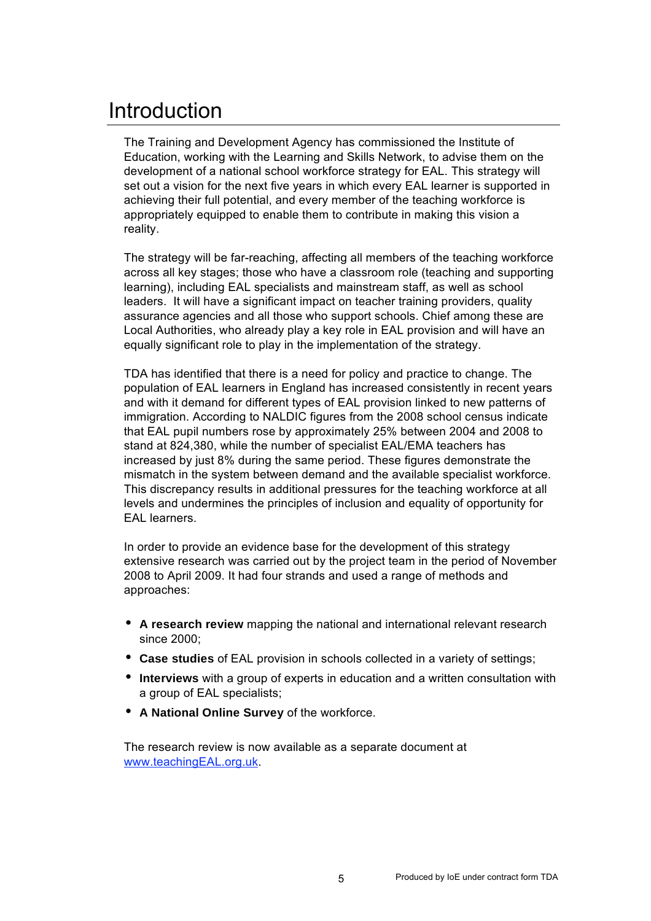# Introduction

The Training and Development Agency has commissioned the Institute of Education, working with the Learning and Skills Network, to advise them on the development of a national school workforce strategy for EAL. This strategy will set out a vision for the next five years in which every EAL learner is supported in achieving their full potential, and every member of the teaching workforce is appropriately equipped to enable them to contribute in making this vision a reality.

The strategy will be far-reaching, affecting all members of the teaching workforce across all key stages; those who have a classroom role (teaching and supporting learning), including EAL specialists and mainstream staff, as well as school leaders. It will have a significant impact on teacher training providers, quality assurance agencies and all those who support schools. Chief among these are Local Authorities, who already play a key role in EAL provision and will have an equally significant role to play in the implementation of the strategy.

TDA has identified that there is a need for policy and practice to change. The population of EAL learners in England has increased consistently in recent years and with it demand for different types of EAL provision linked to new patterns of immigration. According to NALDIC figures from the 2008 school census indicate that EAL pupil numbers rose by approximately 25% between 2004 and 2008 to stand at 824,380, while the number of specialist EAL/EMA teachers has increased by just 8% during the same period. These figures demonstrate the mismatch in the system between demand and the available specialist workforce. This discrepancy results in additional pressures for the teaching workforce at all levels and undermines the principles of inclusion and equality of opportunity for EAL learners.

In order to provide an evidence base for the development of this strategy extensive research was carried out by the project team in the period of November 2008 to April 2009. It had four strands and used a range of methods and approaches:

- **A research review** mapping the national and international relevant research since 2000;
- **Case studies** of EAL provision in schools collected in a variety of settings;
- **Interviews** with a group of experts in education and a written consultation with a group of EAL specialists;
- **A National Online Survey** of the workforce.

The research review is now available as a separate document at [www.teachingEAL.org.uk](http://www.teachingEAL.org.uk).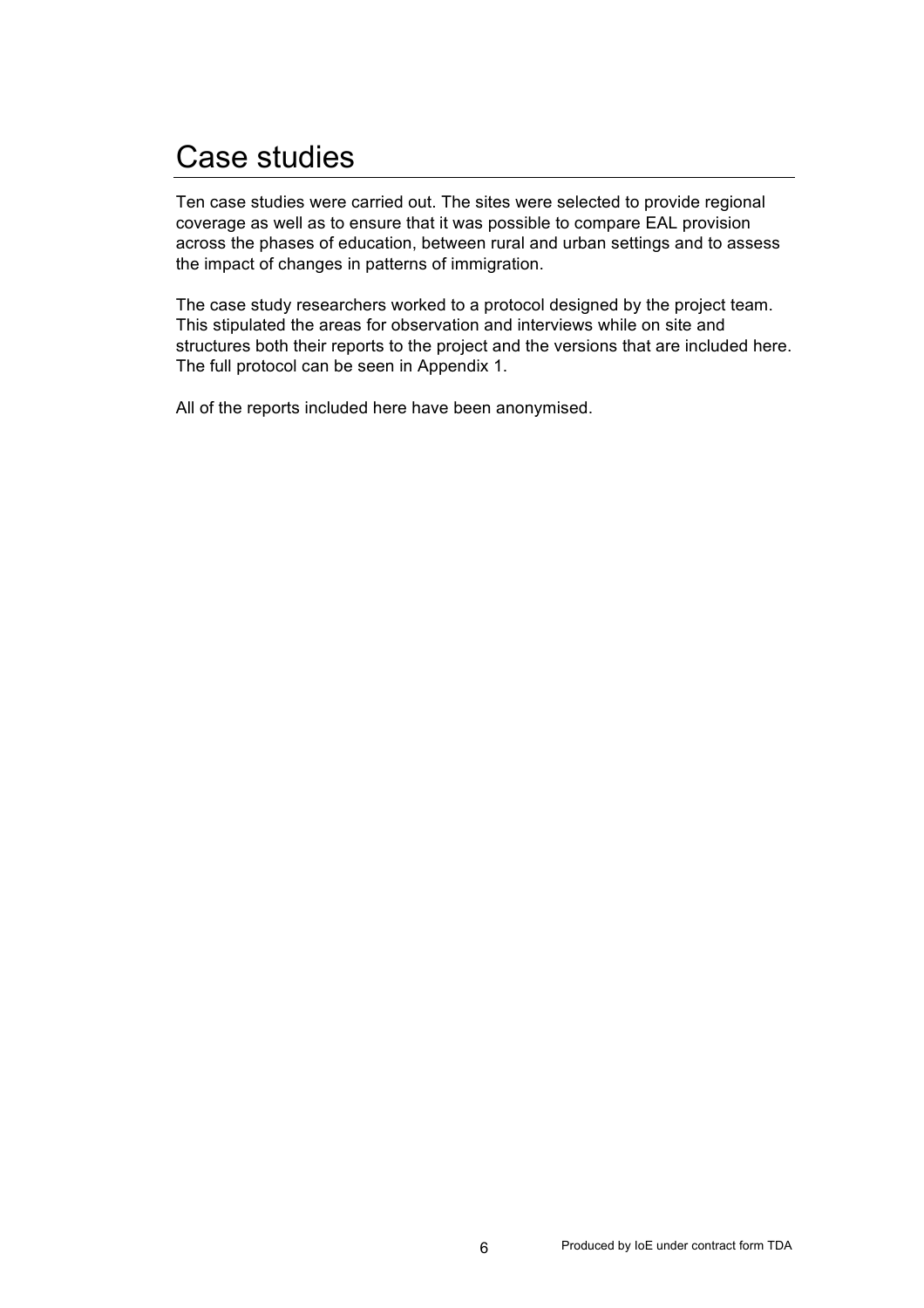# Case studies

Ten case studies were carried out. The sites were selected to provide regional coverage as well as to ensure that it was possible to compare EAL provision across the phases of education, between rural and urban settings and to assess the impact of changes in patterns of immigration.

The case study researchers worked to a protocol designed by the project team. This stipulated the areas for observation and interviews while on site and structures both their reports to the project and the versions that are included here. The full protocol can be seen in Appendix 1.

All of the reports included here have been anonymised.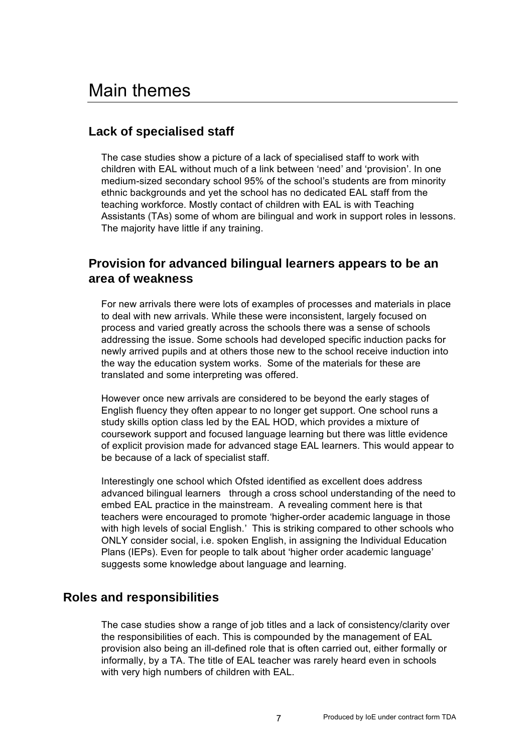# Main themes

## Lack of specialised staff

The case studies show a picture of a lack of specialised staff to work with children with EAL without much of a link between 'need' and 'provision'. In one medium-sized secondary school 95% of the school's students are from minority ethnic backgrounds and yet the school has no dedicated EAL staff from the teaching workforce. Mostly contact of children with EAL is with Teaching Assistants (TAs) some of whom are bilingual and work in support roles in lessons. The majority have little if any training.

## Provision for advanced bilingual learners appears to be an area of weakness

For new arrivals there were lots of examples of processes and materials in place to deal with new arrivals. While these were inconsistent, largely focused on process and varied greatly across the schools there was a sense of schools addressing the issue. Some schools had developed specific induction packs for newly arrived pupils and at others those new to the school receive induction into the way the education system works. Some of the materials for these are translated and some interpreting was offered.

However once new arrivals are considered to be beyond the early stages of English fluency they often appear to no longer get support. One school runs a study skills option class led by the EAL HOD, which provides a mixture of coursework support and focused language learning but there was little evidence of explicit provision made for advanced stage EAL learners. This would appear to be because of a lack of specialist staff.

Interestingly one school which Ofsted identified as excellent does address advanced bilingual learners through a cross school understanding of the need to embed EAL practice in the mainstream. A revealing comment here is that teachers were encouraged to promote 'higher-order academic language in those with high levels of social English.' This is striking compared to other schools who ONLY consider social, i.e. spoken English, in assigning the Individual Education Plans (IEPs). Even for people to talk about 'higher order academic language' suggests some knowledge about language and learning.

## Roles and responsibilities

The case studies show a range of job titles and a lack of consistency/clarity over the responsibilities of each. This is compounded by the management of EAL provision also being an ill-defined role that is often carried out, either formally or informally, by a TA. The title of EAL teacher was rarely heard even in schools with very high numbers of children with EAL.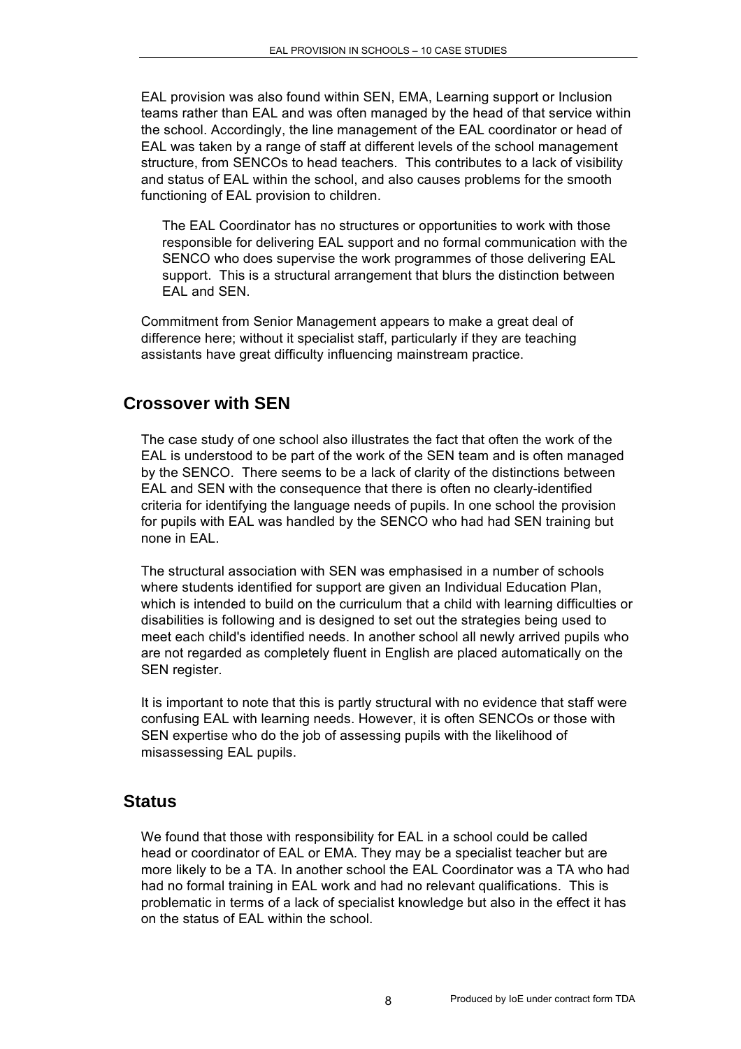EAL provision was also found within SEN, EMA, Learning support or Inclusion teams rather than EAL and was often managed by the head of that service within the school. Accordingly, the line management of the EAL coordinator or head of EAL was taken by a range of staff at different levels of the school management structure, from SENCOs to head teachers. This contributes to a lack of visibility and status of EAL within the school, and also causes problems for the smooth functioning of EAL provision to children.

> The EAL Coordinator has no structures or opportunities to work with those responsible for delivering EAL support and no formal communication with the SENCO who does supervise the work programmes of those delivering EAL support. This is a structural arrangement that blurs the distinction between EAL and SEN.

Commitment from Senior Management appears to make a great deal of difference here; without it specialist staff, particularly if they are teaching assistants have great difficulty influencing mainstream practice.

## Crossover with SEN

The case study of one school also illustrates the fact that often the work of the EAL is understood to be part of the work of the SEN team and is often managed by the SENCO. There seems to be a lack of clarity of the distinctions between EAL and SEN with the consequence that there is often no clearly-identified criteria for identifying the language needs of pupils. In one school the provision for pupils with EAL was handled by the SENCO who had had SEN training but none in EAL.

The structural association with SEN was emphasised in a number of schools where students identified for support are given an Individual Education Plan, which is intended to build on the curriculum that a child with learning difficulties or disabilities is following and is designed to set out the strategies being used to meet each child's identified needs. In another school all newly arrived pupils who are not regarded as completely fluent in English are placed automatically on the SEN register.

It is important to note that this is partly structural with no evidence that staff were confusing EAL with learning needs. However, it is often SENCOs or those with SEN expertise who do the job of assessing pupils with the likelihood of misassessing EAL pupils.

## Status

We found that those with responsibility for EAL in a school could be called head or coordinator of EAL or EMA. They may be a specialist teacher but are more likely to be a TA. In another school the EAL Coordinator was a TA who had had no formal training in EAL work and had no relevant qualifications. This is problematic in terms of a lack of specialist knowledge but also in the effect it has on the status of EAL within the school.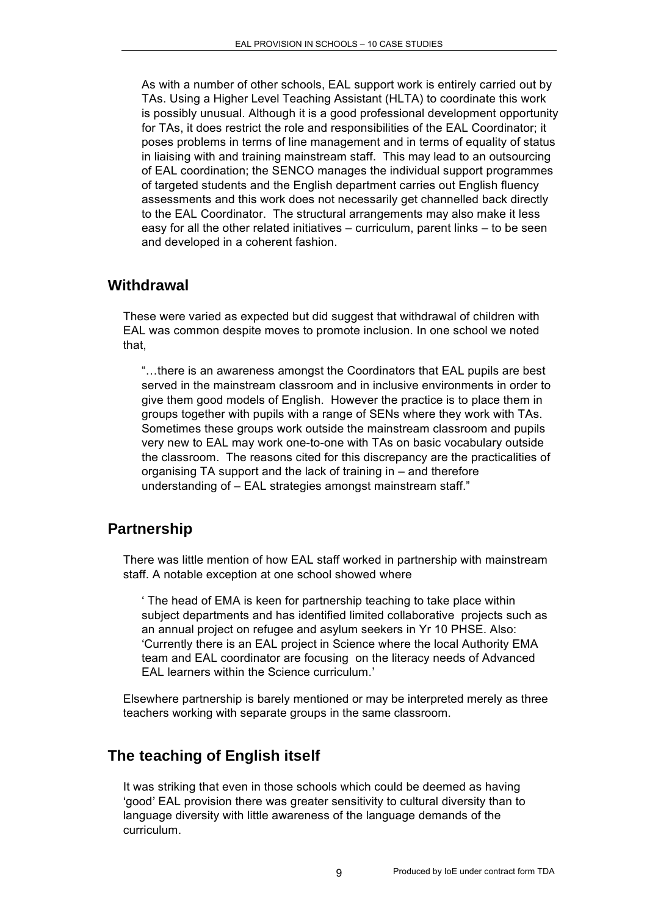As with a number of other schools, EAL support work is entirely carried out by TAs. Using a Higher Level Teaching Assistant (HLTA) to coordinate this work is possibly unusual. Although it is a good professional development opportunity for TAs, it does restrict the role and responsibilities of the EAL Coordinator; it poses problems in terms of line management and in terms of equality of status in liaising with and training mainstream staff. This may lead to an outsourcing of EAL coordination; the SENCO manages the individual support programmes of targeted students and the English department carries out English fluency assessments and this work does not necessarily get channelled back directly to the EAL Coordinator. The structural arrangements may also make it less easy for all the other related initiatives – curriculum, parent links – to be seen and developed in a coherent fashion.

## Withdrawal

These were varied as expected but did suggest that withdrawal of children with EAL was common despite moves to promote inclusion. In one school we noted that,

> "…there is an awareness amongst the Coordinators that EAL pupils are best served in the mainstream classroom and in inclusive environments in order to give them good models of English. However the practice is to place them in groups together with pupils with a range of SENs where they work with TAs. Sometimes these groups work outside the mainstream classroom and pupils very new to EAL may work one-to-one with TAs on basic vocabulary outside the classroom. The reasons cited for this discrepancy are the practicalities of organising TA support and the lack of training in – and therefore understanding of – EAL strategies amongst mainstream staff."

## Partnership

There was little mention of how EAL staff worked in partnership with mainstream staff. A notable exception at one school showed where

> ' The head of EMA is keen for partnership teaching to take place within subject departments and has identified limited collaborative projects such as an annual project on refugee and asylum seekers in Yr 10 PHSE. Also: 'Currently there is an EAL project in Science where the local Authority EMA team and EAL coordinator are focusing on the literacy needs of Advanced EAL learners within the Science curriculum.'

Elsewhere partnership is barely mentioned or may be interpreted merely as three teachers working with separate groups in the same classroom.

## The teaching of English itself

It was striking that even in those schools which could be deemed as having 'good' EAL provision there was greater sensitivity to cultural diversity than to language diversity with little awareness of the language demands of the curriculum.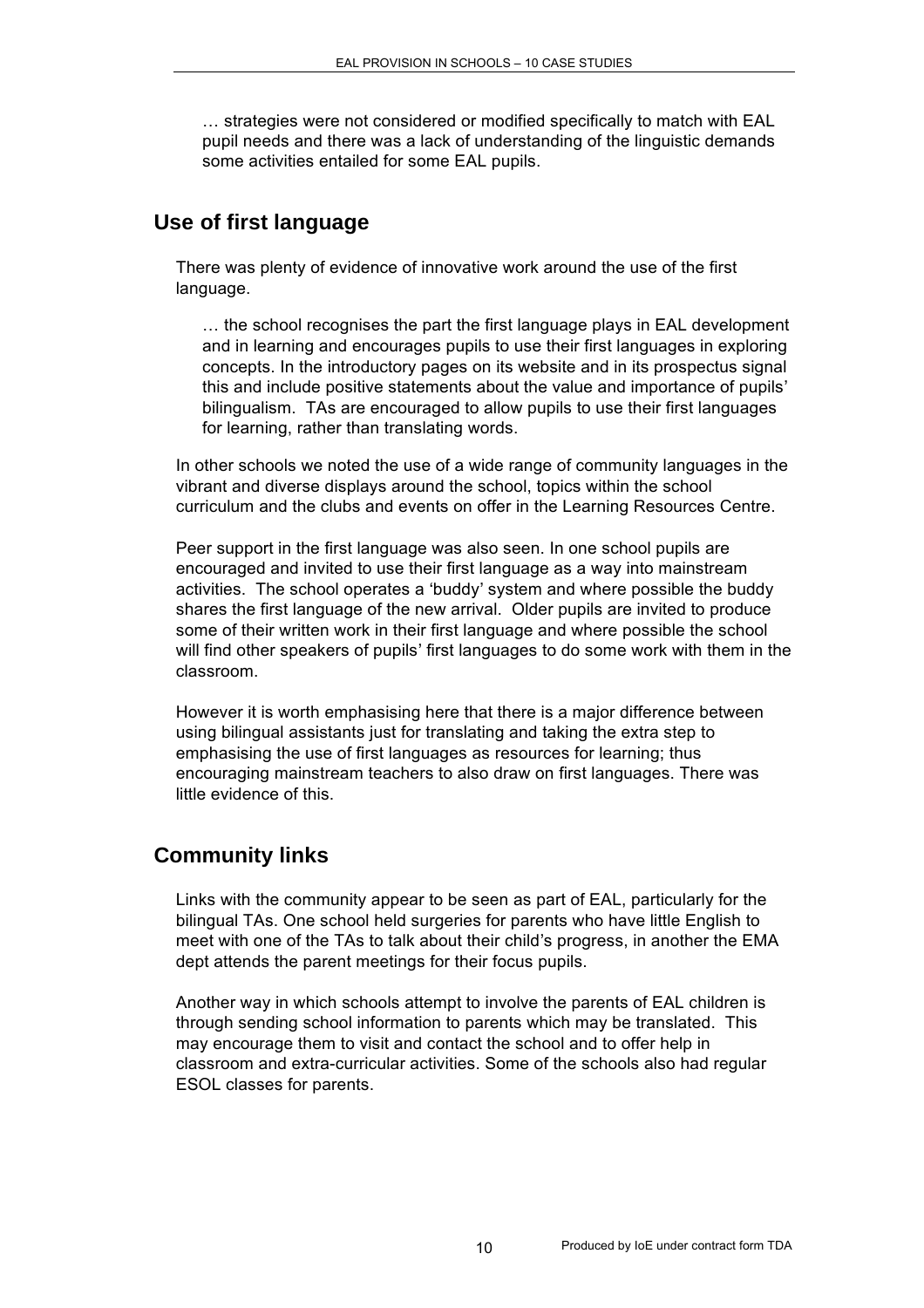… strategies were not considered or modified specifically to match with EAL pupil needs and there was a lack of understanding of the linguistic demands some activities entailed for some EAL pupils.

## Use of first language

There was plenty of evidence of innovative work around the use of the first language.

> … the school recognises the part the first language plays in EAL development and in learning and encourages pupils to use their first languages in exploring concepts. In the introductory pages on its website and in its prospectus signal this and include positive statements about the value and importance of pupils' bilingualism. TAs are encouraged to allow pupils to use their first languages for learning, rather than translating words.

In other schools we noted the use of a wide range of community languages in the vibrant and diverse displays around the school, topics within the school curriculum and the clubs and events on offer in the Learning Resources Centre.

Peer support in the first language was also seen. In one school pupils are encouraged and invited to use their first language as a way into mainstream activities. The school operates a 'buddy' system and where possible the buddy shares the first language of the new arrival. Older pupils are invited to produce some of their written work in their first language and where possible the school will find other speakers of pupils' first languages to do some work with them in the classroom.

However it is worth emphasising here that there is a major difference between using bilingual assistants just for translating and taking the extra step to emphasising the use of first languages as resources for learning; thus encouraging mainstream teachers to also draw on first languages. There was little evidence of this.

## Community links

Links with the community appear to be seen as part of EAL, particularly for the bilingual TAs. One school held surgeries for parents who have little English to meet with one of the TAs to talk about their child's progress, in another the EMA dept attends the parent meetings for their focus pupils.

Another way in which schools attempt to involve the parents of EAL children is through sending school information to parents which may be translated. This may encourage them to visit and contact the school and to offer help in classroom and extra-curricular activities. Some of the schools also had regular ESOL classes for parents.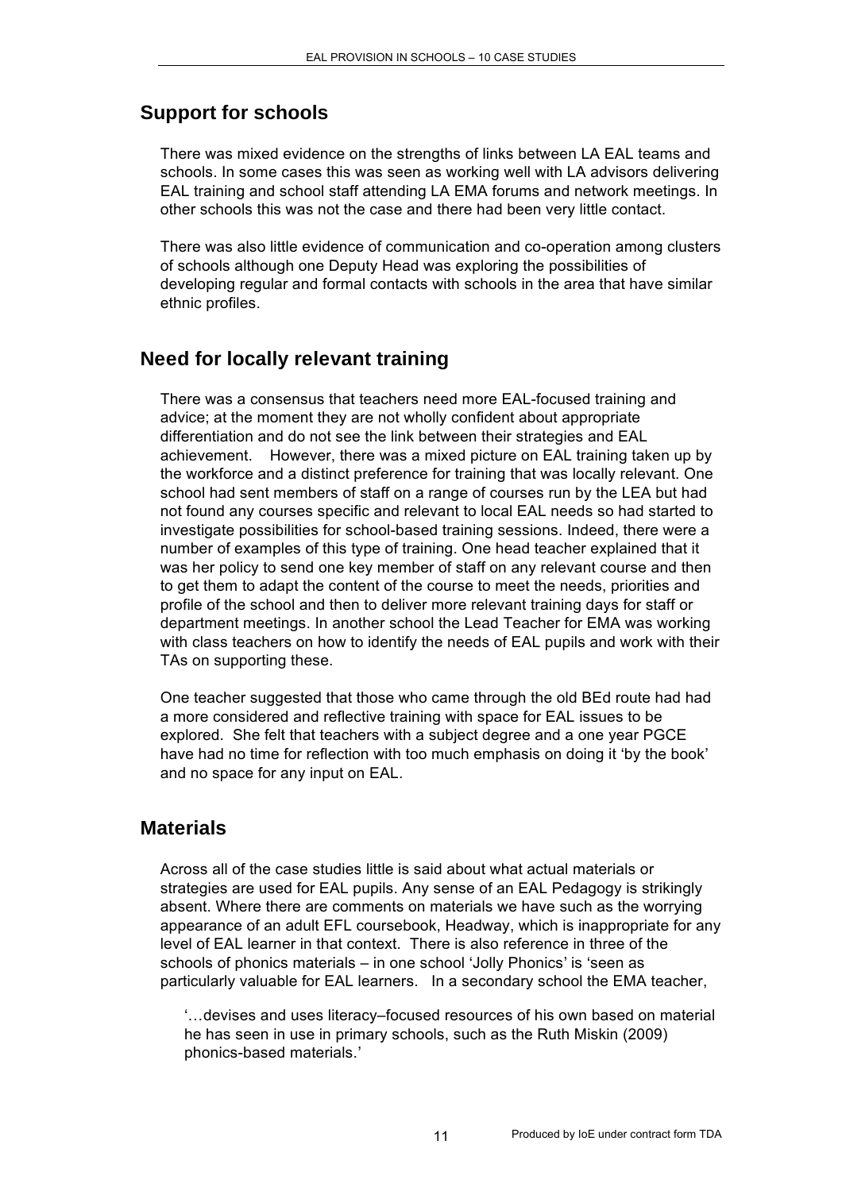## Support for schools

There was mixed evidence on the strengths of links between LA EAL teams and schools. In some cases this was seen as working well with LA advisors delivering EAL training and school staff attending LA EMA forums and network meetings. In other schools this was not the case and there had been very little contact.

There was also little evidence of communication and co-operation among clusters of schools although one Deputy Head was exploring the possibilities of developing regular and formal contacts with schools in the area that have similar ethnic profiles.

## Need for locally relevant training

There was a consensus that teachers need more EAL-focused training and advice; at the moment they are not wholly confident about appropriate differentiation and do not see the link between their strategies and EAL achievement. However, there was a mixed picture on EAL training taken up by the workforce and a distinct preference for training that was locally relevant. One school had sent members of staff on a range of courses run by the LEA but had not found any courses specific and relevant to local EAL needs so had started to investigate possibilities for school-based training sessions. Indeed, there were a number of examples of this type of training. One head teacher explained that it was her policy to send one key member of staff on any relevant course and then to get them to adapt the content of the course to meet the needs, priorities and profile of the school and then to deliver more relevant training days for staff or department meetings. In another school the Lead Teacher for EMA was working with class teachers on how to identify the needs of EAL pupils and work with their TAs on supporting these.

One teacher suggested that those who came through the old BEd route had had a more considered and reflective training with space for EAL issues to be explored. She felt that teachers with a subject degree and a one year PGCE have had no time for reflection with too much emphasis on doing it 'by the book' and no space for any input on EAL.

## Materials

Across all of the case studies little is said about what actual materials or strategies are used for EAL pupils. Any sense of an EAL Pedagogy is strikingly absent. Where there are comments on materials we have such as the worrying appearance of an adult EFL coursebook, Headway, which is inappropriate for any level of EAL learner in that context. There is also reference in three of the schools of phonics materials – in one school 'Jolly Phonics' is 'seen as particularly valuable for EAL learners. In a secondary school the EMA teacher,

> '…devises and uses literacy–focused resources of his own based on material he has seen in use in primary schools, such as the Ruth Miskin (2009) phonics-based materials.'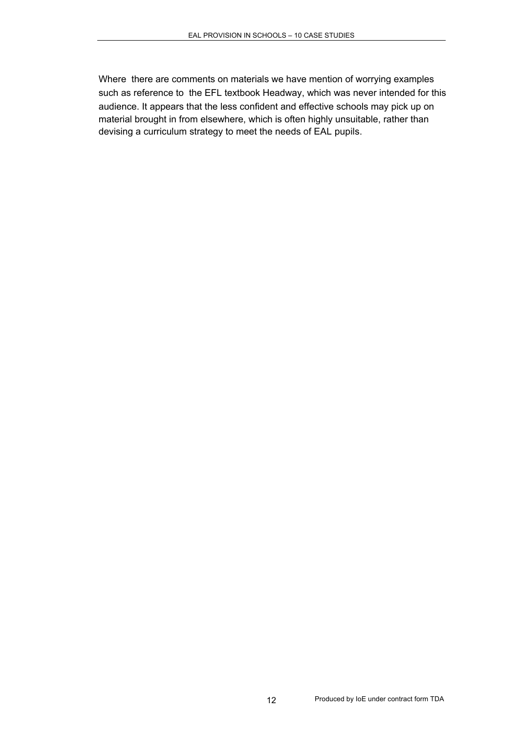Where there are comments on materials we have mention of worrying examples such as reference to the EFL textbook Headway, which was never intended for this audience. It appears that the less confident and effective schools may pick up on material brought in from elsewhere, which is often highly unsuitable, rather than devising a curriculum strategy to meet the needs of EAL pupils.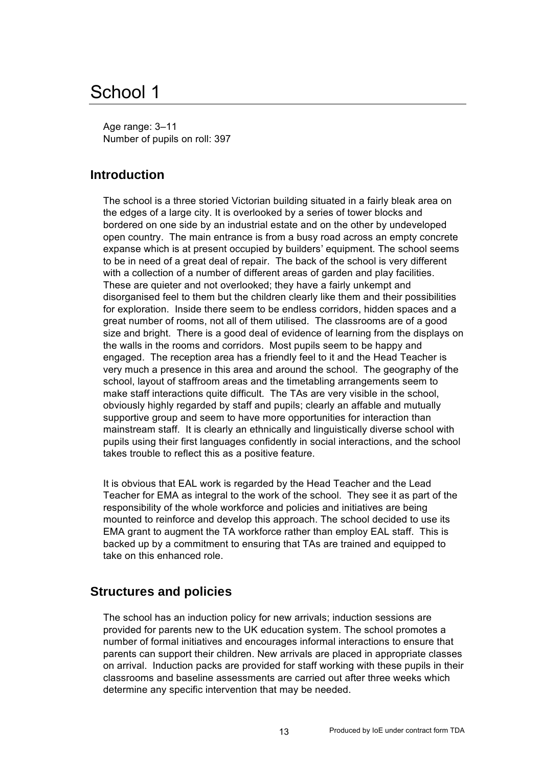# School 1

Age range: 3–11
Number of pupils on roll: 397

## Introduction

The school is a three storied Victorian building situated in a fairly bleak area on the edges of a large city. It is overlooked by a series of tower blocks and bordered on one side by an industrial estate and on the other by undeveloped open country. The main entrance is from a busy road across an empty concrete expanse which is at present occupied by builders' equipment. The school seems to be in need of a great deal of repair. The back of the school is very different with a collection of a number of different areas of garden and play facilities. These are quieter and not overlooked; they have a fairly unkempt and disorganised feel to them but the children clearly like them and their possibilities for exploration. Inside there seem to be endless corridors, hidden spaces and a great number of rooms, not all of them utilised. The classrooms are of a good size and bright. There is a good deal of evidence of learning from the displays on the walls in the rooms and corridors. Most pupils seem to be happy and engaged. The reception area has a friendly feel to it and the Head Teacher is very much a presence in this area and around the school. The geography of the school, layout of staffroom areas and the timetabling arrangements seem to make staff interactions quite difficult. The TAs are very visible in the school, obviously highly regarded by staff and pupils; clearly an affable and mutually supportive group and seem to have more opportunities for interaction than mainstream staff. It is clearly an ethnically and linguistically diverse school with pupils using their first languages confidently in social interactions, and the school takes trouble to reflect this as a positive feature.

It is obvious that EAL work is regarded by the Head Teacher and the Lead Teacher for EMA as integral to the work of the school. They see it as part of the responsibility of the whole workforce and policies and initiatives are being mounted to reinforce and develop this approach. The school decided to use its EMA grant to augment the TA workforce rather than employ EAL staff. This is backed up by a commitment to ensuring that TAs are trained and equipped to take on this enhanced role.

## Structures and policies

The school has an induction policy for new arrivals; induction sessions are provided for parents new to the UK education system. The school promotes a number of formal initiatives and encourages informal interactions to ensure that parents can support their children. New arrivals are placed in appropriate classes on arrival. Induction packs are provided for staff working with these pupils in their classrooms and baseline assessments are carried out after three weeks which determine any specific intervention that may be needed.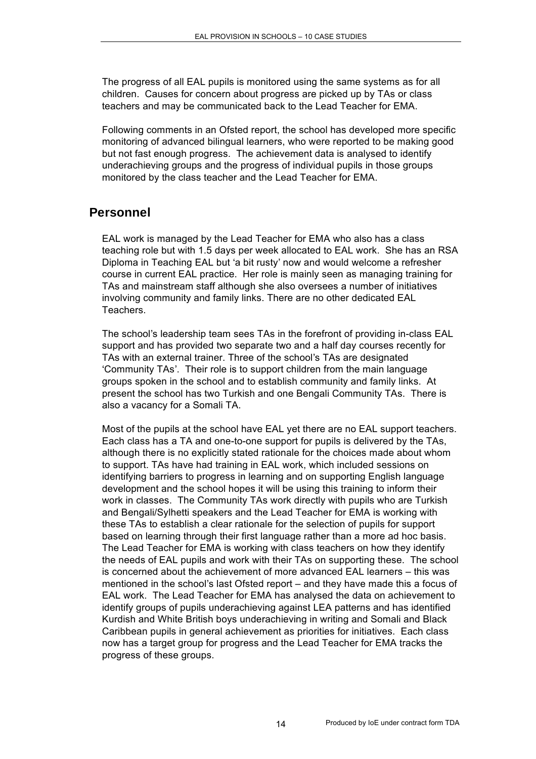The progress of all EAL pupils is monitored using the same systems as for all children. Causes for concern about progress are picked up by TAs or class teachers and may be communicated back to the Lead Teacher for EMA.

Following comments in an Ofsted report, the school has developed more specific monitoring of advanced bilingual learners, who were reported to be making good but not fast enough progress. The achievement data is analysed to identify underachieving groups and the progress of individual pupils in those groups monitored by the class teacher and the Lead Teacher for EMA.

## Personnel

EAL work is managed by the Lead Teacher for EMA who also has a class teaching role but with 1.5 days per week allocated to EAL work. She has an RSA Diploma in Teaching EAL but 'a bit rusty' now and would welcome a refresher course in current EAL practice. Her role is mainly seen as managing training for TAs and mainstream staff although she also oversees a number of initiatives involving community and family links. There are no other dedicated EAL Teachers.

The school's leadership team sees TAs in the forefront of providing in-class EAL support and has provided two separate two and a half day courses recently for TAs with an external trainer. Three of the school's TAs are designated 'Community TAs'. Their role is to support children from the main language groups spoken in the school and to establish community and family links. At present the school has two Turkish and one Bengali Community TAs. There is also a vacancy for a Somali TA.

Most of the pupils at the school have EAL yet there are no EAL support teachers. Each class has a TA and one-to-one support for pupils is delivered by the TAs, although there is no explicitly stated rationale for the choices made about whom to support. TAs have had training in EAL work, which included sessions on identifying barriers to progress in learning and on supporting English language development and the school hopes it will be using this training to inform their work in classes. The Community TAs work directly with pupils who are Turkish and Bengali/Sylhetti speakers and the Lead Teacher for EMA is working with these TAs to establish a clear rationale for the selection of pupils for support based on learning through their first language rather than a more ad hoc basis. The Lead Teacher for EMA is working with class teachers on how they identify the needs of EAL pupils and work with their TAs on supporting these. The school is concerned about the achievement of more advanced EAL learners – this was mentioned in the school's last Ofsted report – and they have made this a focus of EAL work. The Lead Teacher for EMA has analysed the data on achievement to identify groups of pupils underachieving against LEA patterns and has identified Kurdish and White British boys underachieving in writing and Somali and Black Caribbean pupils in general achievement as priorities for initiatives. Each class now has a target group for progress and the Lead Teacher for EMA tracks the progress of these groups.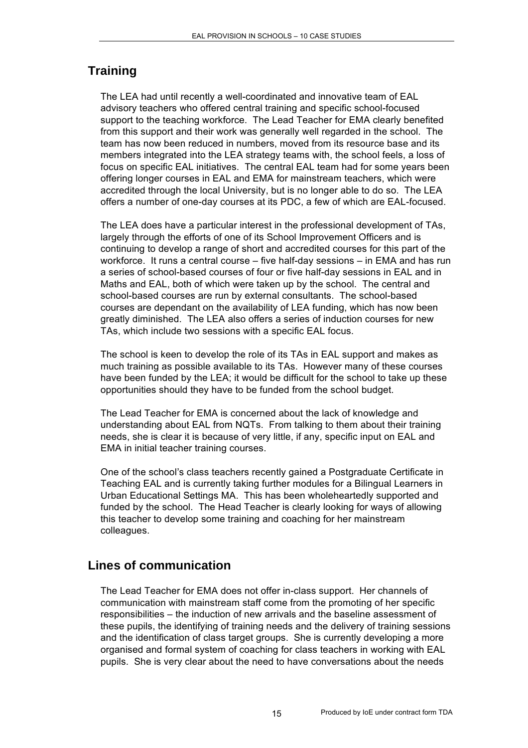## Training

The LEA had until recently a well-coordinated and innovative team of EAL advisory teachers who offered central training and specific school-focused support to the teaching workforce. The Lead Teacher for EMA clearly benefited from this support and their work was generally well regarded in the school. The team has now been reduced in numbers, moved from its resource base and its members integrated into the LEA strategy teams with, the school feels, a loss of focus on specific EAL initiatives. The central EAL team had for some years been offering longer courses in EAL and EMA for mainstream teachers, which were accredited through the local University, but is no longer able to do so. The LEA offers a number of one-day courses at its PDC, a few of which are EAL-focused.

The LEA does have a particular interest in the professional development of TAs, largely through the efforts of one of its School Improvement Officers and is continuing to develop a range of short and accredited courses for this part of the workforce. It runs a central course – five half-day sessions – in EMA and has run a series of school-based courses of four or five half-day sessions in EAL and in Maths and EAL, both of which were taken up by the school. The central and school-based courses are run by external consultants. The school-based courses are dependant on the availability of LEA funding, which has now been greatly diminished. The LEA also offers a series of induction courses for new TAs, which include two sessions with a specific EAL focus.

The school is keen to develop the role of its TAs in EAL support and makes as much training as possible available to its TAs. However many of these courses have been funded by the LEA; it would be difficult for the school to take up these opportunities should they have to be funded from the school budget.

The Lead Teacher for EMA is concerned about the lack of knowledge and understanding about EAL from NQTs. From talking to them about their training needs, she is clear it is because of very little, if any, specific input on EAL and EMA in initial teacher training courses.

One of the school's class teachers recently gained a Postgraduate Certificate in Teaching EAL and is currently taking further modules for a Bilingual Learners in Urban Educational Settings MA. This has been wholeheartedly supported and funded by the school. The Head Teacher is clearly looking for ways of allowing this teacher to develop some training and coaching for her mainstream colleagues.

## Lines of communication

The Lead Teacher for EMA does not offer in-class support. Her channels of communication with mainstream staff come from the promoting of her specific responsibilities – the induction of new arrivals and the baseline assessment of these pupils, the identifying of training needs and the delivery of training sessions and the identification of class target groups. She is currently developing a more organised and formal system of coaching for class teachers in working with EAL pupils. She is very clear about the need to have conversations about the needs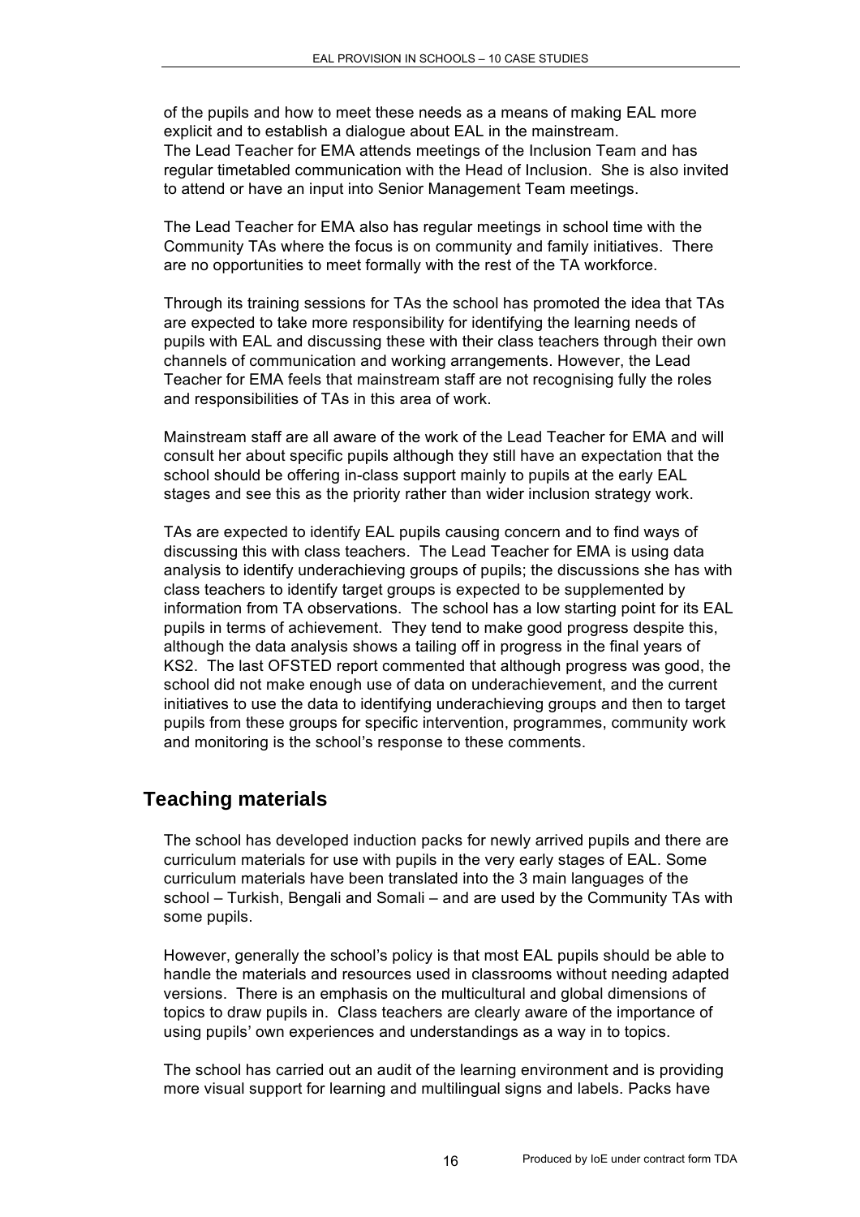of the pupils and how to meet these needs as a means of making EAL more explicit and to establish a dialogue about EAL in the mainstream.
The Lead Teacher for EMA attends meetings of the Inclusion Team and has regular timetabled communication with the Head of Inclusion. She is also invited to attend or have an input into Senior Management Team meetings.

The Lead Teacher for EMA also has regular meetings in school time with the Community TAs where the focus is on community and family initiatives. There are no opportunities to meet formally with the rest of the TA workforce.

Through its training sessions for TAs the school has promoted the idea that TAs are expected to take more responsibility for identifying the learning needs of pupils with EAL and discussing these with their class teachers through their own channels of communication and working arrangements. However, the Lead Teacher for EMA feels that mainstream staff are not recognising fully the roles and responsibilities of TAs in this area of work.

Mainstream staff are all aware of the work of the Lead Teacher for EMA and will consult her about specific pupils although they still have an expectation that the school should be offering in-class support mainly to pupils at the early EAL stages and see this as the priority rather than wider inclusion strategy work.

TAs are expected to identify EAL pupils causing concern and to find ways of discussing this with class teachers. The Lead Teacher for EMA is using data analysis to identify underachieving groups of pupils; the discussions she has with class teachers to identify target groups is expected to be supplemented by information from TA observations. The school has a low starting point for its EAL pupils in terms of achievement. They tend to make good progress despite this, although the data analysis shows a tailing off in progress in the final years of KS2. The last OFSTED report commented that although progress was good, the school did not make enough use of data on underachievement, and the current initiatives to use the data to identifying underachieving groups and then to target pupils from these groups for specific intervention, programmes, community work and monitoring is the school's response to these comments.

## Teaching materials

The school has developed induction packs for newly arrived pupils and there are curriculum materials for use with pupils in the very early stages of EAL. Some curriculum materials have been translated into the 3 main languages of the school – Turkish, Bengali and Somali – and are used by the Community TAs with some pupils.

However, generally the school's policy is that most EAL pupils should be able to handle the materials and resources used in classrooms without needing adapted versions. There is an emphasis on the multicultural and global dimensions of topics to draw pupils in. Class teachers are clearly aware of the importance of using pupils' own experiences and understandings as a way in to topics.

The school has carried out an audit of the learning environment and is providing more visual support for learning and multilingual signs and labels. Packs have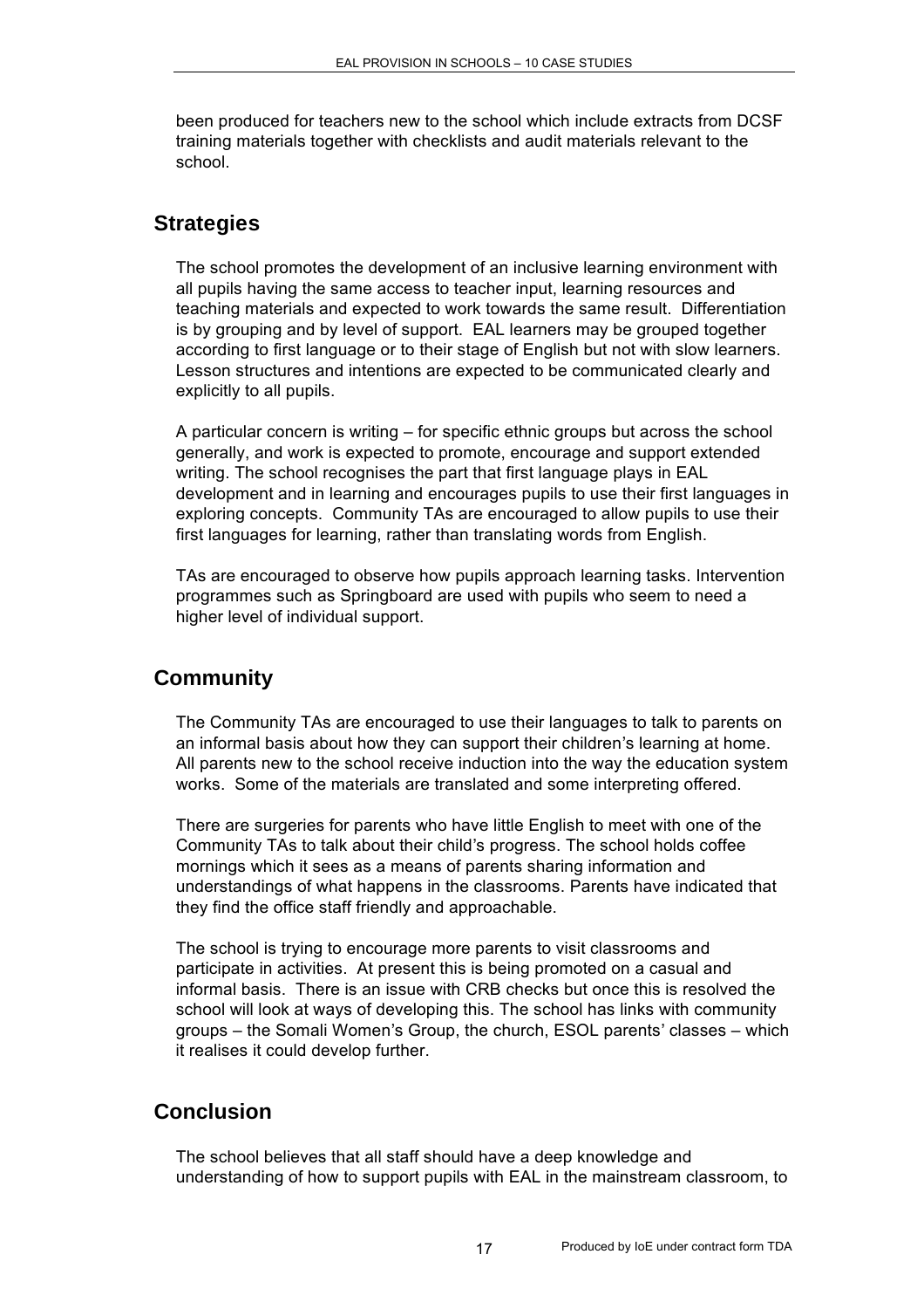been produced for teachers new to the school which include extracts from DCSF training materials together with checklists and audit materials relevant to the school.

## Strategies

The school promotes the development of an inclusive learning environment with all pupils having the same access to teacher input, learning resources and teaching materials and expected to work towards the same result. Differentiation is by grouping and by level of support. EAL learners may be grouped together according to first language or to their stage of English but not with slow learners. Lesson structures and intentions are expected to be communicated clearly and explicitly to all pupils.

A particular concern is writing – for specific ethnic groups but across the school generally, and work is expected to promote, encourage and support extended writing. The school recognises the part that first language plays in EAL development and in learning and encourages pupils to use their first languages in exploring concepts. Community TAs are encouraged to allow pupils to use their first languages for learning, rather than translating words from English.

TAs are encouraged to observe how pupils approach learning tasks. Intervention programmes such as Springboard are used with pupils who seem to need a higher level of individual support.

## Community

The Community TAs are encouraged to use their languages to talk to parents on an informal basis about how they can support their children's learning at home. All parents new to the school receive induction into the way the education system works. Some of the materials are translated and some interpreting offered.

There are surgeries for parents who have little English to meet with one of the Community TAs to talk about their child's progress. The school holds coffee mornings which it sees as a means of parents sharing information and understandings of what happens in the classrooms. Parents have indicated that they find the office staff friendly and approachable.

The school is trying to encourage more parents to visit classrooms and participate in activities. At present this is being promoted on a casual and informal basis. There is an issue with CRB checks but once this is resolved the school will look at ways of developing this. The school has links with community groups – the Somali Women's Group, the church, ESOL parents' classes – which it realises it could develop further.

## Conclusion

The school believes that all staff should have a deep knowledge and understanding of how to support pupils with EAL in the mainstream classroom, to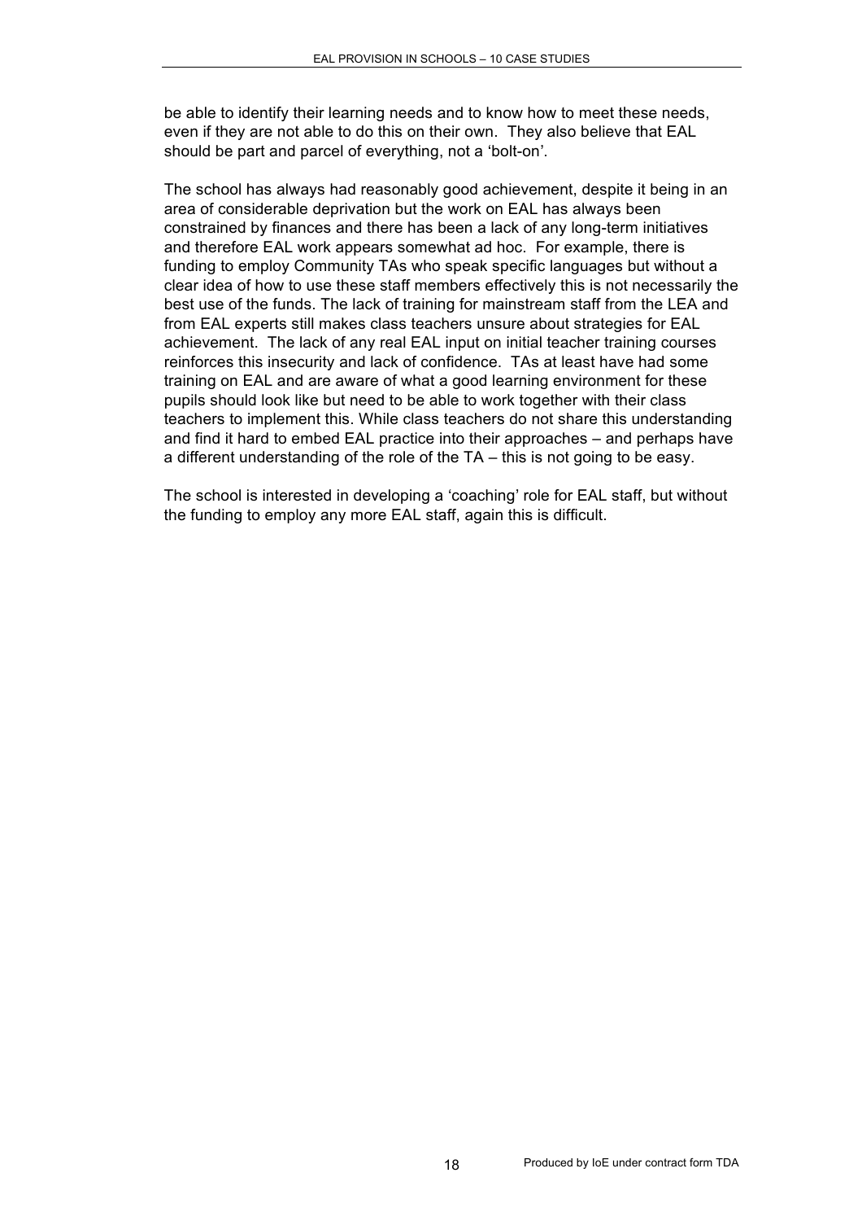be able to identify their learning needs and to know how to meet these needs, even if they are not able to do this on their own. They also believe that EAL should be part and parcel of everything, not a 'bolt-on'.

The school has always had reasonably good achievement, despite it being in an area of considerable deprivation but the work on EAL has always been constrained by finances and there has been a lack of any long-term initiatives and therefore EAL work appears somewhat ad hoc. For example, there is funding to employ Community TAs who speak specific languages but without a clear idea of how to use these staff members effectively this is not necessarily the best use of the funds. The lack of training for mainstream staff from the LEA and from EAL experts still makes class teachers unsure about strategies for EAL achievement. The lack of any real EAL input on initial teacher training courses reinforces this insecurity and lack of confidence. TAs at least have had some training on EAL and are aware of what a good learning environment for these pupils should look like but need to be able to work together with their class teachers to implement this. While class teachers do not share this understanding and find it hard to embed EAL practice into their approaches – and perhaps have a different understanding of the role of the TA – this is not going to be easy.

The school is interested in developing a 'coaching' role for EAL staff, but without the funding to employ any more EAL staff, again this is difficult.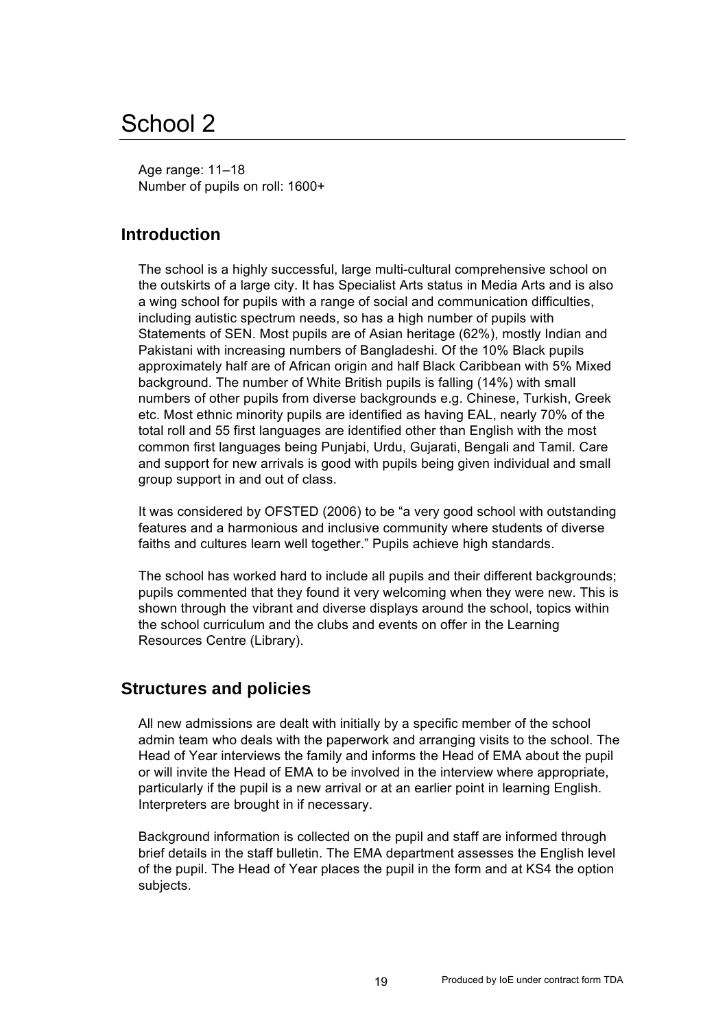# School 2

Age range: 11–18
Number of pupils on roll: 1600+

## Introduction

The school is a highly successful, large multi-cultural comprehensive school on the outskirts of a large city. It has Specialist Arts status in Media Arts and is also a wing school for pupils with a range of social and communication difficulties, including autistic spectrum needs, so has a high number of pupils with Statements of SEN. Most pupils are of Asian heritage (62%), mostly Indian and Pakistani with increasing numbers of Bangladeshi. Of the 10% Black pupils approximately half are of African origin and half Black Caribbean with 5% Mixed background. The number of White British pupils is falling (14%) with small numbers of other pupils from diverse backgrounds e.g. Chinese, Turkish, Greek etc. Most ethnic minority pupils are identified as having EAL, nearly 70% of the total roll and 55 first languages are identified other than English with the most common first languages being Punjabi, Urdu, Gujarati, Bengali and Tamil. Care and support for new arrivals is good with pupils being given individual and small group support in and out of class.

It was considered by OFSTED (2006) to be "a very good school with outstanding features and a harmonious and inclusive community where students of diverse faiths and cultures learn well together." Pupils achieve high standards.

The school has worked hard to include all pupils and their different backgrounds; pupils commented that they found it very welcoming when they were new. This is shown through the vibrant and diverse displays around the school, topics within the school curriculum and the clubs and events on offer in the Learning Resources Centre (Library).

## Structures and policies

All new admissions are dealt with initially by a specific member of the school admin team who deals with the paperwork and arranging visits to the school. The Head of Year interviews the family and informs the Head of EMA about the pupil or will invite the Head of EMA to be involved in the interview where appropriate, particularly if the pupil is a new arrival or at an earlier point in learning English. Interpreters are brought in if necessary.

Background information is collected on the pupil and staff are informed through brief details in the staff bulletin. The EMA department assesses the English level of the pupil. The Head of Year places the pupil in the form and at KS4 the option subjects.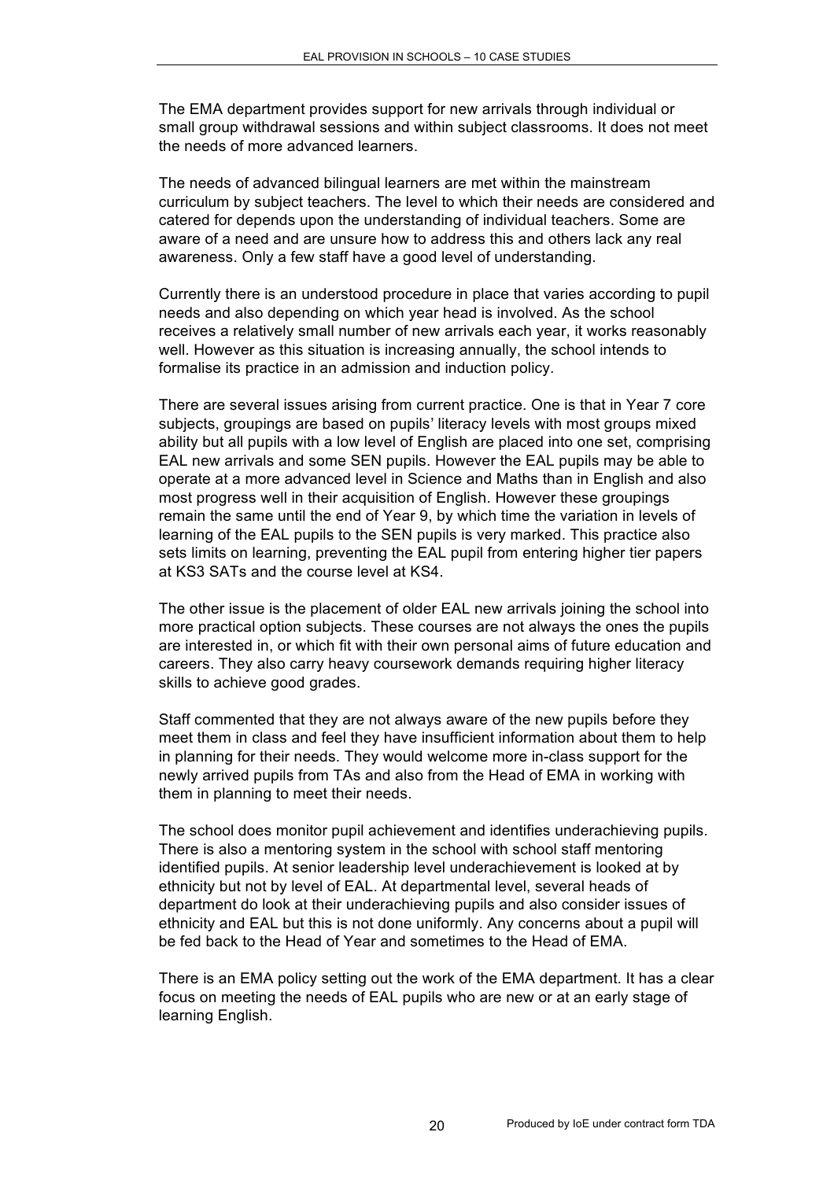The EMA department provides support for new arrivals through individual or small group withdrawal sessions and within subject classrooms. It does not meet the needs of more advanced learners.

The needs of advanced bilingual learners are met within the mainstream curriculum by subject teachers. The level to which their needs are considered and catered for depends upon the understanding of individual teachers. Some are aware of a need and are unsure how to address this and others lack any real awareness. Only a few staff have a good level of understanding.

Currently there is an understood procedure in place that varies according to pupil needs and also depending on which year head is involved. As the school receives a relatively small number of new arrivals each year, it works reasonably well. However as this situation is increasing annually, the school intends to formalise its practice in an admission and induction policy.

There are several issues arising from current practice. One is that in Year 7 core subjects, groupings are based on pupils' literacy levels with most groups mixed ability but all pupils with a low level of English are placed into one set, comprising EAL new arrivals and some SEN pupils. However the EAL pupils may be able to operate at a more advanced level in Science and Maths than in English and also most progress well in their acquisition of English. However these groupings remain the same until the end of Year 9, by which time the variation in levels of learning of the EAL pupils to the SEN pupils is very marked. This practice also sets limits on learning, preventing the EAL pupil from entering higher tier papers at KS3 SATs and the course level at KS4.

The other issue is the placement of older EAL new arrivals joining the school into more practical option subjects. These courses are not always the ones the pupils are interested in, or which fit with their own personal aims of future education and careers. They also carry heavy coursework demands requiring higher literacy skills to achieve good grades.

Staff commented that they are not always aware of the new pupils before they meet them in class and feel they have insufficient information about them to help in planning for their needs. They would welcome more in-class support for the newly arrived pupils from TAs and also from the Head of EMA in working with them in planning to meet their needs.

The school does monitor pupil achievement and identifies underachieving pupils. There is also a mentoring system in the school with school staff mentoring identified pupils. At senior leadership level underachievement is looked at by ethnicity but not by level of EAL. At departmental level, several heads of department do look at their underachieving pupils and also consider issues of ethnicity and EAL but this is not done uniformly. Any concerns about a pupil will be fed back to the Head of Year and sometimes to the Head of EMA.

There is an EMA policy setting out the work of the EMA department. It has a clear focus on meeting the needs of EAL pupils who are new or at an early stage of learning English.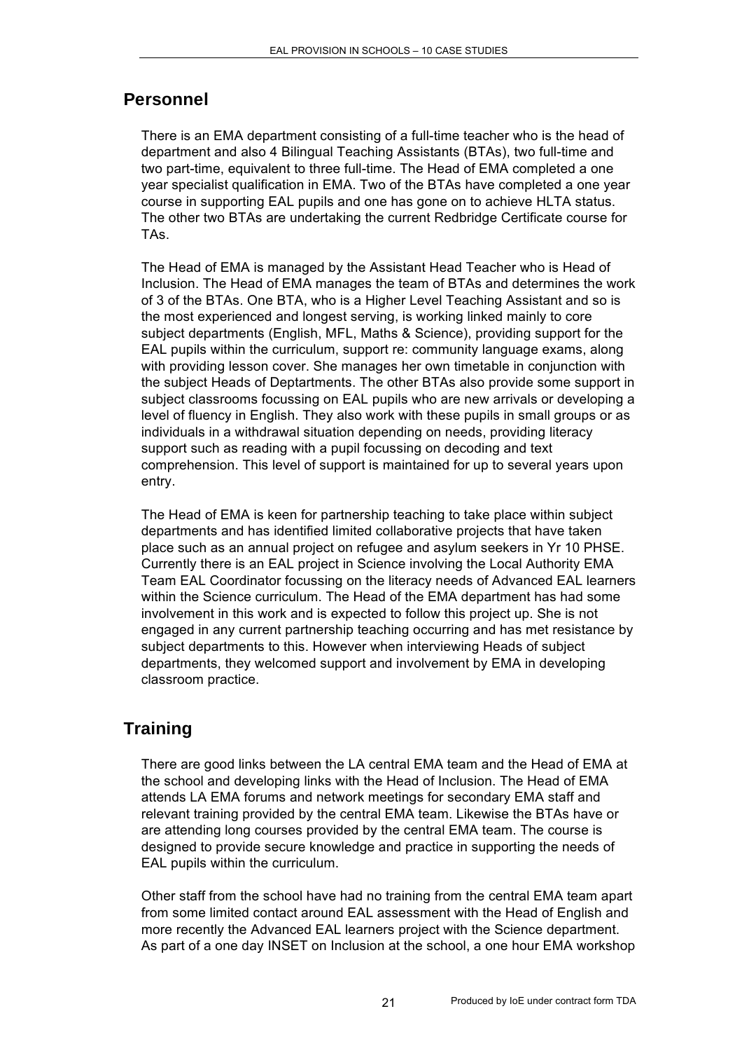## Personnel

There is an EMA department consisting of a full-time teacher who is the head of department and also 4 Bilingual Teaching Assistants (BTAs), two full-time and two part-time, equivalent to three full-time. The Head of EMA completed a one year specialist qualification in EMA. Two of the BTAs have completed a one year course in supporting EAL pupils and one has gone on to achieve HLTA status. The other two BTAs are undertaking the current Redbridge Certificate course for TAs.

The Head of EMA is managed by the Assistant Head Teacher who is Head of Inclusion. The Head of EMA manages the team of BTAs and determines the work of 3 of the BTAs. One BTA, who is a Higher Level Teaching Assistant and so is the most experienced and longest serving, is working linked mainly to core subject departments (English, MFL, Maths & Science), providing support for the EAL pupils within the curriculum, support re: community language exams, along with providing lesson cover. She manages her own timetable in conjunction with the subject Heads of Deptartments. The other BTAs also provide some support in subject classrooms focussing on EAL pupils who are new arrivals or developing a level of fluency in English. They also work with these pupils in small groups or as individuals in a withdrawal situation depending on needs, providing literacy support such as reading with a pupil focussing on decoding and text comprehension. This level of support is maintained for up to several years upon entry.

The Head of EMA is keen for partnership teaching to take place within subject departments and has identified limited collaborative projects that have taken place such as an annual project on refugee and asylum seekers in Yr 10 PHSE. Currently there is an EAL project in Science involving the Local Authority EMA Team EAL Coordinator focussing on the literacy needs of Advanced EAL learners within the Science curriculum. The Head of the EMA department has had some involvement in this work and is expected to follow this project up. She is not engaged in any current partnership teaching occurring and has met resistance by subject departments to this. However when interviewing Heads of subject departments, they welcomed support and involvement by EMA in developing classroom practice.

## Training

There are good links between the LA central EMA team and the Head of EMA at the school and developing links with the Head of Inclusion. The Head of EMA attends LA EMA forums and network meetings for secondary EMA staff and relevant training provided by the central EMA team. Likewise the BTAs have or are attending long courses provided by the central EMA team. The course is designed to provide secure knowledge and practice in supporting the needs of EAL pupils within the curriculum.

Other staff from the school have had no training from the central EMA team apart from some limited contact around EAL assessment with the Head of English and more recently the Advanced EAL learners project with the Science department. As part of a one day INSET on Inclusion at the school, a one hour EMA workshop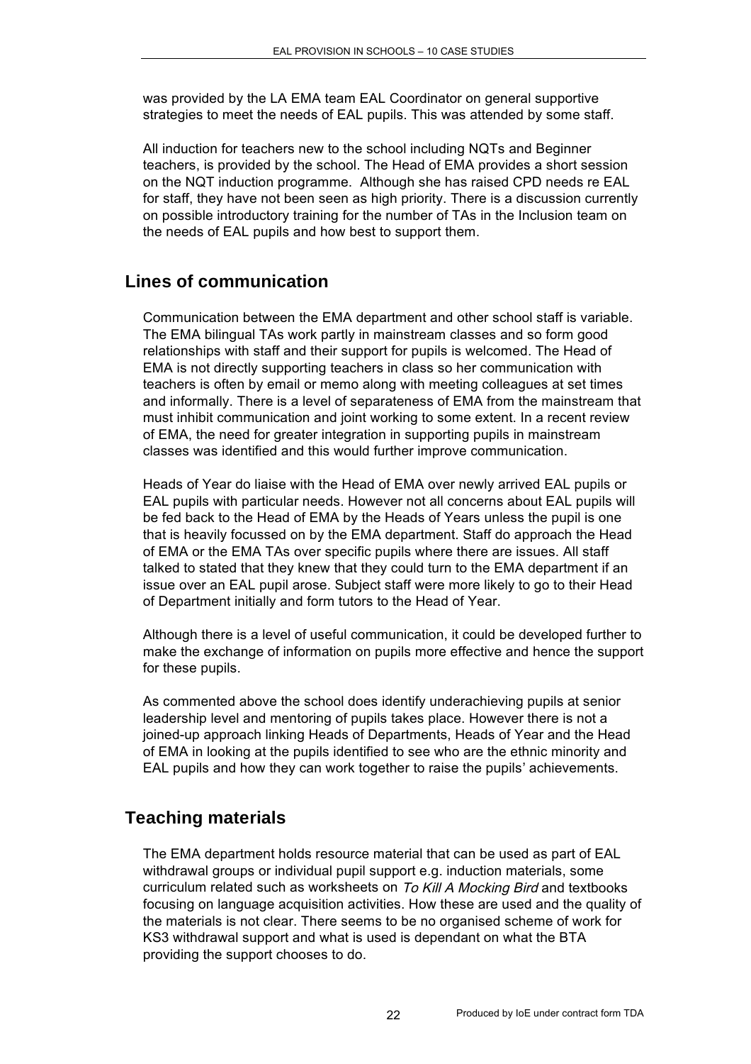was provided by the LA EMA team EAL Coordinator on general supportive strategies to meet the needs of EAL pupils. This was attended by some staff.

All induction for teachers new to the school including NQTs and Beginner teachers, is provided by the school. The Head of EMA provides a short session on the NQT induction programme. Although she has raised CPD needs re EAL for staff, they have not been seen as high priority. There is a discussion currently on possible introductory training for the number of TAs in the Inclusion team on the needs of EAL pupils and how best to support them.

## Lines of communication

Communication between the EMA department and other school staff is variable. The EMA bilingual TAs work partly in mainstream classes and so form good relationships with staff and their support for pupils is welcomed. The Head of EMA is not directly supporting teachers in class so her communication with teachers is often by email or memo along with meeting colleagues at set times and informally. There is a level of separateness of EMA from the mainstream that must inhibit communication and joint working to some extent. In a recent review of EMA, the need for greater integration in supporting pupils in mainstream classes was identified and this would further improve communication.

Heads of Year do liaise with the Head of EMA over newly arrived EAL pupils or EAL pupils with particular needs. However not all concerns about EAL pupils will be fed back to the Head of EMA by the Heads of Years unless the pupil is one that is heavily focussed on by the EMA department. Staff do approach the Head of EMA or the EMA TAs over specific pupils where there are issues. All staff talked to stated that they knew that they could turn to the EMA department if an issue over an EAL pupil arose. Subject staff were more likely to go to their Head of Department initially and form tutors to the Head of Year.

Although there is a level of useful communication, it could be developed further to make the exchange of information on pupils more effective and hence the support for these pupils.

As commented above the school does identify underachieving pupils at senior leadership level and mentoring of pupils takes place. However there is not a joined-up approach linking Heads of Departments, Heads of Year and the Head of EMA in looking at the pupils identified to see who are the ethnic minority and EAL pupils and how they can work together to raise the pupils' achievements.

## Teaching materials

The EMA department holds resource material that can be used as part of EAL withdrawal groups or individual pupil support e.g. induction materials, some curriculum related such as worksheets on *To Kill A Mocking Bird* and textbooks focusing on language acquisition activities. How these are used and the quality of the materials is not clear. There seems to be no organised scheme of work for KS3 withdrawal support and what is used is dependant on what the BTA providing the support chooses to do.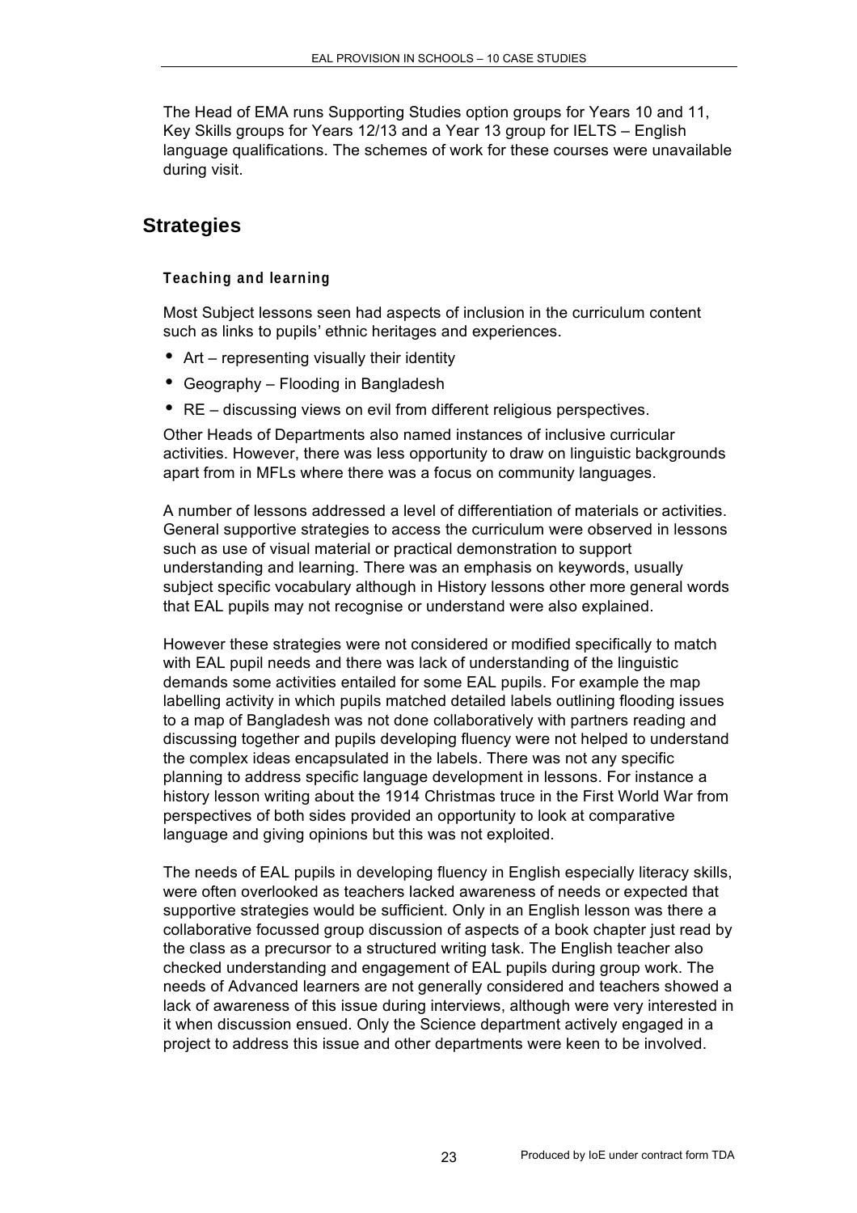The Head of EMA runs Supporting Studies option groups for Years 10 and 11, Key Skills groups for Years 12/13 and a Year 13 group for IELTS – English language qualifications. The schemes of work for these courses were unavailable during visit.

## Strategies

### Teaching and learning

Most Subject lessons seen had aspects of inclusion in the curriculum content such as links to pupils' ethnic heritages and experiences.

- Art – representing visually their identity
- Geography – Flooding in Bangladesh
- RE – discussing views on evil from different religious perspectives.

Other Heads of Departments also named instances of inclusive curricular activities. However, there was less opportunity to draw on linguistic backgrounds apart from in MFLs where there was a focus on community languages.

A number of lessons addressed a level of differentiation of materials or activities. General supportive strategies to access the curriculum were observed in lessons such as use of visual material or practical demonstration to support understanding and learning. There was an emphasis on keywords, usually subject specific vocabulary although in History lessons other more general words that EAL pupils may not recognise or understand were also explained.

However these strategies were not considered or modified specifically to match with EAL pupil needs and there was lack of understanding of the linguistic demands some activities entailed for some EAL pupils. For example the map labelling activity in which pupils matched detailed labels outlining flooding issues to a map of Bangladesh was not done collaboratively with partners reading and discussing together and pupils developing fluency were not helped to understand the complex ideas encapsulated in the labels. There was not any specific planning to address specific language development in lessons. For instance a history lesson writing about the 1914 Christmas truce in the First World War from perspectives of both sides provided an opportunity to look at comparative language and giving opinions but this was not exploited.

The needs of EAL pupils in developing fluency in English especially literacy skills, were often overlooked as teachers lacked awareness of needs or expected that supportive strategies would be sufficient. Only in an English lesson was there a collaborative focussed group discussion of aspects of a book chapter just read by the class as a precursor to a structured writing task. The English teacher also checked understanding and engagement of EAL pupils during group work. The needs of Advanced learners are not generally considered and teachers showed a lack of awareness of this issue during interviews, although were very interested in it when discussion ensued. Only the Science department actively engaged in a project to address this issue and other departments were keen to be involved.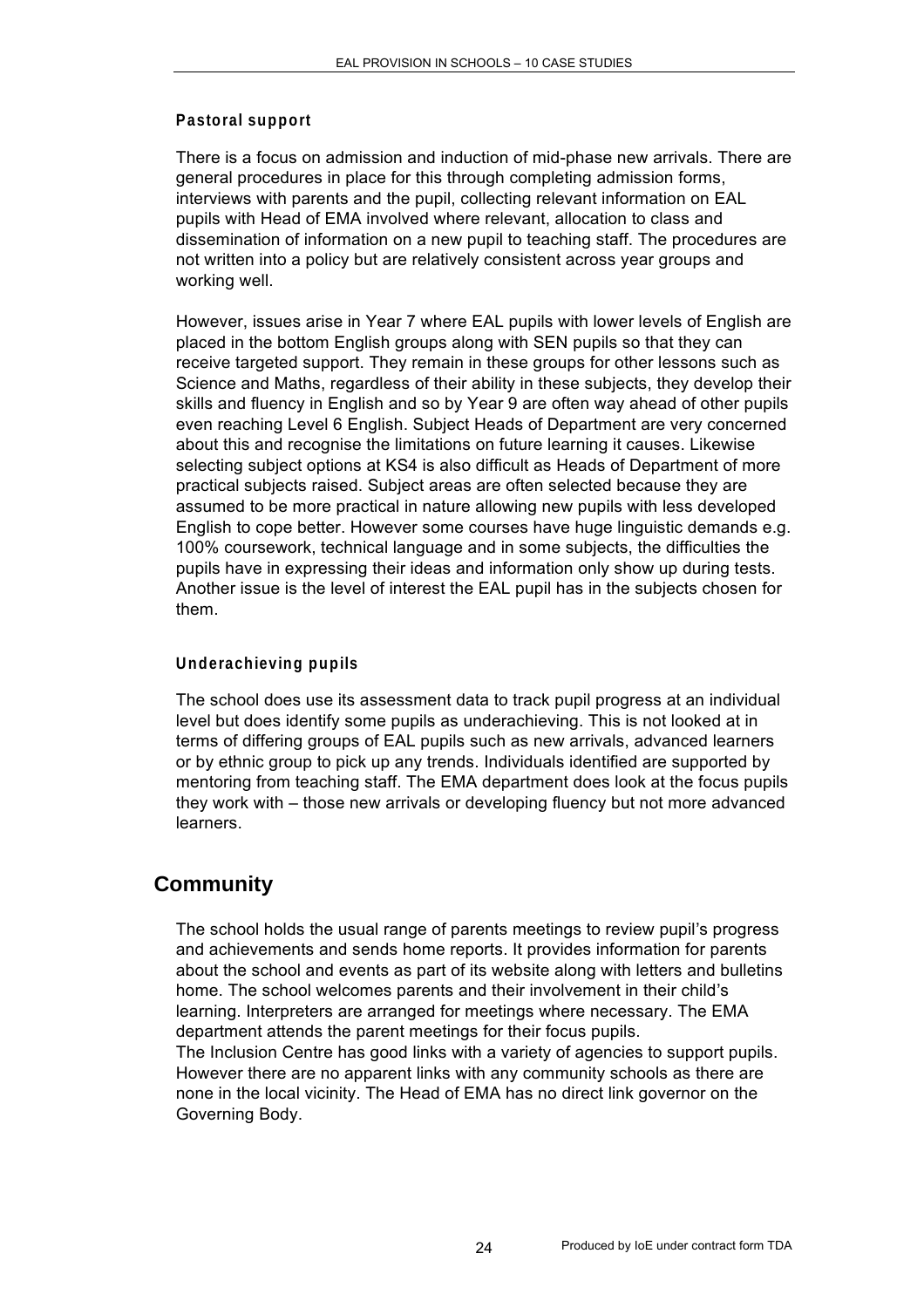### Pastoral support

There is a focus on admission and induction of mid-phase new arrivals. There are general procedures in place for this through completing admission forms, interviews with parents and the pupil, collecting relevant information on EAL pupils with Head of EMA involved where relevant, allocation to class and dissemination of information on a new pupil to teaching staff. The procedures are not written into a policy but are relatively consistent across year groups and working well.

However, issues arise in Year 7 where EAL pupils with lower levels of English are placed in the bottom English groups along with SEN pupils so that they can receive targeted support. They remain in these groups for other lessons such as Science and Maths, regardless of their ability in these subjects, they develop their skills and fluency in English and so by Year 9 are often way ahead of other pupils even reaching Level 6 English. Subject Heads of Department are very concerned about this and recognise the limitations on future learning it causes. Likewise selecting subject options at KS4 is also difficult as Heads of Department of more practical subjects raised. Subject areas are often selected because they are assumed to be more practical in nature allowing new pupils with less developed English to cope better. However some courses have huge linguistic demands e.g. 100% coursework, technical language and in some subjects, the difficulties the pupils have in expressing their ideas and information only show up during tests. Another issue is the level of interest the EAL pupil has in the subjects chosen for them.

### Underachieving pupils

The school does use its assessment data to track pupil progress at an individual level but does identify some pupils as underachieving. This is not looked at in terms of differing groups of EAL pupils such as new arrivals, advanced learners or by ethnic group to pick up any trends. Individuals identified are supported by mentoring from teaching staff. The EMA department does look at the focus pupils they work with – those new arrivals or developing fluency but not more advanced learners.

## Community

The school holds the usual range of parents meetings to review pupil's progress and achievements and sends home reports. It provides information for parents about the school and events as part of its website along with letters and bulletins home. The school welcomes parents and their involvement in their child's learning. Interpreters are arranged for meetings where necessary. The EMA department attends the parent meetings for their focus pupils.
The Inclusion Centre has good links with a variety of agencies to support pupils. However there are no apparent links with any community schools as there are none in the local vicinity. The Head of EMA has no direct link governor on the Governing Body.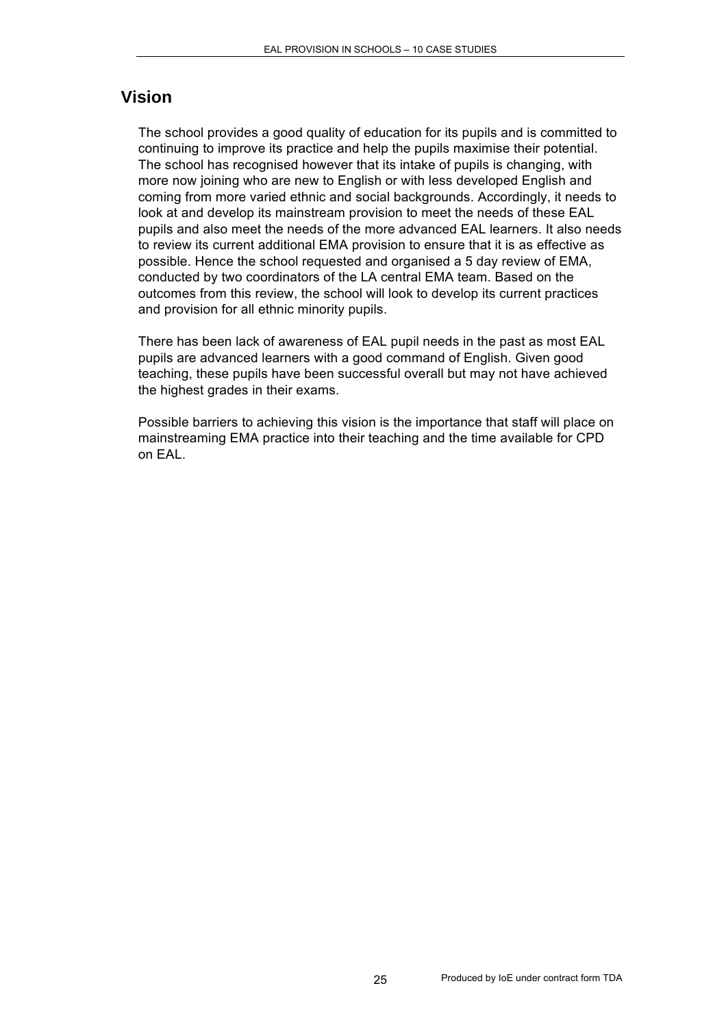## Vision

The school provides a good quality of education for its pupils and is committed to continuing to improve its practice and help the pupils maximise their potential. The school has recognised however that its intake of pupils is changing, with more now joining who are new to English or with less developed English and coming from more varied ethnic and social backgrounds. Accordingly, it needs to look at and develop its mainstream provision to meet the needs of these EAL pupils and also meet the needs of the more advanced EAL learners. It also needs to review its current additional EMA provision to ensure that it is as effective as possible. Hence the school requested and organised a 5 day review of EMA, conducted by two coordinators of the LA central EMA team. Based on the outcomes from this review, the school will look to develop its current practices and provision for all ethnic minority pupils.

There has been lack of awareness of EAL pupil needs in the past as most EAL pupils are advanced learners with a good command of English. Given good teaching, these pupils have been successful overall but may not have achieved the highest grades in their exams.

Possible barriers to achieving this vision is the importance that staff will place on mainstreaming EMA practice into their teaching and the time available for CPD on EAL.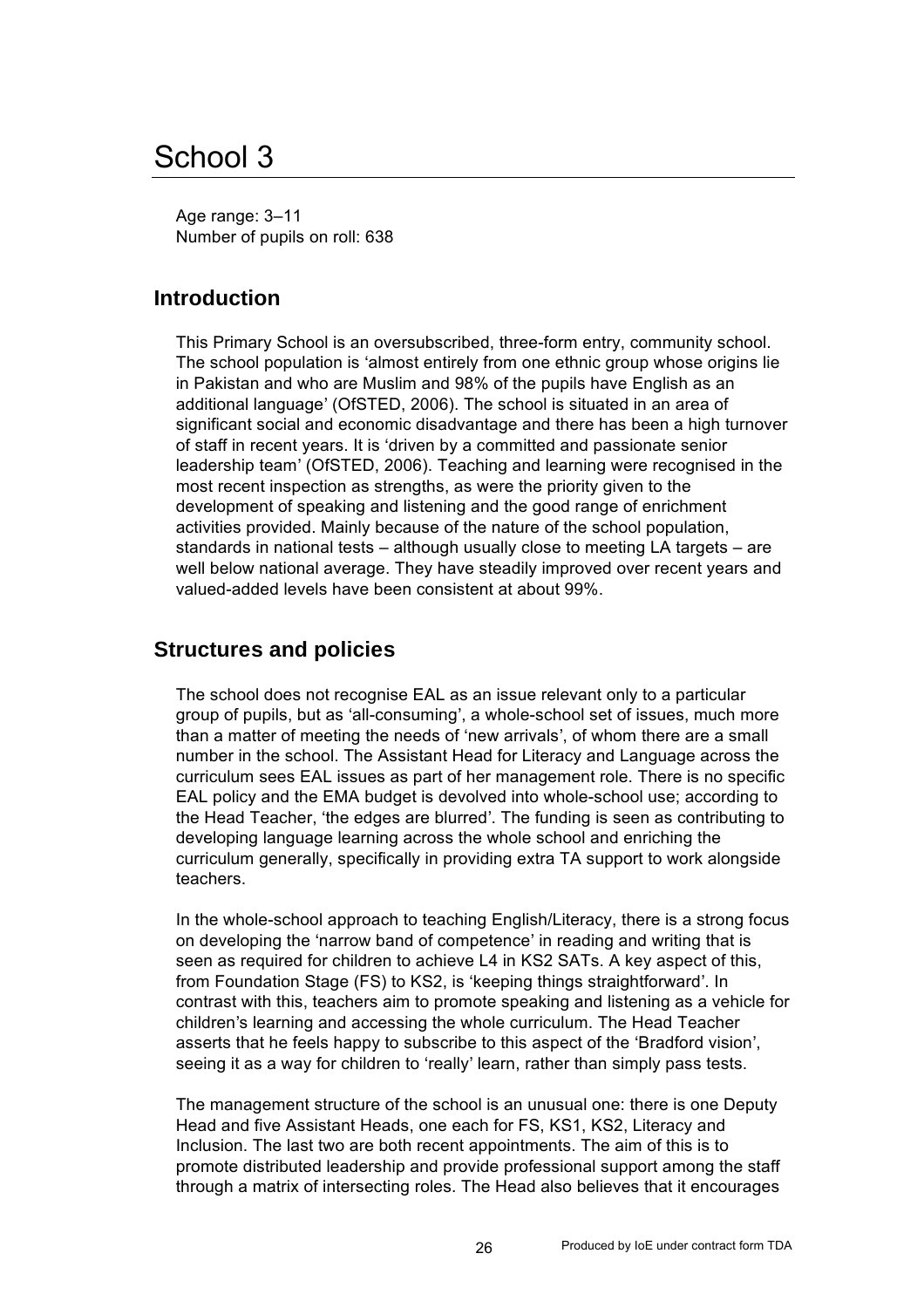# School 3

Age range: 3–11
Number of pupils on roll: 638

## Introduction

This Primary School is an oversubscribed, three-form entry, community school. The school population is 'almost entirely from one ethnic group whose origins lie in Pakistan and who are Muslim and 98% of the pupils have English as an additional language' (OfSTED, 2006). The school is situated in an area of significant social and economic disadvantage and there has been a high turnover of staff in recent years. It is 'driven by a committed and passionate senior leadership team' (OfSTED, 2006). Teaching and learning were recognised in the most recent inspection as strengths, as were the priority given to the development of speaking and listening and the good range of enrichment activities provided. Mainly because of the nature of the school population, standards in national tests – although usually close to meeting LA targets – are well below national average. They have steadily improved over recent years and valued-added levels have been consistent at about 99%.

## Structures and policies

The school does not recognise EAL as an issue relevant only to a particular group of pupils, but as 'all-consuming', a whole-school set of issues, much more than a matter of meeting the needs of 'new arrivals', of whom there are a small number in the school. The Assistant Head for Literacy and Language across the curriculum sees EAL issues as part of her management role. There is no specific EAL policy and the EMA budget is devolved into whole-school use; according to the Head Teacher, 'the edges are blurred'. The funding is seen as contributing to developing language learning across the whole school and enriching the curriculum generally, specifically in providing extra TA support to work alongside teachers.

In the whole-school approach to teaching English/Literacy, there is a strong focus on developing the 'narrow band of competence' in reading and writing that is seen as required for children to achieve L4 in KS2 SATs. A key aspect of this, from Foundation Stage (FS) to KS2, is 'keeping things straightforward'. In contrast with this, teachers aim to promote speaking and listening as a vehicle for children's learning and accessing the whole curriculum. The Head Teacher asserts that he feels happy to subscribe to this aspect of the 'Bradford vision', seeing it as a way for children to 'really' learn, rather than simply pass tests.

The management structure of the school is an unusual one: there is one Deputy Head and five Assistant Heads, one each for FS, KS1, KS2, Literacy and Inclusion. The last two are both recent appointments. The aim of this is to promote distributed leadership and provide professional support among the staff through a matrix of intersecting roles. The Head also believes that it encourages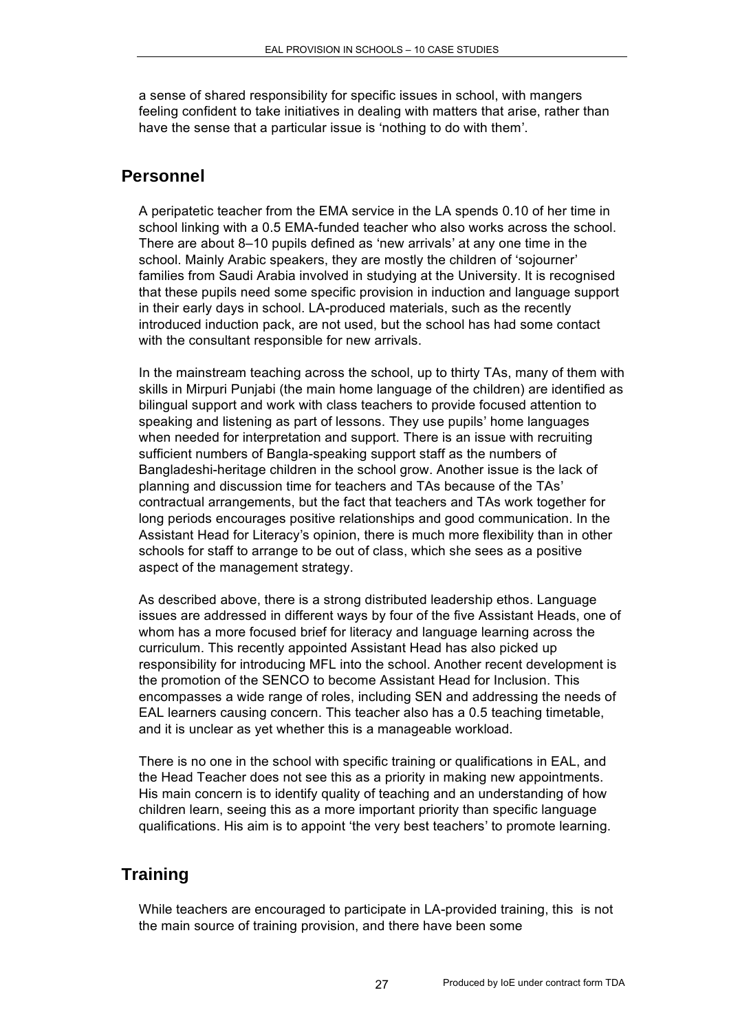a sense of shared responsibility for specific issues in school, with mangers feeling confident to take initiatives in dealing with matters that arise, rather than have the sense that a particular issue is 'nothing to do with them'.

## Personnel

A peripatetic teacher from the EMA service in the LA spends 0.10 of her time in school linking with a 0.5 EMA-funded teacher who also works across the school. There are about 8–10 pupils defined as 'new arrivals' at any one time in the school. Mainly Arabic speakers, they are mostly the children of 'sojourner' families from Saudi Arabia involved in studying at the University. It is recognised that these pupils need some specific provision in induction and language support in their early days in school. LA-produced materials, such as the recently introduced induction pack, are not used, but the school has had some contact with the consultant responsible for new arrivals.

In the mainstream teaching across the school, up to thirty TAs, many of them with skills in Mirpuri Punjabi (the main home language of the children) are identified as bilingual support and work with class teachers to provide focused attention to speaking and listening as part of lessons. They use pupils' home languages when needed for interpretation and support. There is an issue with recruiting sufficient numbers of Bangla-speaking support staff as the numbers of Bangladeshi-heritage children in the school grow. Another issue is the lack of planning and discussion time for teachers and TAs because of the TAs' contractual arrangements, but the fact that teachers and TAs work together for long periods encourages positive relationships and good communication. In the Assistant Head for Literacy's opinion, there is much more flexibility than in other schools for staff to arrange to be out of class, which she sees as a positive aspect of the management strategy.

As described above, there is a strong distributed leadership ethos. Language issues are addressed in different ways by four of the five Assistant Heads, one of whom has a more focused brief for literacy and language learning across the curriculum. This recently appointed Assistant Head has also picked up responsibility for introducing MFL into the school. Another recent development is the promotion of the SENCO to become Assistant Head for Inclusion. This encompasses a wide range of roles, including SEN and addressing the needs of EAL learners causing concern. This teacher also has a 0.5 teaching timetable, and it is unclear as yet whether this is a manageable workload.

There is no one in the school with specific training or qualifications in EAL, and the Head Teacher does not see this as a priority in making new appointments. His main concern is to identify quality of teaching and an understanding of how children learn, seeing this as a more important priority than specific language qualifications. His aim is to appoint 'the very best teachers' to promote learning.

## Training

While teachers are encouraged to participate in LA-provided training, this is not the main source of training provision, and there have been some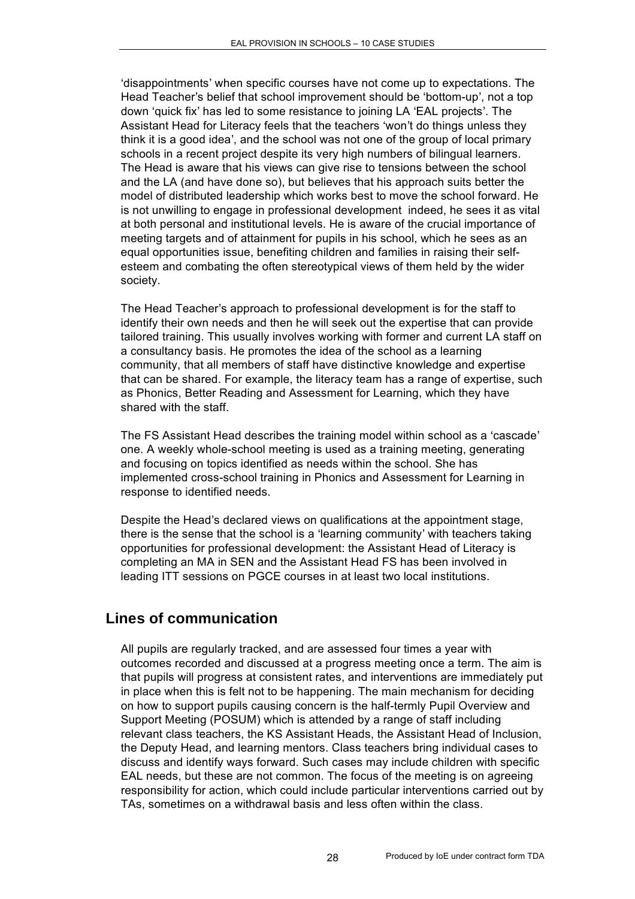'disappointments' when specific courses have not come up to expectations. The Head Teacher's belief that school improvement should be 'bottom-up', not a top down 'quick fix' has led to some resistance to joining LA 'EAL projects'. The Assistant Head for Literacy feels that the teachers 'won't do things unless they think it is a good idea', and the school was not one of the group of local primary schools in a recent project despite its very high numbers of bilingual learners. The Head is aware that his views can give rise to tensions between the school and the LA (and have done so), but believes that his approach suits better the model of distributed leadership which works best to move the school forward. He is not unwilling to engage in professional development  indeed, he sees it as vital at both personal and institutional levels. He is aware of the crucial importance of meeting targets and of attainment for pupils in his school, which he sees as an equal opportunities issue, benefiting children and families in raising their self-esteem and combating the often stereotypical views of them held by the wider society.

The Head Teacher's approach to professional development is for the staff to identify their own needs and then he will seek out the expertise that can provide tailored training. This usually involves working with former and current LA staff on a consultancy basis. He promotes the idea of the school as a learning community, that all members of staff have distinctive knowledge and expertise that can be shared. For example, the literacy team has a range of expertise, such as Phonics, Better Reading and Assessment for Learning, which they have shared with the staff.

The FS Assistant Head describes the training model within school as a 'cascade' one. A weekly whole-school meeting is used as a training meeting, generating and focusing on topics identified as needs within the school. She has implemented cross-school training in Phonics and Assessment for Learning in response to identified needs.

Despite the Head's declared views on qualifications at the appointment stage, there is the sense that the school is a 'learning community' with teachers taking opportunities for professional development: the Assistant Head of Literacy is completing an MA in SEN and the Assistant Head FS has been involved in leading ITT sessions on PGCE courses in at least two local institutions.

## Lines of communication

All pupils are regularly tracked, and are assessed four times a year with outcomes recorded and discussed at a progress meeting once a term. The aim is that pupils will progress at consistent rates, and interventions are immediately put in place when this is felt not to be happening. The main mechanism for deciding on how to support pupils causing concern is the half-termly Pupil Overview and Support Meeting (POSUM) which is attended by a range of staff including relevant class teachers, the KS Assistant Heads, the Assistant Head of Inclusion, the Deputy Head, and learning mentors. Class teachers bring individual cases to discuss and identify ways forward. Such cases may include children with specific EAL needs, but these are not common. The focus of the meeting is on agreeing responsibility for action, which could include particular interventions carried out by TAs, sometimes on a withdrawal basis and less often within the class.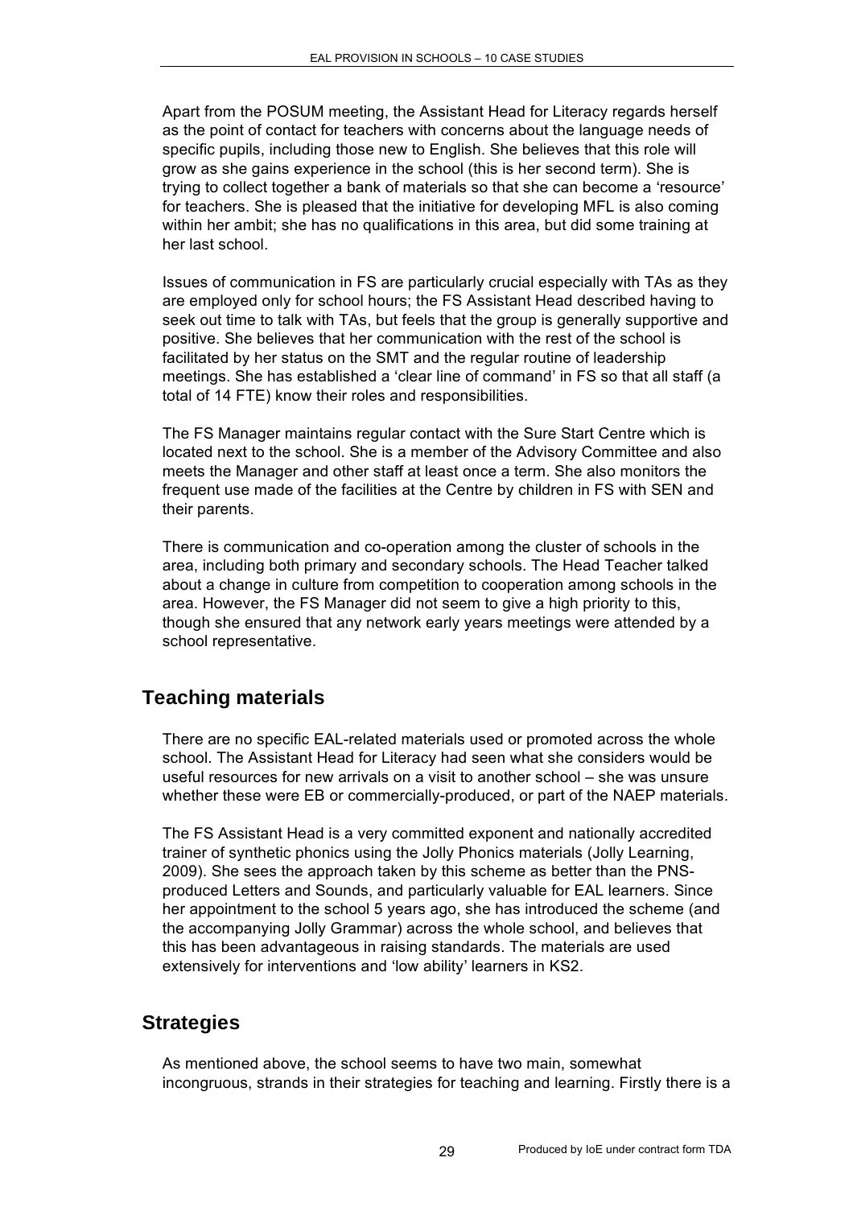Apart from the POSUM meeting, the Assistant Head for Literacy regards herself as the point of contact for teachers with concerns about the language needs of specific pupils, including those new to English. She believes that this role will grow as she gains experience in the school (this is her second term). She is trying to collect together a bank of materials so that she can become a 'resource' for teachers. She is pleased that the initiative for developing MFL is also coming within her ambit; she has no qualifications in this area, but did some training at her last school.

Issues of communication in FS are particularly crucial especially with TAs as they are employed only for school hours; the FS Assistant Head described having to seek out time to talk with TAs, but feels that the group is generally supportive and positive. She believes that her communication with the rest of the school is facilitated by her status on the SMT and the regular routine of leadership meetings. She has established a 'clear line of command' in FS so that all staff (a total of 14 FTE) know their roles and responsibilities.

The FS Manager maintains regular contact with the Sure Start Centre which is located next to the school. She is a member of the Advisory Committee and also meets the Manager and other staff at least once a term. She also monitors the frequent use made of the facilities at the Centre by children in FS with SEN and their parents.

There is communication and co-operation among the cluster of schools in the area, including both primary and secondary schools. The Head Teacher talked about a change in culture from competition to cooperation among schools in the area. However, the FS Manager did not seem to give a high priority to this, though she ensured that any network early years meetings were attended by a school representative.

## Teaching materials

There are no specific EAL-related materials used or promoted across the whole school. The Assistant Head for Literacy had seen what she considers would be useful resources for new arrivals on a visit to another school – she was unsure whether these were EB or commercially-produced, or part of the NAEP materials.

The FS Assistant Head is a very committed exponent and nationally accredited trainer of synthetic phonics using the Jolly Phonics materials (Jolly Learning, 2009). She sees the approach taken by this scheme as better than the PNS-produced Letters and Sounds, and particularly valuable for EAL learners. Since her appointment to the school 5 years ago, she has introduced the scheme (and the accompanying Jolly Grammar) across the whole school, and believes that this has been advantageous in raising standards. The materials are used extensively for interventions and 'low ability' learners in KS2.

## Strategies

As mentioned above, the school seems to have two main, somewhat incongruous, strands in their strategies for teaching and learning. Firstly there is a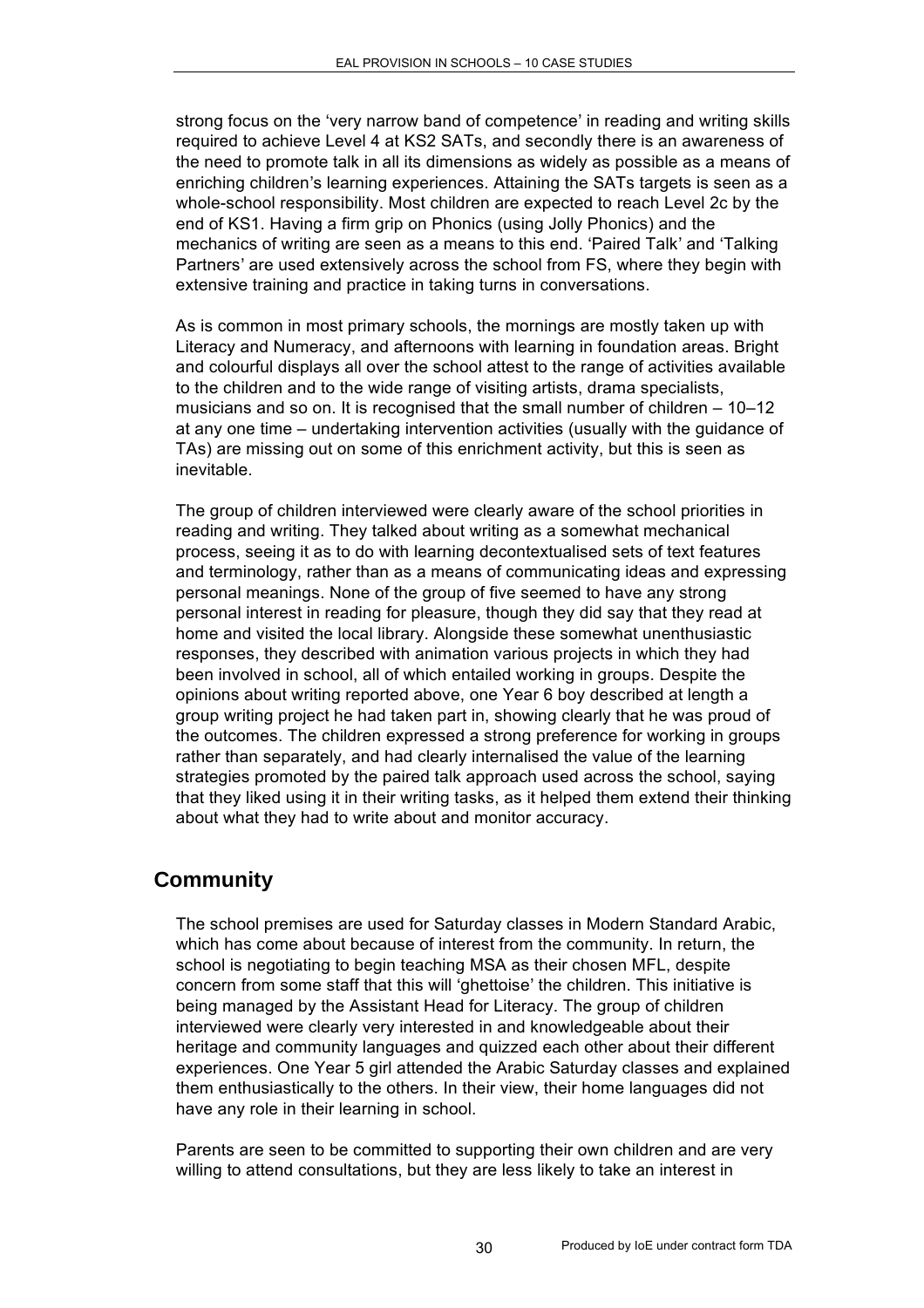strong focus on the 'very narrow band of competence' in reading and writing skills required to achieve Level 4 at KS2 SATs, and secondly there is an awareness of the need to promote talk in all its dimensions as widely as possible as a means of enriching children's learning experiences. Attaining the SATs targets is seen as a whole-school responsibility. Most children are expected to reach Level 2c by the end of KS1. Having a firm grip on Phonics (using Jolly Phonics) and the mechanics of writing are seen as a means to this end. 'Paired Talk' and 'Talking Partners' are used extensively across the school from FS, where they begin with extensive training and practice in taking turns in conversations.

As is common in most primary schools, the mornings are mostly taken up with Literacy and Numeracy, and afternoons with learning in foundation areas. Bright and colourful displays all over the school attest to the range of activities available to the children and to the wide range of visiting artists, drama specialists, musicians and so on. It is recognised that the small number of children – 10–12 at any one time – undertaking intervention activities (usually with the guidance of TAs) are missing out on some of this enrichment activity, but this is seen as inevitable.

The group of children interviewed were clearly aware of the school priorities in reading and writing. They talked about writing as a somewhat mechanical process, seeing it as to do with learning decontextualised sets of text features and terminology, rather than as a means of communicating ideas and expressing personal meanings. None of the group of five seemed to have any strong personal interest in reading for pleasure, though they did say that they read at home and visited the local library. Alongside these somewhat unenthusiastic responses, they described with animation various projects in which they had been involved in school, all of which entailed working in groups. Despite the opinions about writing reported above, one Year 6 boy described at length a group writing project he had taken part in, showing clearly that he was proud of the outcomes. The children expressed a strong preference for working in groups rather than separately, and had clearly internalised the value of the learning strategies promoted by the paired talk approach used across the school, saying that they liked using it in their writing tasks, as it helped them extend their thinking about what they had to write about and monitor accuracy.

## Community

The school premises are used for Saturday classes in Modern Standard Arabic, which has come about because of interest from the community. In return, the school is negotiating to begin teaching MSA as their chosen MFL, despite concern from some staff that this will 'ghettoise' the children. This initiative is being managed by the Assistant Head for Literacy. The group of children interviewed were clearly very interested in and knowledgeable about their heritage and community languages and quizzed each other about their different experiences. One Year 5 girl attended the Arabic Saturday classes and explained them enthusiastically to the others. In their view, their home languages did not have any role in their learning in school.

Parents are seen to be committed to supporting their own children and are very willing to attend consultations, but they are less likely to take an interest in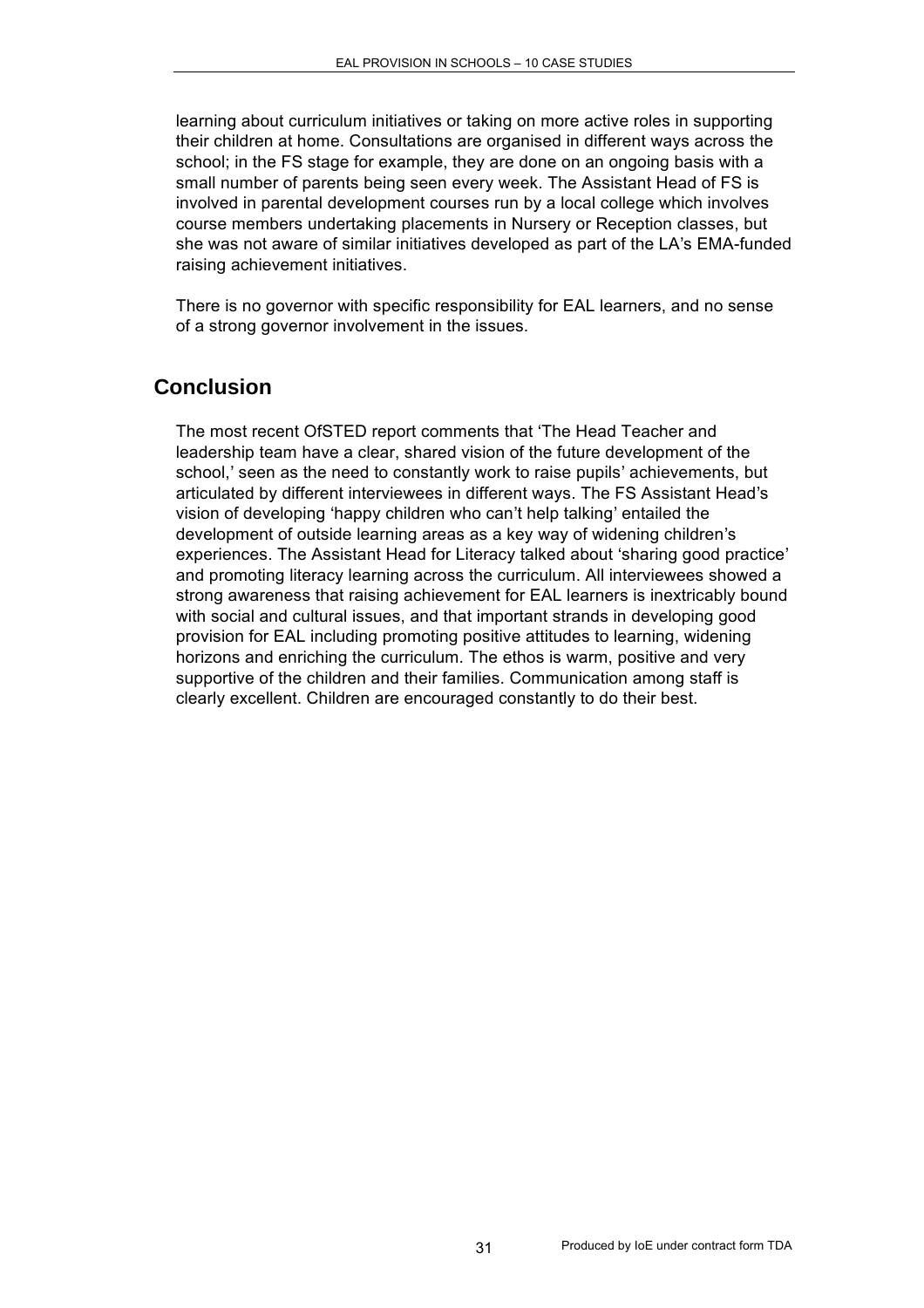learning about curriculum initiatives or taking on more active roles in supporting their children at home. Consultations are organised in different ways across the school; in the FS stage for example, they are done on an ongoing basis with a small number of parents being seen every week. The Assistant Head of FS is involved in parental development courses run by a local college which involves course members undertaking placements in Nursery or Reception classes, but she was not aware of similar initiatives developed as part of the LA's EMA-funded raising achievement initiatives.

There is no governor with specific responsibility for EAL learners, and no sense of a strong governor involvement in the issues.

## Conclusion

The most recent OfSTED report comments that 'The Head Teacher and leadership team have a clear, shared vision of the future development of the school,' seen as the need to constantly work to raise pupils' achievements, but articulated by different interviewees in different ways. The FS Assistant Head's vision of developing 'happy children who can't help talking' entailed the development of outside learning areas as a key way of widening children's experiences. The Assistant Head for Literacy talked about 'sharing good practice' and promoting literacy learning across the curriculum. All interviewees showed a strong awareness that raising achievement for EAL learners is inextricably bound with social and cultural issues, and that important strands in developing good provision for EAL including promoting positive attitudes to learning, widening horizons and enriching the curriculum. The ethos is warm, positive and very supportive of the children and their families. Communication among staff is clearly excellent. Children are encouraged constantly to do their best.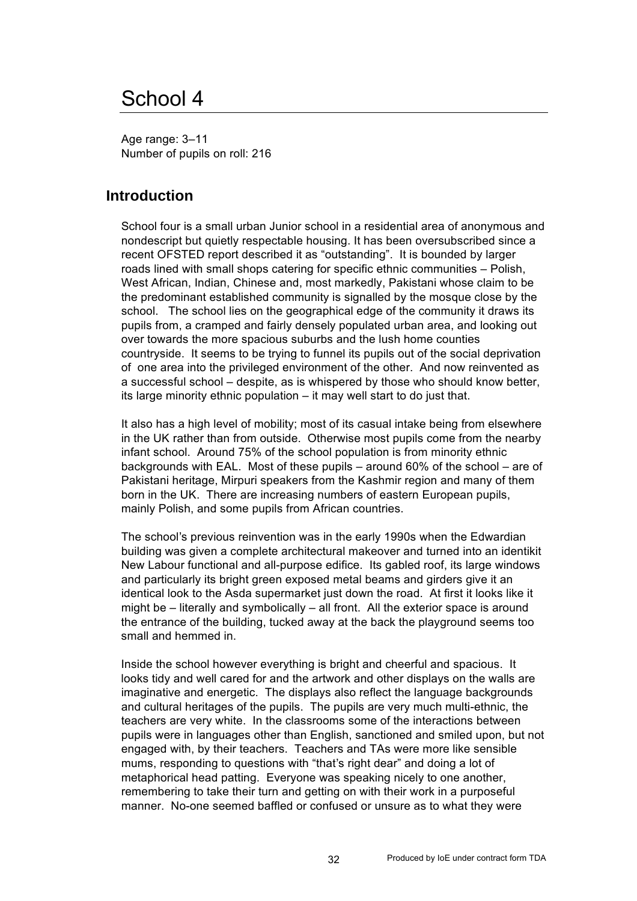# School 4

Age range: 3–11
Number of pupils on roll: 216

## Introduction

School four is a small urban Junior school in a residential area of anonymous and nondescript but quietly respectable housing. It has been oversubscribed since a recent OFSTED report described it as "outstanding". It is bounded by larger roads lined with small shops catering for specific ethnic communities – Polish, West African, Indian, Chinese and, most markedly, Pakistani whose claim to be the predominant established community is signalled by the mosque close by the school. The school lies on the geographical edge of the community it draws its pupils from, a cramped and fairly densely populated urban area, and looking out over towards the more spacious suburbs and the lush home counties countryside. It seems to be trying to funnel its pupils out of the social deprivation of one area into the privileged environment of the other. And now reinvented as a successful school – despite, as is whispered by those who should know better, its large minority ethnic population – it may well start to do just that.

It also has a high level of mobility; most of its casual intake being from elsewhere in the UK rather than from outside. Otherwise most pupils come from the nearby infant school. Around 75% of the school population is from minority ethnic backgrounds with EAL. Most of these pupils – around 60% of the school – are of Pakistani heritage, Mirpuri speakers from the Kashmir region and many of them born in the UK. There are increasing numbers of eastern European pupils, mainly Polish, and some pupils from African countries.

The school's previous reinvention was in the early 1990s when the Edwardian building was given a complete architectural makeover and turned into an identikit New Labour functional and all-purpose edifice. Its gabled roof, its large windows and particularly its bright green exposed metal beams and girders give it an identical look to the Asda supermarket just down the road. At first it looks like it might be – literally and symbolically – all front. All the exterior space is around the entrance of the building, tucked away at the back the playground seems too small and hemmed in.

Inside the school however everything is bright and cheerful and spacious. It looks tidy and well cared for and the artwork and other displays on the walls are imaginative and energetic. The displays also reflect the language backgrounds and cultural heritages of the pupils. The pupils are very much multi-ethnic, the teachers are very white. In the classrooms some of the interactions between pupils were in languages other than English, sanctioned and smiled upon, but not engaged with, by their teachers. Teachers and TAs were more like sensible mums, responding to questions with "that's right dear" and doing a lot of metaphorical head patting. Everyone was speaking nicely to one another, remembering to take their turn and getting on with their work in a purposeful manner. No-one seemed baffled or confused or unsure as to what they were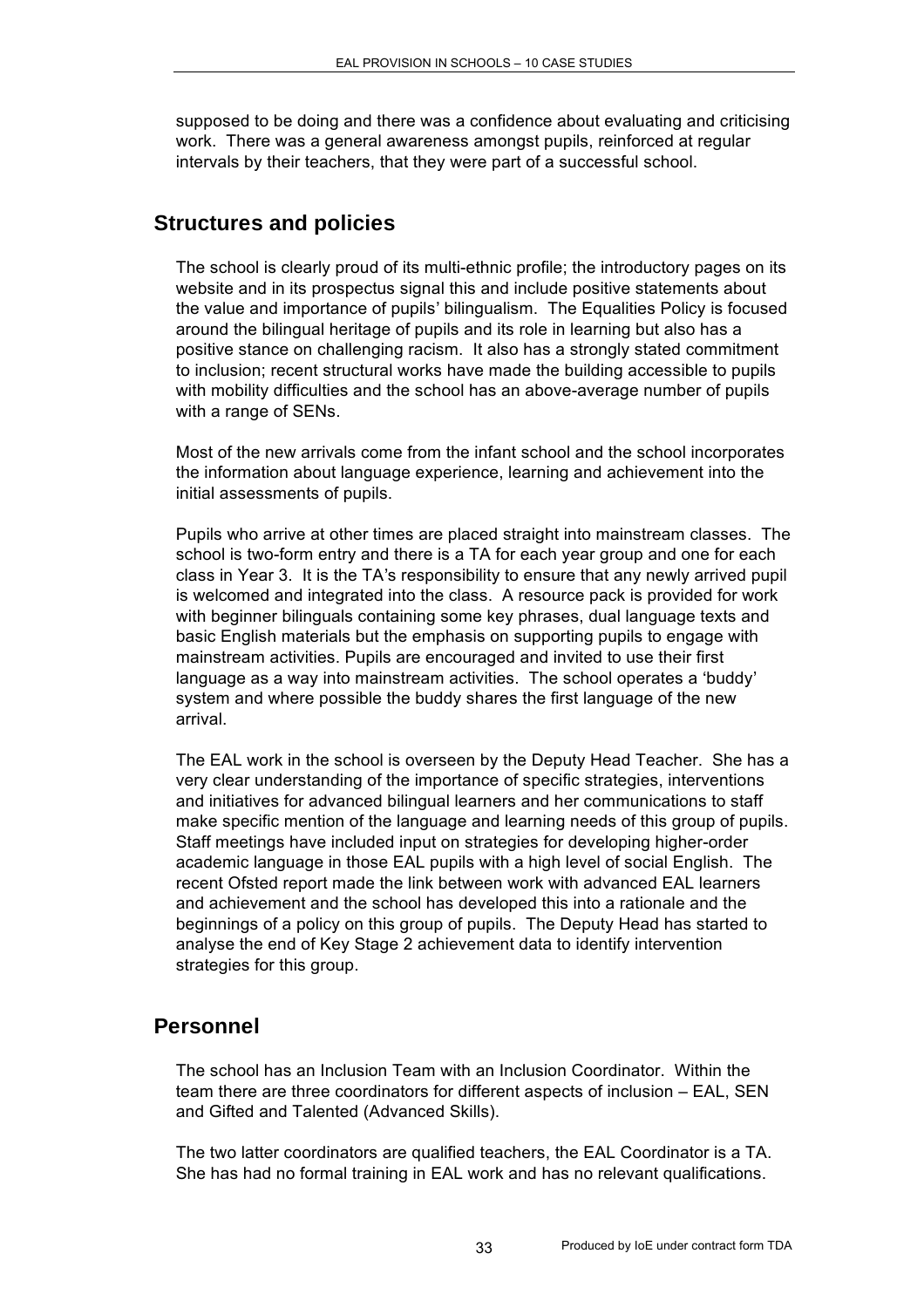supposed to be doing and there was a confidence about evaluating and criticising work. There was a general awareness amongst pupils, reinforced at regular intervals by their teachers, that they were part of a successful school.

## Structures and policies

The school is clearly proud of its multi-ethnic profile; the introductory pages on its website and in its prospectus signal this and include positive statements about the value and importance of pupils' bilingualism. The Equalities Policy is focused around the bilingual heritage of pupils and its role in learning but also has a positive stance on challenging racism. It also has a strongly stated commitment to inclusion; recent structural works have made the building accessible to pupils with mobility difficulties and the school has an above-average number of pupils with a range of SENs.

Most of the new arrivals come from the infant school and the school incorporates the information about language experience, learning and achievement into the initial assessments of pupils.

Pupils who arrive at other times are placed straight into mainstream classes. The school is two-form entry and there is a TA for each year group and one for each class in Year 3. It is the TA's responsibility to ensure that any newly arrived pupil is welcomed and integrated into the class. A resource pack is provided for work with beginner bilinguals containing some key phrases, dual language texts and basic English materials but the emphasis on supporting pupils to engage with mainstream activities. Pupils are encouraged and invited to use their first language as a way into mainstream activities. The school operates a 'buddy' system and where possible the buddy shares the first language of the new arrival.

The EAL work in the school is overseen by the Deputy Head Teacher. She has a very clear understanding of the importance of specific strategies, interventions and initiatives for advanced bilingual learners and her communications to staff make specific mention of the language and learning needs of this group of pupils. Staff meetings have included input on strategies for developing higher-order academic language in those EAL pupils with a high level of social English. The recent Ofsted report made the link between work with advanced EAL learners and achievement and the school has developed this into a rationale and the beginnings of a policy on this group of pupils. The Deputy Head has started to analyse the end of Key Stage 2 achievement data to identify intervention strategies for this group.

## Personnel

The school has an Inclusion Team with an Inclusion Coordinator. Within the team there are three coordinators for different aspects of inclusion – EAL, SEN and Gifted and Talented (Advanced Skills).

The two latter coordinators are qualified teachers, the EAL Coordinator is a TA. She has had no formal training in EAL work and has no relevant qualifications.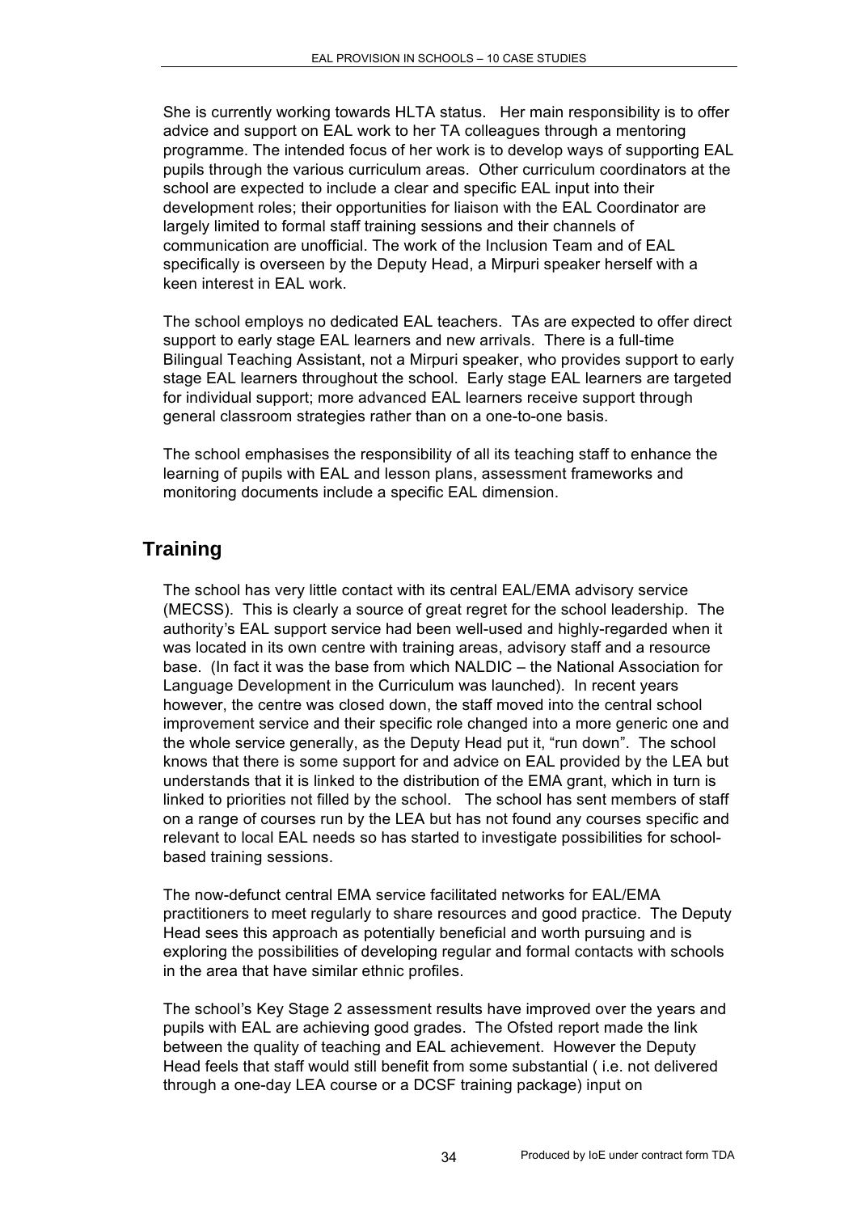She is currently working towards HLTA status. Her main responsibility is to offer advice and support on EAL work to her TA colleagues through a mentoring programme. The intended focus of her work is to develop ways of supporting EAL pupils through the various curriculum areas. Other curriculum coordinators at the school are expected to include a clear and specific EAL input into their development roles; their opportunities for liaison with the EAL Coordinator are largely limited to formal staff training sessions and their channels of communication are unofficial. The work of the Inclusion Team and of EAL specifically is overseen by the Deputy Head, a Mirpuri speaker herself with a keen interest in EAL work.

The school employs no dedicated EAL teachers. TAs are expected to offer direct support to early stage EAL learners and new arrivals. There is a full-time Bilingual Teaching Assistant, not a Mirpuri speaker, who provides support to early stage EAL learners throughout the school. Early stage EAL learners are targeted for individual support; more advanced EAL learners receive support through general classroom strategies rather than on a one-to-one basis.

The school emphasises the responsibility of all its teaching staff to enhance the learning of pupils with EAL and lesson plans, assessment frameworks and monitoring documents include a specific EAL dimension.

## Training

The school has very little contact with its central EAL/EMA advisory service (MECSS). This is clearly a source of great regret for the school leadership. The authority's EAL support service had been well-used and highly-regarded when it was located in its own centre with training areas, advisory staff and a resource base. (In fact it was the base from which NALDIC – the National Association for Language Development in the Curriculum was launched). In recent years however, the centre was closed down, the staff moved into the central school improvement service and their specific role changed into a more generic one and the whole service generally, as the Deputy Head put it, "run down". The school knows that there is some support for and advice on EAL provided by the LEA but understands that it is linked to the distribution of the EMA grant, which in turn is linked to priorities not filled by the school. The school has sent members of staff on a range of courses run by the LEA but has not found any courses specific and relevant to local EAL needs so has started to investigate possibilities for school-based training sessions.

The now-defunct central EMA service facilitated networks for EAL/EMA practitioners to meet regularly to share resources and good practice. The Deputy Head sees this approach as potentially beneficial and worth pursuing and is exploring the possibilities of developing regular and formal contacts with schools in the area that have similar ethnic profiles.

The school's Key Stage 2 assessment results have improved over the years and pupils with EAL are achieving good grades. The Ofsted report made the link between the quality of teaching and EAL achievement. However the Deputy Head feels that staff would still benefit from some substantial ( i.e. not delivered through a one-day LEA course or a DCSF training package) input on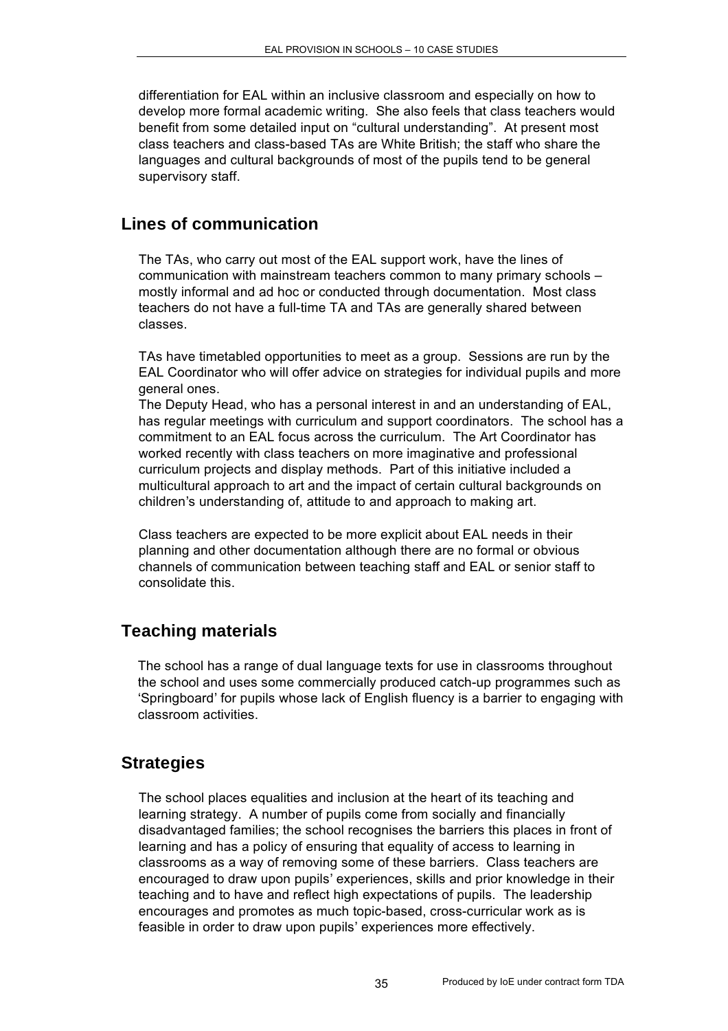differentiation for EAL within an inclusive classroom and especially on how to develop more formal academic writing. She also feels that class teachers would benefit from some detailed input on "cultural understanding". At present most class teachers and class-based TAs are White British; the staff who share the languages and cultural backgrounds of most of the pupils tend to be general supervisory staff.

## Lines of communication

The TAs, who carry out most of the EAL support work, have the lines of communication with mainstream teachers common to many primary schools – mostly informal and ad hoc or conducted through documentation. Most class teachers do not have a full-time TA and TAs are generally shared between classes.

TAs have timetabled opportunities to meet as a group. Sessions are run by the EAL Coordinator who will offer advice on strategies for individual pupils and more general ones.

The Deputy Head, who has a personal interest in and an understanding of EAL, has regular meetings with curriculum and support coordinators. The school has a commitment to an EAL focus across the curriculum. The Art Coordinator has worked recently with class teachers on more imaginative and professional curriculum projects and display methods. Part of this initiative included a multicultural approach to art and the impact of certain cultural backgrounds on children's understanding of, attitude to and approach to making art.

Class teachers are expected to be more explicit about EAL needs in their planning and other documentation although there are no formal or obvious channels of communication between teaching staff and EAL or senior staff to consolidate this.

## Teaching materials

The school has a range of dual language texts for use in classrooms throughout the school and uses some commercially produced catch-up programmes such as 'Springboard' for pupils whose lack of English fluency is a barrier to engaging with classroom activities.

## Strategies

The school places equalities and inclusion at the heart of its teaching and learning strategy. A number of pupils come from socially and financially disadvantaged families; the school recognises the barriers this places in front of learning and has a policy of ensuring that equality of access to learning in classrooms as a way of removing some of these barriers. Class teachers are encouraged to draw upon pupils' experiences, skills and prior knowledge in their teaching and to have and reflect high expectations of pupils. The leadership encourages and promotes as much topic-based, cross-curricular work as is feasible in order to draw upon pupils' experiences more effectively.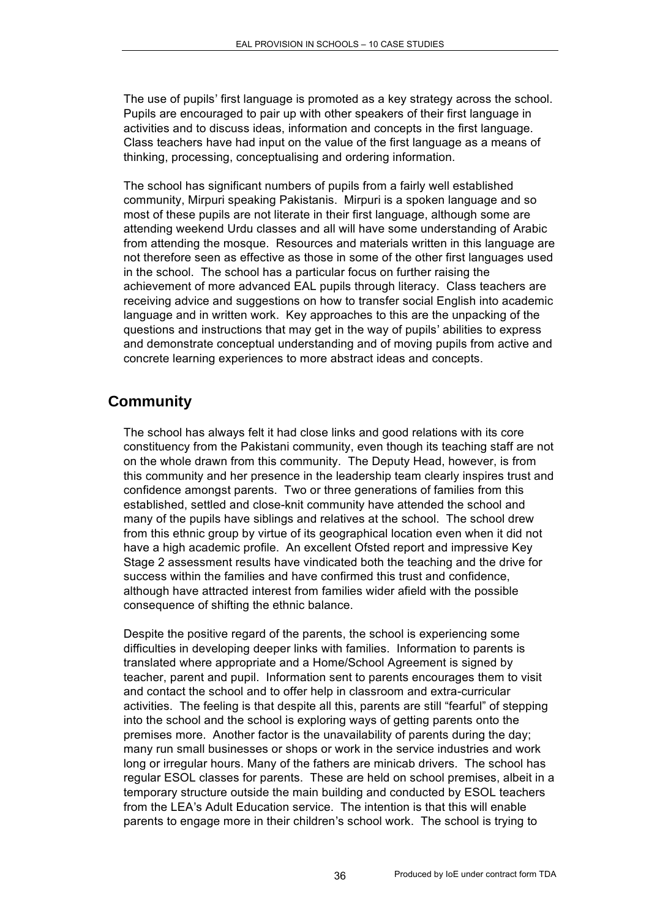The use of pupils' first language is promoted as a key strategy across the school. Pupils are encouraged to pair up with other speakers of their first language in activities and to discuss ideas, information and concepts in the first language. Class teachers have had input on the value of the first language as a means of thinking, processing, conceptualising and ordering information.

The school has significant numbers of pupils from a fairly well established community, Mirpuri speaking Pakistanis. Mirpuri is a spoken language and so most of these pupils are not literate in their first language, although some are attending weekend Urdu classes and all will have some understanding of Arabic from attending the mosque. Resources and materials written in this language are not therefore seen as effective as those in some of the other first languages used in the school. The school has a particular focus on further raising the achievement of more advanced EAL pupils through literacy. Class teachers are receiving advice and suggestions on how to transfer social English into academic language and in written work. Key approaches to this are the unpacking of the questions and instructions that may get in the way of pupils' abilities to express and demonstrate conceptual understanding and of moving pupils from active and concrete learning experiences to more abstract ideas and concepts.

## Community

The school has always felt it had close links and good relations with its core constituency from the Pakistani community, even though its teaching staff are not on the whole drawn from this community. The Deputy Head, however, is from this community and her presence in the leadership team clearly inspires trust and confidence amongst parents. Two or three generations of families from this established, settled and close-knit community have attended the school and many of the pupils have siblings and relatives at the school. The school drew from this ethnic group by virtue of its geographical location even when it did not have a high academic profile. An excellent Ofsted report and impressive Key Stage 2 assessment results have vindicated both the teaching and the drive for success within the families and have confirmed this trust and confidence, although have attracted interest from families wider afield with the possible consequence of shifting the ethnic balance.

Despite the positive regard of the parents, the school is experiencing some difficulties in developing deeper links with families. Information to parents is translated where appropriate and a Home/School Agreement is signed by teacher, parent and pupil. Information sent to parents encourages them to visit and contact the school and to offer help in classroom and extra-curricular activities. The feeling is that despite all this, parents are still "fearful" of stepping into the school and the school is exploring ways of getting parents onto the premises more. Another factor is the unavailability of parents during the day; many run small businesses or shops or work in the service industries and work long or irregular hours. Many of the fathers are minicab drivers. The school has regular ESOL classes for parents. These are held on school premises, albeit in a temporary structure outside the main building and conducted by ESOL teachers from the LEA's Adult Education service. The intention is that this will enable parents to engage more in their children's school work. The school is trying to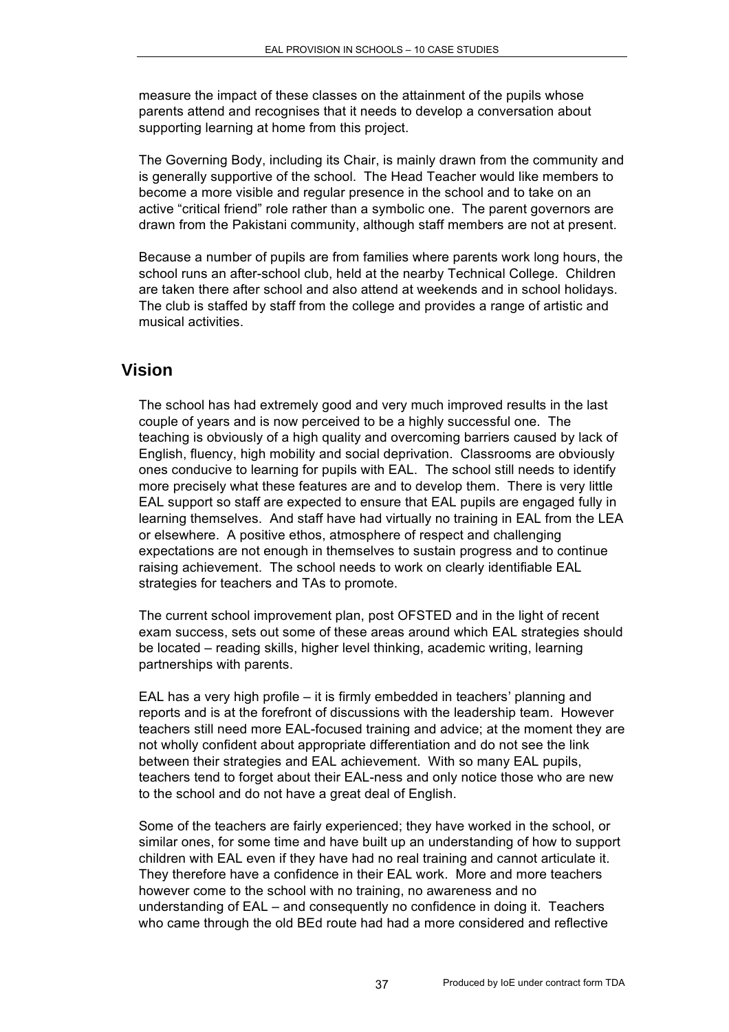measure the impact of these classes on the attainment of the pupils whose parents attend and recognises that it needs to develop a conversation about supporting learning at home from this project.

The Governing Body, including its Chair, is mainly drawn from the community and is generally supportive of the school. The Head Teacher would like members to become a more visible and regular presence in the school and to take on an active "critical friend" role rather than a symbolic one. The parent governors are drawn from the Pakistani community, although staff members are not at present.

Because a number of pupils are from families where parents work long hours, the school runs an after-school club, held at the nearby Technical College. Children are taken there after school and also attend at weekends and in school holidays. The club is staffed by staff from the college and provides a range of artistic and musical activities.

## Vision

The school has had extremely good and very much improved results in the last couple of years and is now perceived to be a highly successful one. The teaching is obviously of a high quality and overcoming barriers caused by lack of English, fluency, high mobility and social deprivation. Classrooms are obviously ones conducive to learning for pupils with EAL. The school still needs to identify more precisely what these features are and to develop them. There is very little EAL support so staff are expected to ensure that EAL pupils are engaged fully in learning themselves. And staff have had virtually no training in EAL from the LEA or elsewhere. A positive ethos, atmosphere of respect and challenging expectations are not enough in themselves to sustain progress and to continue raising achievement. The school needs to work on clearly identifiable EAL strategies for teachers and TAs to promote.

The current school improvement plan, post OFSTED and in the light of recent exam success, sets out some of these areas around which EAL strategies should be located – reading skills, higher level thinking, academic writing, learning partnerships with parents.

EAL has a very high profile – it is firmly embedded in teachers' planning and reports and is at the forefront of discussions with the leadership team. However teachers still need more EAL-focused training and advice; at the moment they are not wholly confident about appropriate differentiation and do not see the link between their strategies and EAL achievement. With so many EAL pupils, teachers tend to forget about their EAL-ness and only notice those who are new to the school and do not have a great deal of English.

Some of the teachers are fairly experienced; they have worked in the school, or similar ones, for some time and have built up an understanding of how to support children with EAL even if they have had no real training and cannot articulate it. They therefore have a confidence in their EAL work. More and more teachers however come to the school with no training, no awareness and no understanding of EAL – and consequently no confidence in doing it. Teachers who came through the old BEd route had had a more considered and reflective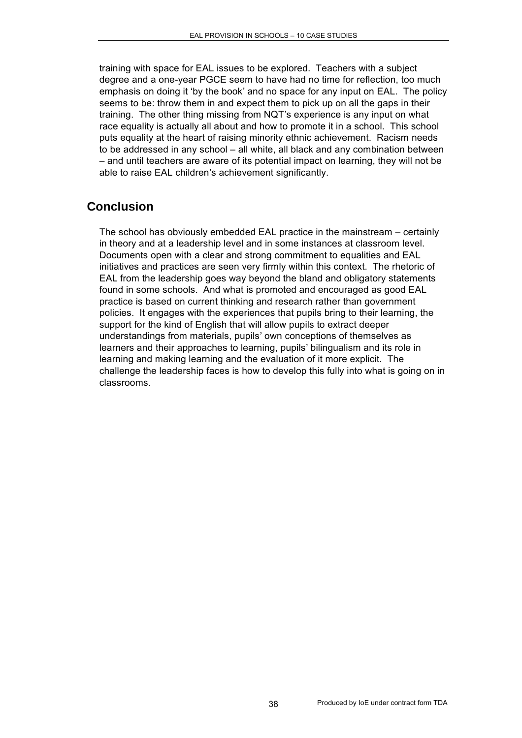training with space for EAL issues to be explored. Teachers with a subject degree and a one-year PGCE seem to have had no time for reflection, too much emphasis on doing it 'by the book' and no space for any input on EAL. The policy seems to be: throw them in and expect them to pick up on all the gaps in their training. The other thing missing from NQT's experience is any input on what race equality is actually all about and how to promote it in a school. This school puts equality at the heart of raising minority ethnic achievement. Racism needs to be addressed in any school – all white, all black and any combination between – and until teachers are aware of its potential impact on learning, they will not be able to raise EAL children's achievement significantly.

## Conclusion

The school has obviously embedded EAL practice in the mainstream – certainly in theory and at a leadership level and in some instances at classroom level. Documents open with a clear and strong commitment to equalities and EAL initiatives and practices are seen very firmly within this context. The rhetoric of EAL from the leadership goes way beyond the bland and obligatory statements found in some schools. And what is promoted and encouraged as good EAL practice is based on current thinking and research rather than government policies. It engages with the experiences that pupils bring to their learning, the support for the kind of English that will allow pupils to extract deeper understandings from materials, pupils' own conceptions of themselves as learners and their approaches to learning, pupils' bilingualism and its role in learning and making learning and the evaluation of it more explicit. The challenge the leadership faces is how to develop this fully into what is going on in classrooms.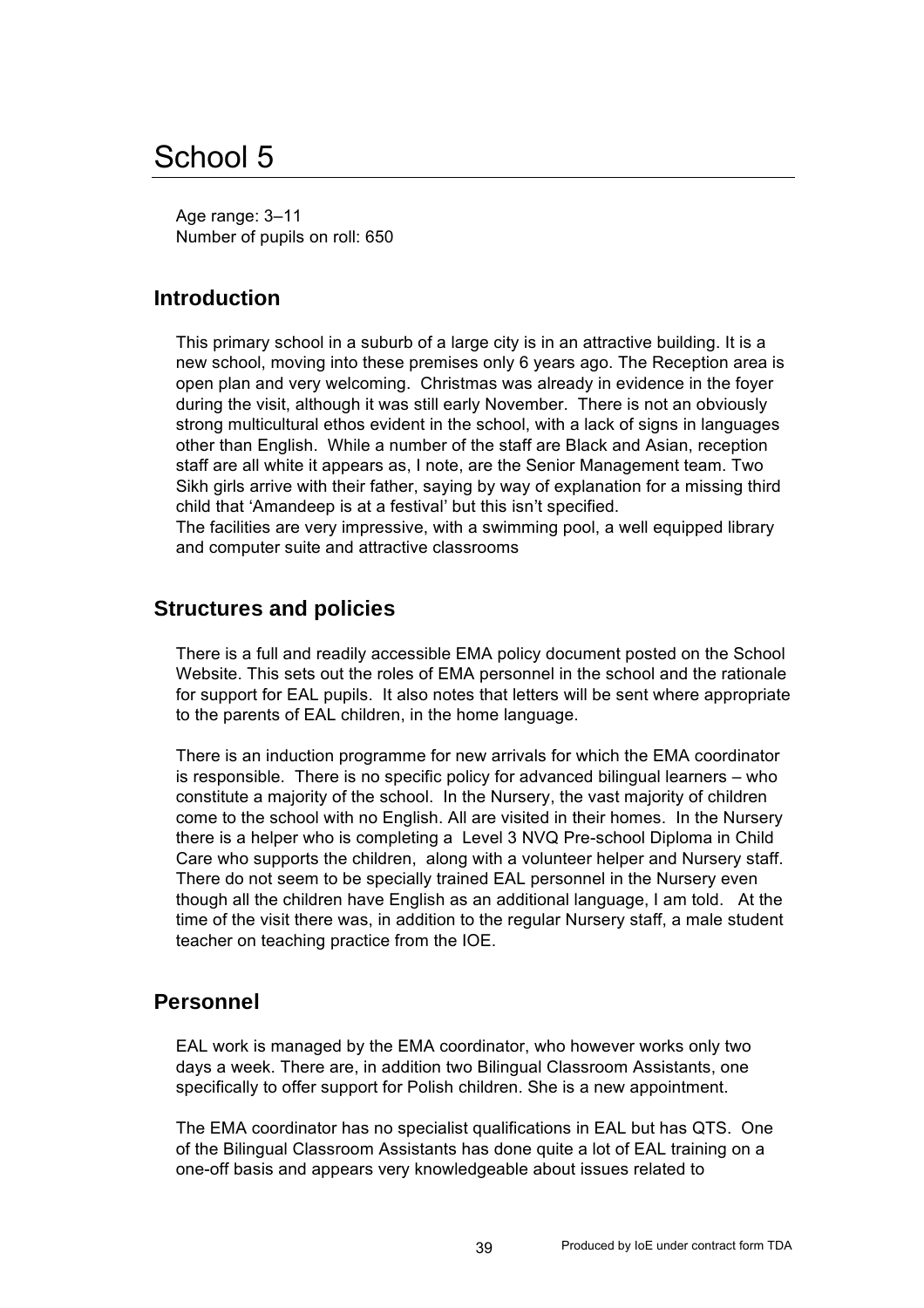# School 5

Age range: 3–11
Number of pupils on roll: 650

## Introduction

This primary school in a suburb of a large city is in an attractive building. It is a new school, moving into these premises only 6 years ago. The Reception area is open plan and very welcoming. Christmas was already in evidence in the foyer during the visit, although it was still early November. There is not an obviously strong multicultural ethos evident in the school, with a lack of signs in languages other than English. While a number of the staff are Black and Asian, reception staff are all white it appears as, I note, are the Senior Management team. Two Sikh girls arrive with their father, saying by way of explanation for a missing third child that 'Amandeep is at a festival' but this isn't specified.
The facilities are very impressive, with a swimming pool, a well equipped library and computer suite and attractive classrooms

## Structures and policies

There is a full and readily accessible EMA policy document posted on the School Website. This sets out the roles of EMA personnel in the school and the rationale for support for EAL pupils. It also notes that letters will be sent where appropriate to the parents of EAL children, in the home language.

There is an induction programme for new arrivals for which the EMA coordinator is responsible. There is no specific policy for advanced bilingual learners – who constitute a majority of the school. In the Nursery, the vast majority of children come to the school with no English. All are visited in their homes. In the Nursery there is a helper who is completing a Level 3 NVQ Pre-school Diploma in Child Care who supports the children, along with a volunteer helper and Nursery staff. There do not seem to be specially trained EAL personnel in the Nursery even though all the children have English as an additional language, I am told. At the time of the visit there was, in addition to the regular Nursery staff, a male student teacher on teaching practice from the IOE.

## Personnel

EAL work is managed by the EMA coordinator, who however works only two days a week. There are, in addition two Bilingual Classroom Assistants, one specifically to offer support for Polish children. She is a new appointment.

The EMA coordinator has no specialist qualifications in EAL but has QTS. One of the Bilingual Classroom Assistants has done quite a lot of EAL training on a one-off basis and appears very knowledgeable about issues related to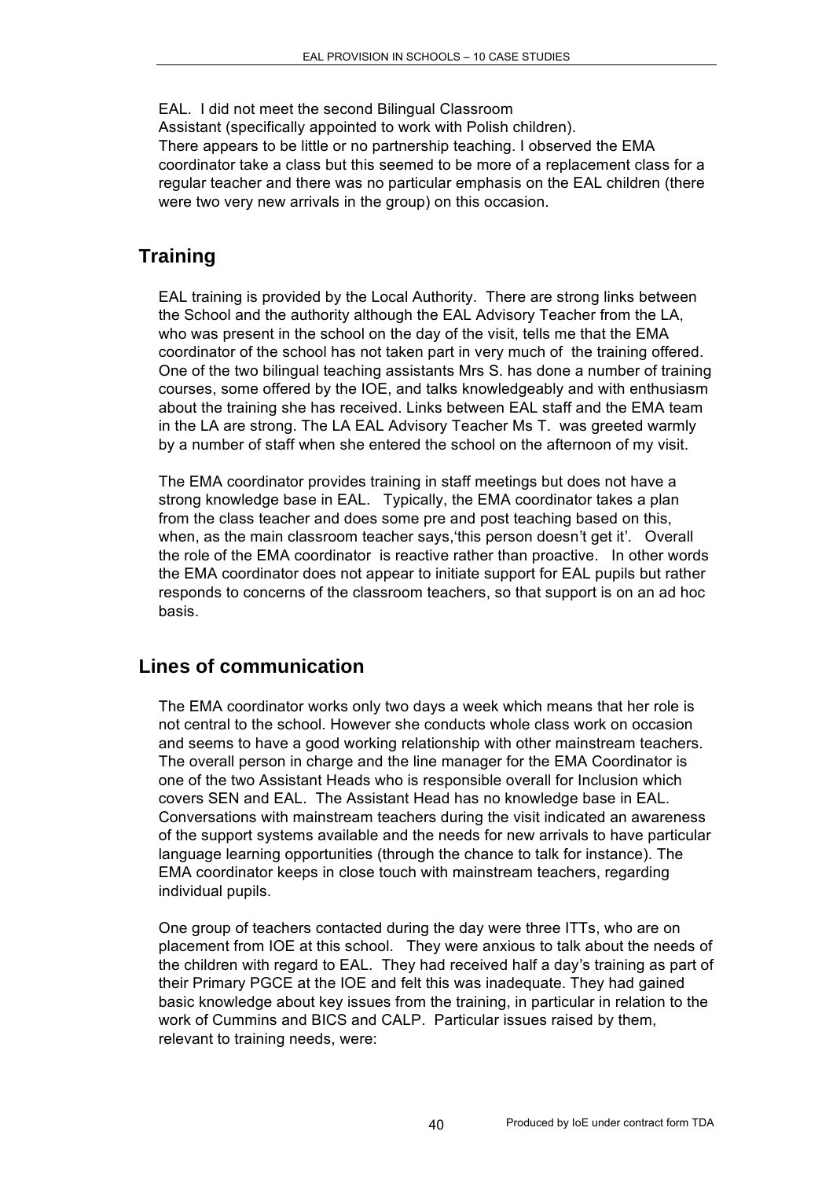EAL. I did not meet the second Bilingual Classroom Assistant (specifically appointed to work with Polish children).
There appears to be little or no partnership teaching. I observed the EMA coordinator take a class but this seemed to be more of a replacement class for a regular teacher and there was no particular emphasis on the EAL children (there were two very new arrivals in the group) on this occasion.

## Training

EAL training is provided by the Local Authority. There are strong links between the School and the authority although the EAL Advisory Teacher from the LA, who was present in the school on the day of the visit, tells me that the EMA coordinator of the school has not taken part in very much of the training offered. One of the two bilingual teaching assistants Mrs S. has done a number of training courses, some offered by the IOE, and talks knowledgeably and with enthusiasm about the training she has received. Links between EAL staff and the EMA team in the LA are strong. The LA EAL Advisory Teacher Ms T. was greeted warmly by a number of staff when she entered the school on the afternoon of my visit.

The EMA coordinator provides training in staff meetings but does not have a strong knowledge base in EAL. Typically, the EMA coordinator takes a plan from the class teacher and does some pre and post teaching based on this, when, as the main classroom teacher says,'this person doesn't get it'. Overall the role of the EMA coordinator is reactive rather than proactive. In other words the EMA coordinator does not appear to initiate support for EAL pupils but rather responds to concerns of the classroom teachers, so that support is on an ad hoc basis.

## Lines of communication

The EMA coordinator works only two days a week which means that her role is not central to the school. However she conducts whole class work on occasion and seems to have a good working relationship with other mainstream teachers. The overall person in charge and the line manager for the EMA Coordinator is one of the two Assistant Heads who is responsible overall for Inclusion which covers SEN and EAL. The Assistant Head has no knowledge base in EAL. Conversations with mainstream teachers during the visit indicated an awareness of the support systems available and the needs for new arrivals to have particular language learning opportunities (through the chance to talk for instance). The EMA coordinator keeps in close touch with mainstream teachers, regarding individual pupils.

One group of teachers contacted during the day were three ITTs, who are on placement from IOE at this school. They were anxious to talk about the needs of the children with regard to EAL. They had received half a day's training as part of their Primary PGCE at the IOE and felt this was inadequate. They had gained basic knowledge about key issues from the training, in particular in relation to the work of Cummins and BICS and CALP. Particular issues raised by them, relevant to training needs, were: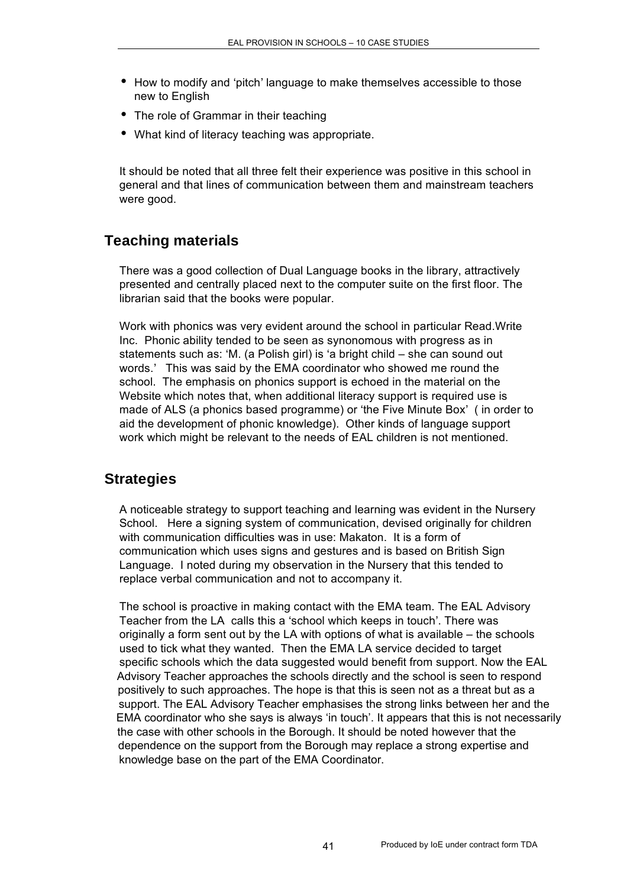- How to modify and 'pitch' language to make themselves accessible to those new to English
- The role of Grammar in their teaching
- What kind of literacy teaching was appropriate.

It should be noted that all three felt their experience was positive in this school in general and that lines of communication between them and mainstream teachers were good.

## Teaching materials

There was a good collection of Dual Language books in the library, attractively presented and centrally placed next to the computer suite on the first floor. The librarian said that the books were popular.

Work with phonics was very evident around the school in particular Read.Write Inc. Phonic ability tended to be seen as synonomous with progress as in statements such as: 'M. (a Polish girl) is 'a bright child – she can sound out words.' This was said by the EMA coordinator who showed me round the school. The emphasis on phonics support is echoed in the material on the Website which notes that, when additional literacy support is required use is made of ALS (a phonics based programme) or 'the Five Minute Box' ( in order to aid the development of phonic knowledge). Other kinds of language support work which might be relevant to the needs of EAL children is not mentioned.

## Strategies

A noticeable strategy to support teaching and learning was evident in the Nursery School. Here a signing system of communication, devised originally for children with communication difficulties was in use: Makaton. It is a form of communication which uses signs and gestures and is based on British Sign Language. I noted during my observation in the Nursery that this tended to replace verbal communication and not to accompany it.

The school is proactive in making contact with the EMA team. The EAL Advisory Teacher from the LA calls this a 'school which keeps in touch'. There was originally a form sent out by the LA with options of what is available – the schools used to tick what they wanted. Then the EMA LA service decided to target specific schools which the data suggested would benefit from support. Now the EAL Advisory Teacher approaches the schools directly and the school is seen to respond positively to such approaches. The hope is that this is seen not as a threat but as a support. The EAL Advisory Teacher emphasises the strong links between her and the EMA coordinator who she says is always 'in touch'. It appears that this is not necessarily the case with other schools in the Borough. It should be noted however that the dependence on the support from the Borough may replace a strong expertise and knowledge base on the part of the EMA Coordinator.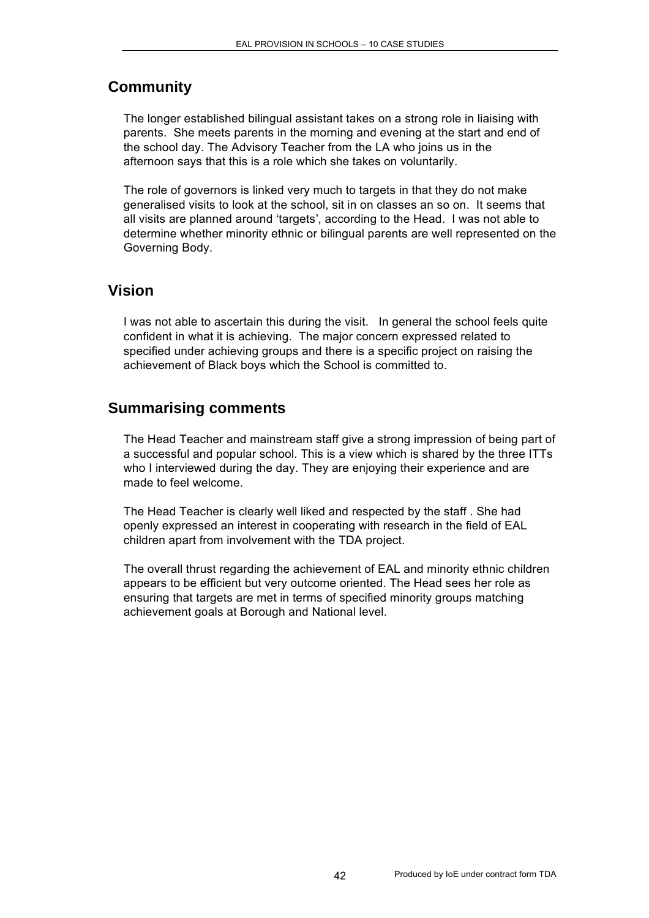## Community

The longer established bilingual assistant takes on a strong role in liaising with parents. She meets parents in the morning and evening at the start and end of the school day. The Advisory Teacher from the LA who joins us in the afternoon says that this is a role which she takes on voluntarily.

The role of governors is linked very much to targets in that they do not make generalised visits to look at the school, sit in on classes an so on. It seems that all visits are planned around 'targets', according to the Head. I was not able to determine whether minority ethnic or bilingual parents are well represented on the Governing Body.

## Vision

I was not able to ascertain this during the visit. In general the school feels quite confident in what it is achieving. The major concern expressed related to specified under achieving groups and there is a specific project on raising the achievement of Black boys which the School is committed to.

## Summarising comments

The Head Teacher and mainstream staff give a strong impression of being part of a successful and popular school. This is a view which is shared by the three ITTs who I interviewed during the day. They are enjoying their experience and are made to feel welcome.

The Head Teacher is clearly well liked and respected by the staff . She had openly expressed an interest in cooperating with research in the field of EAL children apart from involvement with the TDA project.

The overall thrust regarding the achievement of EAL and minority ethnic children appears to be efficient but very outcome oriented. The Head sees her role as ensuring that targets are met in terms of specified minority groups matching achievement goals at Borough and National level.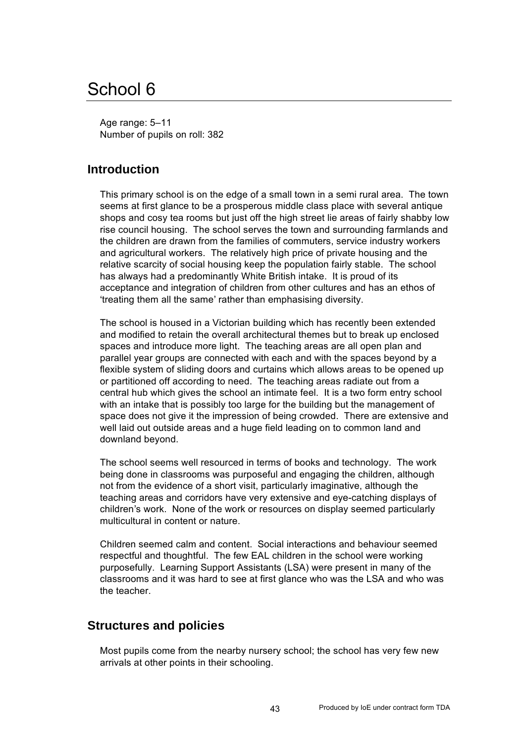# School 6

Age range: 5–11
Number of pupils on roll: 382

## Introduction

This primary school is on the edge of a small town in a semi rural area. The town seems at first glance to be a prosperous middle class place with several antique shops and cosy tea rooms but just off the high street lie areas of fairly shabby low rise council housing. The school serves the town and surrounding farmlands and the children are drawn from the families of commuters, service industry workers and agricultural workers. The relatively high price of private housing and the relative scarcity of social housing keep the population fairly stable. The school has always had a predominantly White British intake. It is proud of its acceptance and integration of children from other cultures and has an ethos of 'treating them all the same' rather than emphasising diversity.

The school is housed in a Victorian building which has recently been extended and modified to retain the overall architectural themes but to break up enclosed spaces and introduce more light. The teaching areas are all open plan and parallel year groups are connected with each and with the spaces beyond by a flexible system of sliding doors and curtains which allows areas to be opened up or partitioned off according to need. The teaching areas radiate out from a central hub which gives the school an intimate feel. It is a two form entry school with an intake that is possibly too large for the building but the management of space does not give it the impression of being crowded. There are extensive and well laid out outside areas and a huge field leading on to common land and downland beyond.

The school seems well resourced in terms of books and technology. The work being done in classrooms was purposeful and engaging the children, although not from the evidence of a short visit, particularly imaginative, although the teaching areas and corridors have very extensive and eye-catching displays of children's work. None of the work or resources on display seemed particularly multicultural in content or nature.

Children seemed calm and content. Social interactions and behaviour seemed respectful and thoughtful. The few EAL children in the school were working purposefully. Learning Support Assistants (LSA) were present in many of the classrooms and it was hard to see at first glance who was the LSA and who was the teacher.

## Structures and policies

Most pupils come from the nearby nursery school; the school has very few new arrivals at other points in their schooling.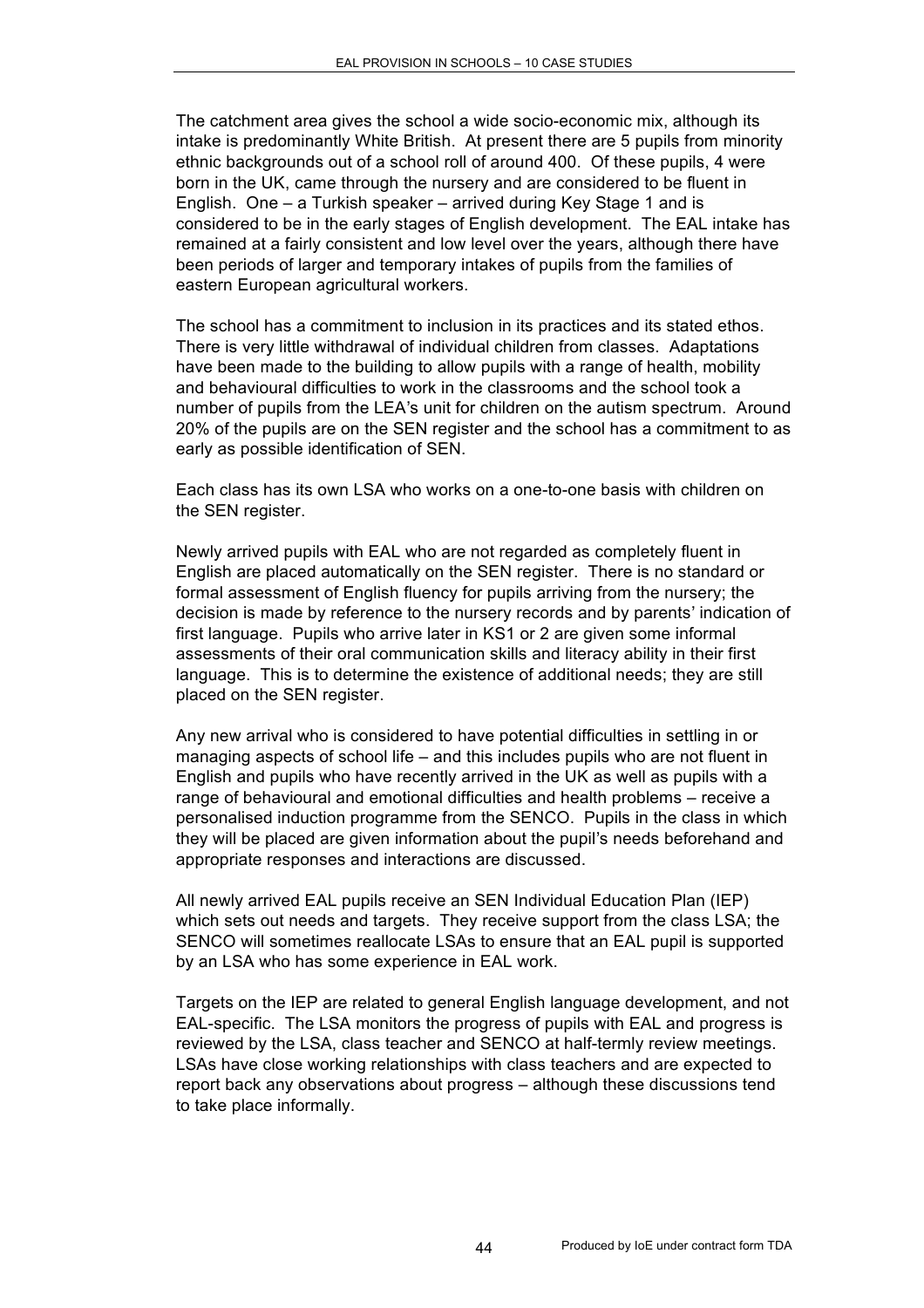The catchment area gives the school a wide socio-economic mix, although its intake is predominantly White British. At present there are 5 pupils from minority ethnic backgrounds out of a school roll of around 400. Of these pupils, 4 were born in the UK, came through the nursery and are considered to be fluent in English. One – a Turkish speaker – arrived during Key Stage 1 and is considered to be in the early stages of English development. The EAL intake has remained at a fairly consistent and low level over the years, although there have been periods of larger and temporary intakes of pupils from the families of eastern European agricultural workers.

The school has a commitment to inclusion in its practices and its stated ethos. There is very little withdrawal of individual children from classes. Adaptations have been made to the building to allow pupils with a range of health, mobility and behavioural difficulties to work in the classrooms and the school took a number of pupils from the LEA's unit for children on the autism spectrum. Around 20% of the pupils are on the SEN register and the school has a commitment to as early as possible identification of SEN.

Each class has its own LSA who works on a one-to-one basis with children on the SEN register.

Newly arrived pupils with EAL who are not regarded as completely fluent in English are placed automatically on the SEN register. There is no standard or formal assessment of English fluency for pupils arriving from the nursery; the decision is made by reference to the nursery records and by parents' indication of first language. Pupils who arrive later in KS1 or 2 are given some informal assessments of their oral communication skills and literacy ability in their first language. This is to determine the existence of additional needs; they are still placed on the SEN register.

Any new arrival who is considered to have potential difficulties in settling in or managing aspects of school life – and this includes pupils who are not fluent in English and pupils who have recently arrived in the UK as well as pupils with a range of behavioural and emotional difficulties and health problems – receive a personalised induction programme from the SENCO. Pupils in the class in which they will be placed are given information about the pupil's needs beforehand and appropriate responses and interactions are discussed.

All newly arrived EAL pupils receive an SEN Individual Education Plan (IEP) which sets out needs and targets. They receive support from the class LSA; the SENCO will sometimes reallocate LSAs to ensure that an EAL pupil is supported by an LSA who has some experience in EAL work.

Targets on the IEP are related to general English language development, and not EAL-specific. The LSA monitors the progress of pupils with EAL and progress is reviewed by the LSA, class teacher and SENCO at half-termly review meetings. LSAs have close working relationships with class teachers and are expected to report back any observations about progress – although these discussions tend to take place informally.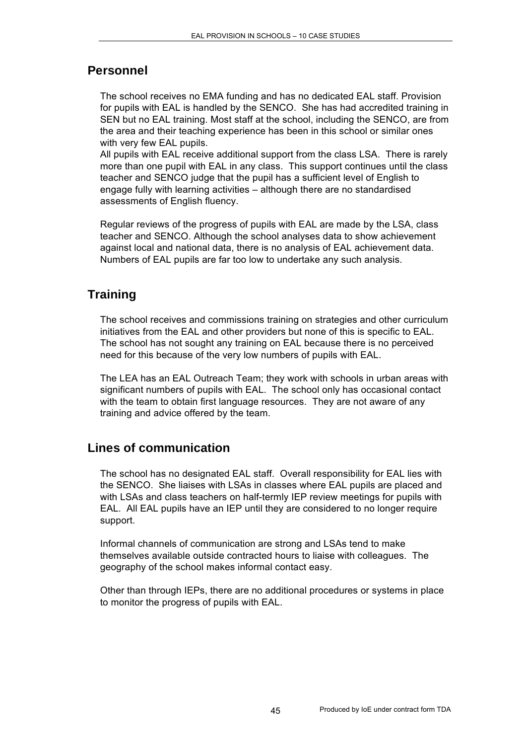## Personnel

The school receives no EMA funding and has no dedicated EAL staff. Provision for pupils with EAL is handled by the SENCO. She has had accredited training in SEN but no EAL training. Most staff at the school, including the SENCO, are from the area and their teaching experience has been in this school or similar ones with very few EAL pupils.
All pupils with EAL receive additional support from the class LSA. There is rarely more than one pupil with EAL in any class. This support continues until the class teacher and SENCO judge that the pupil has a sufficient level of English to engage fully with learning activities – although there are no standardised assessments of English fluency.

Regular reviews of the progress of pupils with EAL are made by the LSA, class teacher and SENCO. Although the school analyses data to show achievement against local and national data, there is no analysis of EAL achievement data. Numbers of EAL pupils are far too low to undertake any such analysis.

## Training

The school receives and commissions training on strategies and other curriculum initiatives from the EAL and other providers but none of this is specific to EAL. The school has not sought any training on EAL because there is no perceived need for this because of the very low numbers of pupils with EAL.

The LEA has an EAL Outreach Team; they work with schools in urban areas with significant numbers of pupils with EAL. The school only has occasional contact with the team to obtain first language resources. They are not aware of any training and advice offered by the team.

## Lines of communication

The school has no designated EAL staff. Overall responsibility for EAL lies with the SENCO. She liaises with LSAs in classes where EAL pupils are placed and with LSAs and class teachers on half-termly IEP review meetings for pupils with EAL. All EAL pupils have an IEP until they are considered to no longer require support.

Informal channels of communication are strong and LSAs tend to make themselves available outside contracted hours to liaise with colleagues. The geography of the school makes informal contact easy.

Other than through IEPs, there are no additional procedures or systems in place to monitor the progress of pupils with EAL.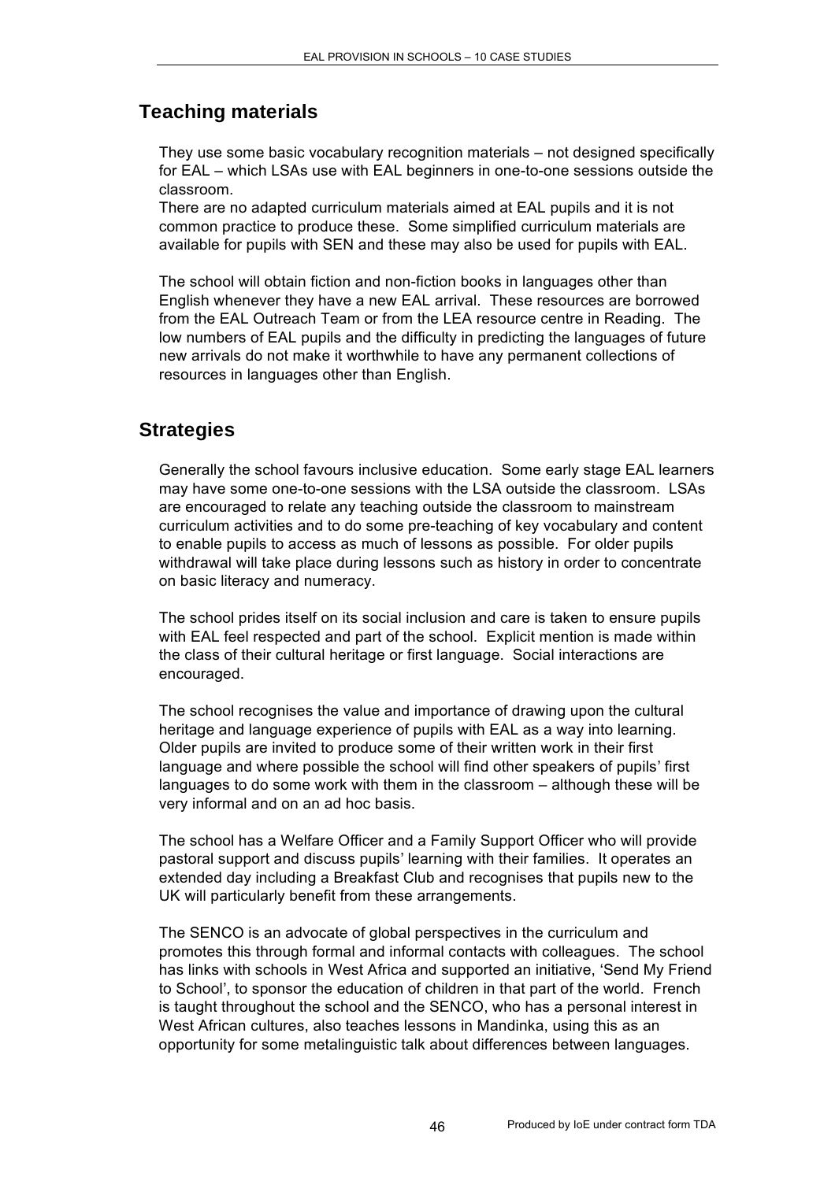## Teaching materials

They use some basic vocabulary recognition materials – not designed specifically for EAL – which LSAs use with EAL beginners in one-to-one sessions outside the classroom.
There are no adapted curriculum materials aimed at EAL pupils and it is not common practice to produce these. Some simplified curriculum materials are available for pupils with SEN and these may also be used for pupils with EAL.

The school will obtain fiction and non-fiction books in languages other than English whenever they have a new EAL arrival. These resources are borrowed from the EAL Outreach Team or from the LEA resource centre in Reading. The low numbers of EAL pupils and the difficulty in predicting the languages of future new arrivals do not make it worthwhile to have any permanent collections of resources in languages other than English.

## Strategies

Generally the school favours inclusive education. Some early stage EAL learners may have some one-to-one sessions with the LSA outside the classroom. LSAs are encouraged to relate any teaching outside the classroom to mainstream curriculum activities and to do some pre-teaching of key vocabulary and content to enable pupils to access as much of lessons as possible. For older pupils withdrawal will take place during lessons such as history in order to concentrate on basic literacy and numeracy.

The school prides itself on its social inclusion and care is taken to ensure pupils with EAL feel respected and part of the school. Explicit mention is made within the class of their cultural heritage or first language. Social interactions are encouraged.

The school recognises the value and importance of drawing upon the cultural heritage and language experience of pupils with EAL as a way into learning. Older pupils are invited to produce some of their written work in their first language and where possible the school will find other speakers of pupils' first languages to do some work with them in the classroom – although these will be very informal and on an ad hoc basis.

The school has a Welfare Officer and a Family Support Officer who will provide pastoral support and discuss pupils' learning with their families. It operates an extended day including a Breakfast Club and recognises that pupils new to the UK will particularly benefit from these arrangements.

The SENCO is an advocate of global perspectives in the curriculum and promotes this through formal and informal contacts with colleagues. The school has links with schools in West Africa and supported an initiative, 'Send My Friend to School', to sponsor the education of children in that part of the world. French is taught throughout the school and the SENCO, who has a personal interest in West African cultures, also teaches lessons in Mandinka, using this as an opportunity for some metalinguistic talk about differences between languages.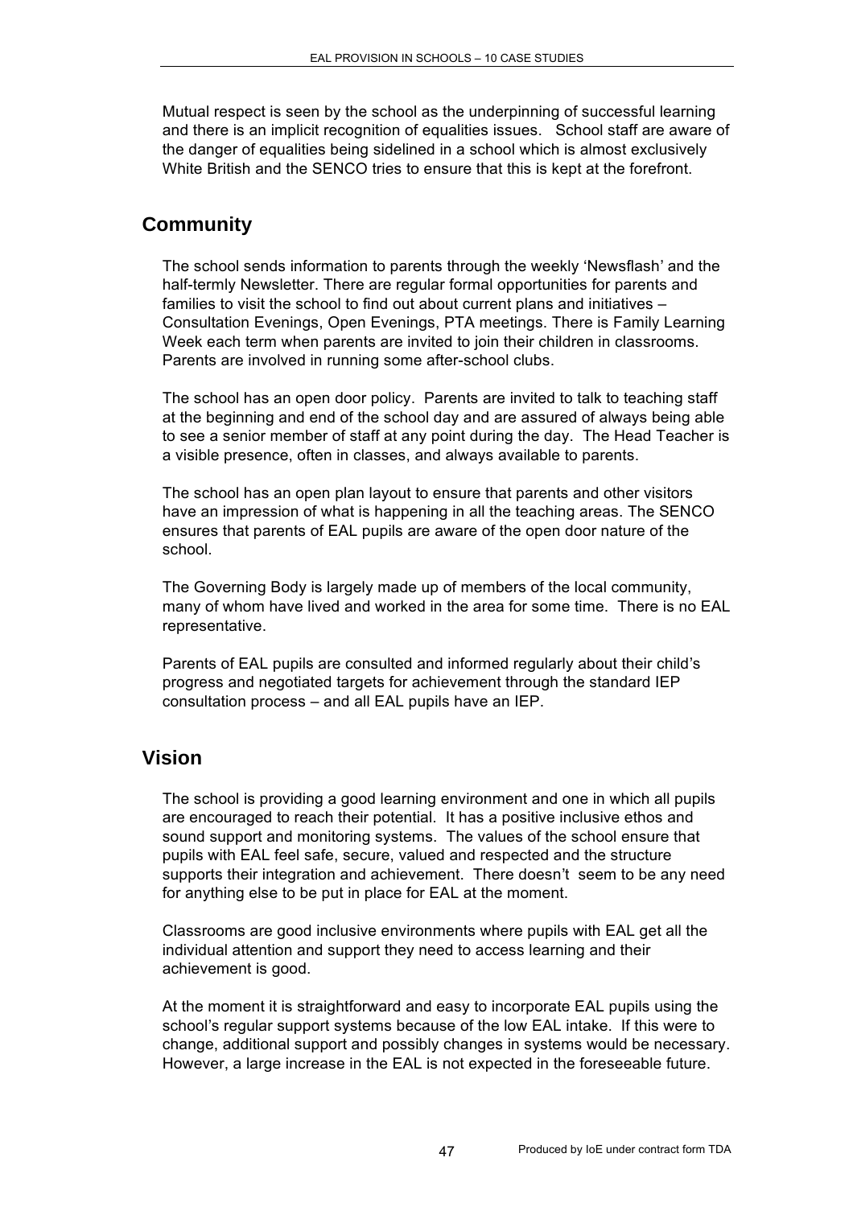Mutual respect is seen by the school as the underpinning of successful learning and there is an implicit recognition of equalities issues. School staff are aware of the danger of equalities being sidelined in a school which is almost exclusively White British and the SENCO tries to ensure that this is kept at the forefront.

## Community

The school sends information to parents through the weekly 'Newsflash' and the half-termly Newsletter. There are regular formal opportunities for parents and families to visit the school to find out about current plans and initiatives – Consultation Evenings, Open Evenings, PTA meetings. There is Family Learning Week each term when parents are invited to join their children in classrooms. Parents are involved in running some after-school clubs.

The school has an open door policy. Parents are invited to talk to teaching staff at the beginning and end of the school day and are assured of always being able to see a senior member of staff at any point during the day. The Head Teacher is a visible presence, often in classes, and always available to parents.

The school has an open plan layout to ensure that parents and other visitors have an impression of what is happening in all the teaching areas. The SENCO ensures that parents of EAL pupils are aware of the open door nature of the school.

The Governing Body is largely made up of members of the local community, many of whom have lived and worked in the area for some time. There is no EAL representative.

Parents of EAL pupils are consulted and informed regularly about their child's progress and negotiated targets for achievement through the standard IEP consultation process – and all EAL pupils have an IEP.

## Vision

The school is providing a good learning environment and one in which all pupils are encouraged to reach their potential. It has a positive inclusive ethos and sound support and monitoring systems. The values of the school ensure that pupils with EAL feel safe, secure, valued and respected and the structure supports their integration and achievement. There doesn't seem to be any need for anything else to be put in place for EAL at the moment.

Classrooms are good inclusive environments where pupils with EAL get all the individual attention and support they need to access learning and their achievement is good.

At the moment it is straightforward and easy to incorporate EAL pupils using the school's regular support systems because of the low EAL intake. If this were to change, additional support and possibly changes in systems would be necessary. However, a large increase in the EAL is not expected in the foreseeable future.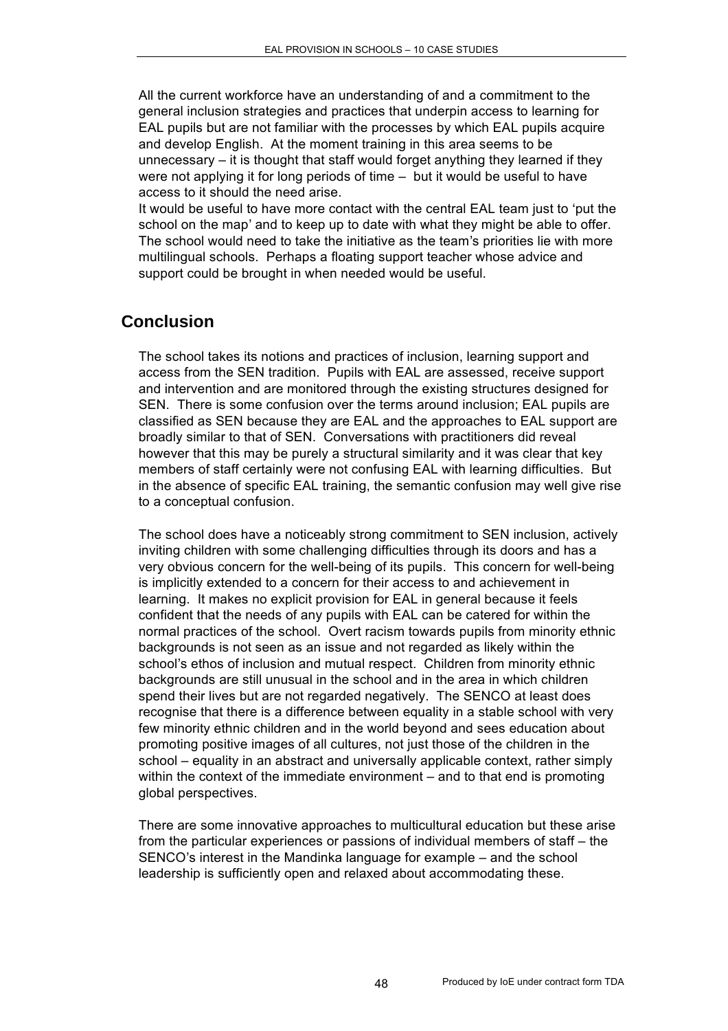All the current workforce have an understanding of and a commitment to the general inclusion strategies and practices that underpin access to learning for EAL pupils but are not familiar with the processes by which EAL pupils acquire and develop English. At the moment training in this area seems to be unnecessary – it is thought that staff would forget anything they learned if they were not applying it for long periods of time – but it would be useful to have access to it should the need arise.
It would be useful to have more contact with the central EAL team just to 'put the school on the map' and to keep up to date with what they might be able to offer. The school would need to take the initiative as the team's priorities lie with more multilingual schools. Perhaps a floating support teacher whose advice and support could be brought in when needed would be useful.

## Conclusion

The school takes its notions and practices of inclusion, learning support and access from the SEN tradition. Pupils with EAL are assessed, receive support and intervention and are monitored through the existing structures designed for SEN. There is some confusion over the terms around inclusion; EAL pupils are classified as SEN because they are EAL and the approaches to EAL support are broadly similar to that of SEN. Conversations with practitioners did reveal however that this may be purely a structural similarity and it was clear that key members of staff certainly were not confusing EAL with learning difficulties. But in the absence of specific EAL training, the semantic confusion may well give rise to a conceptual confusion.

The school does have a noticeably strong commitment to SEN inclusion, actively inviting children with some challenging difficulties through its doors and has a very obvious concern for the well-being of its pupils. This concern for well-being is implicitly extended to a concern for their access to and achievement in learning. It makes no explicit provision for EAL in general because it feels confident that the needs of any pupils with EAL can be catered for within the normal practices of the school. Overt racism towards pupils from minority ethnic backgrounds is not seen as an issue and not regarded as likely within the school's ethos of inclusion and mutual respect. Children from minority ethnic backgrounds are still unusual in the school and in the area in which children spend their lives but are not regarded negatively. The SENCO at least does recognise that there is a difference between equality in a stable school with very few minority ethnic children and in the world beyond and sees education about promoting positive images of all cultures, not just those of the children in the school – equality in an abstract and universally applicable context, rather simply within the context of the immediate environment – and to that end is promoting global perspectives.

There are some innovative approaches to multicultural education but these arise from the particular experiences or passions of individual members of staff – the SENCO's interest in the Mandinka language for example – and the school leadership is sufficiently open and relaxed about accommodating these.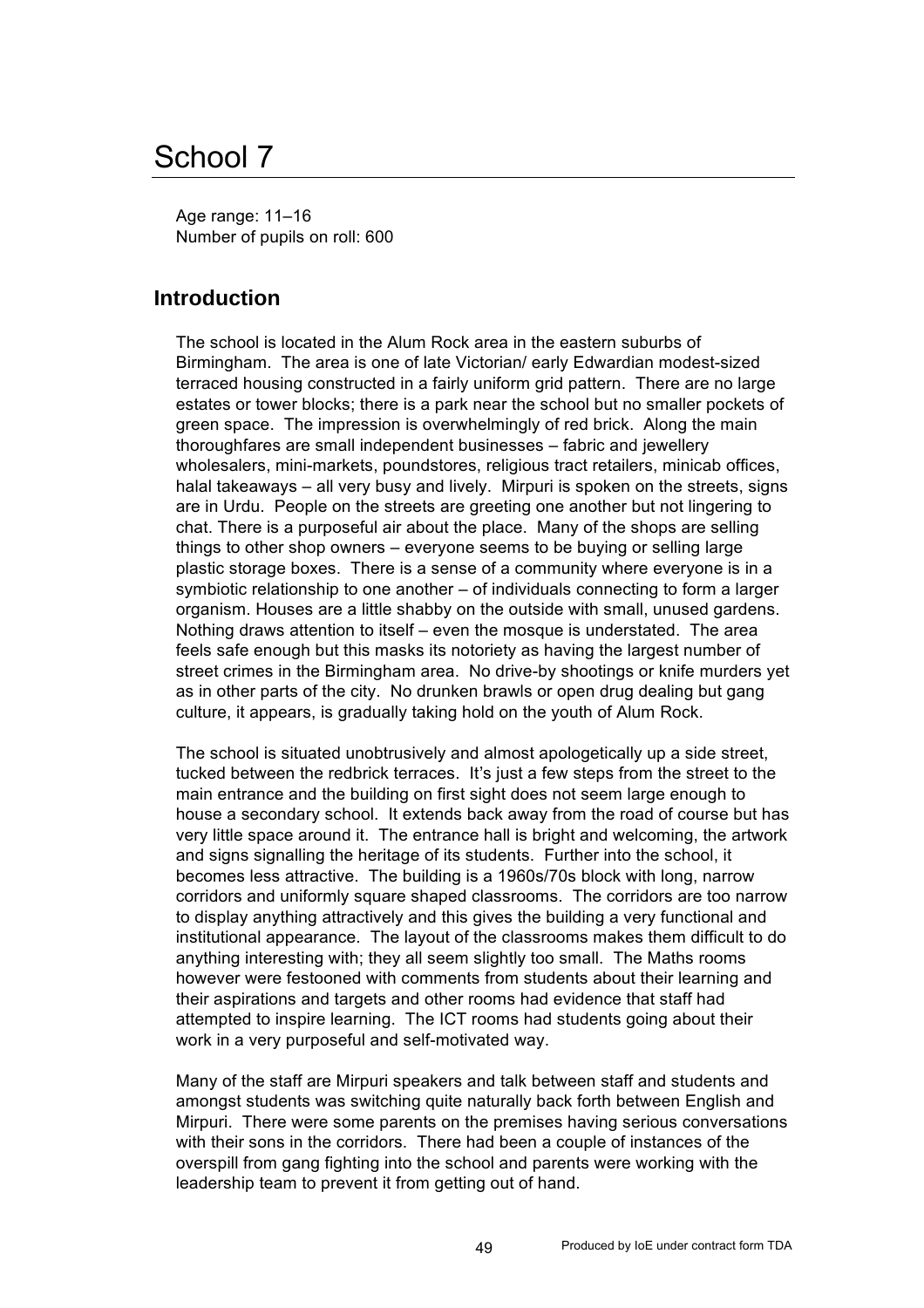# School 7

Age range: 11–16
Number of pupils on roll: 600

## Introduction

The school is located in the Alum Rock area in the eastern suburbs of Birmingham. The area is one of late Victorian/ early Edwardian modest-sized terraced housing constructed in a fairly uniform grid pattern. There are no large estates or tower blocks; there is a park near the school but no smaller pockets of green space. The impression is overwhelmingly of red brick. Along the main thoroughfares are small independent businesses – fabric and jewellery wholesalers, mini-markets, poundstores, religious tract retailers, minicab offices, halal takeaways – all very busy and lively. Mirpuri is spoken on the streets, signs are in Urdu. People on the streets are greeting one another but not lingering to chat. There is a purposeful air about the place. Many of the shops are selling things to other shop owners – everyone seems to be buying or selling large plastic storage boxes. There is a sense of a community where everyone is in a symbiotic relationship to one another – of individuals connecting to form a larger organism. Houses are a little shabby on the outside with small, unused gardens. Nothing draws attention to itself – even the mosque is understated. The area feels safe enough but this masks its notoriety as having the largest number of street crimes in the Birmingham area. No drive-by shootings or knife murders yet as in other parts of the city. No drunken brawls or open drug dealing but gang culture, it appears, is gradually taking hold on the youth of Alum Rock.

The school is situated unobtrusively and almost apologetically up a side street, tucked between the redbrick terraces. It's just a few steps from the street to the main entrance and the building on first sight does not seem large enough to house a secondary school. It extends back away from the road of course but has very little space around it. The entrance hall is bright and welcoming, the artwork and signs signalling the heritage of its students. Further into the school, it becomes less attractive. The building is a 1960s/70s block with long, narrow corridors and uniformly square shaped classrooms. The corridors are too narrow to display anything attractively and this gives the building a very functional and institutional appearance. The layout of the classrooms makes them difficult to do anything interesting with; they all seem slightly too small. The Maths rooms however were festooned with comments from students about their learning and their aspirations and targets and other rooms had evidence that staff had attempted to inspire learning. The ICT rooms had students going about their work in a very purposeful and self-motivated way.

Many of the staff are Mirpuri speakers and talk between staff and students and amongst students was switching quite naturally back forth between English and Mirpuri. There were some parents on the premises having serious conversations with their sons in the corridors. There had been a couple of instances of the overspill from gang fighting into the school and parents were working with the leadership team to prevent it from getting out of hand.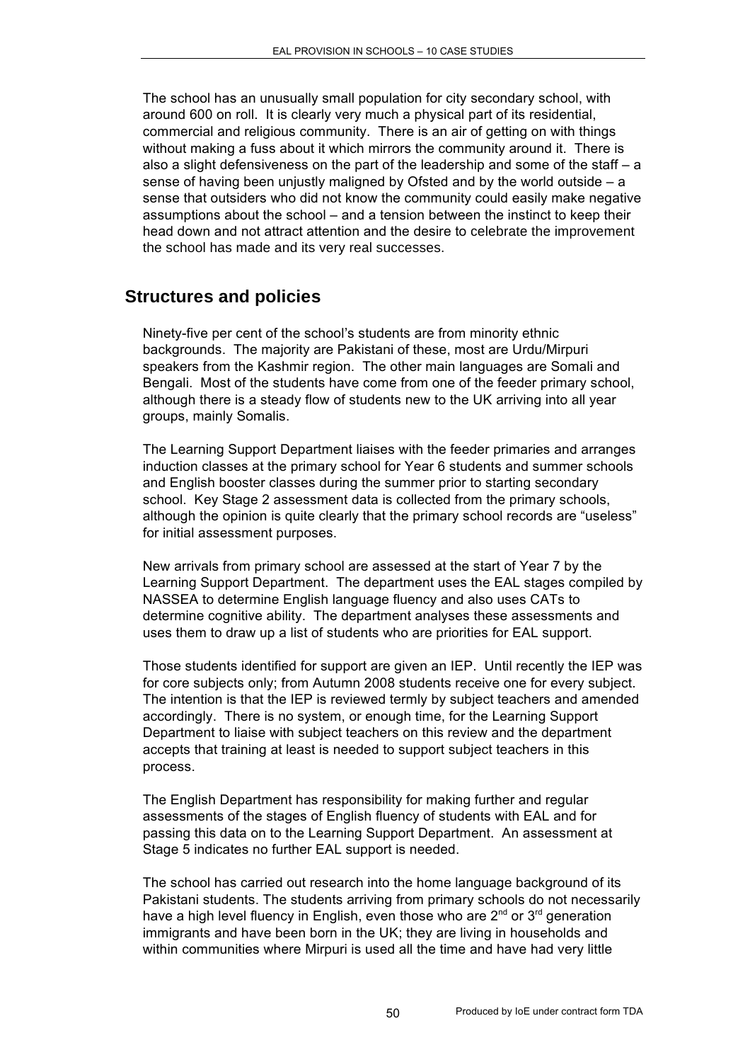The school has an unusually small population for city secondary school, with around 600 on roll. It is clearly very much a physical part of its residential, commercial and religious community. There is an air of getting on with things without making a fuss about it which mirrors the community around it. There is also a slight defensiveness on the part of the leadership and some of the staff – a sense of having been unjustly maligned by Ofsted and by the world outside – a sense that outsiders who did not know the community could easily make negative assumptions about the school – and a tension between the instinct to keep their head down and not attract attention and the desire to celebrate the improvement the school has made and its very real successes.

## Structures and policies

Ninety-five per cent of the school's students are from minority ethnic backgrounds. The majority are Pakistani of these, most are Urdu/Mirpuri speakers from the Kashmir region. The other main languages are Somali and Bengali. Most of the students have come from one of the feeder primary school, although there is a steady flow of students new to the UK arriving into all year groups, mainly Somalis.

The Learning Support Department liaises with the feeder primaries and arranges induction classes at the primary school for Year 6 students and summer schools and English booster classes during the summer prior to starting secondary school. Key Stage 2 assessment data is collected from the primary schools, although the opinion is quite clearly that the primary school records are "useless" for initial assessment purposes.

New arrivals from primary school are assessed at the start of Year 7 by the Learning Support Department. The department uses the EAL stages compiled by NASSEA to determine English language fluency and also uses CATs to determine cognitive ability. The department analyses these assessments and uses them to draw up a list of students who are priorities for EAL support.

Those students identified for support are given an IEP. Until recently the IEP was for core subjects only; from Autumn 2008 students receive one for every subject. The intention is that the IEP is reviewed termly by subject teachers and amended accordingly. There is no system, or enough time, for the Learning Support Department to liaise with subject teachers on this review and the department accepts that training at least is needed to support subject teachers in this process.

The English Department has responsibility for making further and regular assessments of the stages of English fluency of students with EAL and for passing this data on to the Learning Support Department. An assessment at Stage 5 indicates no further EAL support is needed.

The school has carried out research into the home language background of its Pakistani students. The students arriving from primary schools do not necessarily have a high level fluency in English, even those who are 2nd or 3rd generation immigrants and have been born in the UK; they are living in households and within communities where Mirpuri is used all the time and have had very little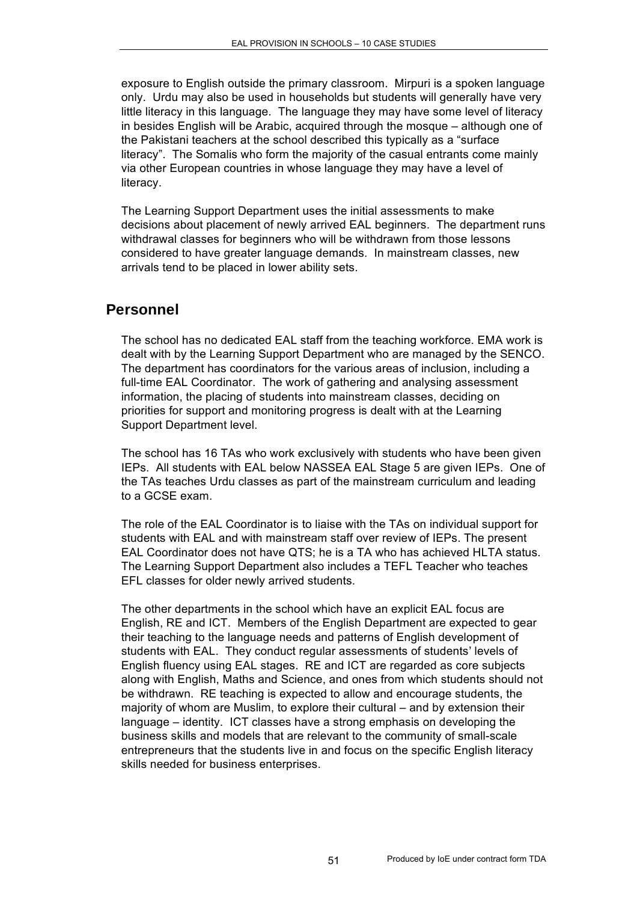exposure to English outside the primary classroom. Mirpuri is a spoken language only. Urdu may also be used in households but students will generally have very little literacy in this language. The language they may have some level of literacy in besides English will be Arabic, acquired through the mosque – although one of the Pakistani teachers at the school described this typically as a "surface literacy". The Somalis who form the majority of the casual entrants come mainly via other European countries in whose language they may have a level of literacy.

The Learning Support Department uses the initial assessments to make decisions about placement of newly arrived EAL beginners. The department runs withdrawal classes for beginners who will be withdrawn from those lessons considered to have greater language demands. In mainstream classes, new arrivals tend to be placed in lower ability sets.

## Personnel

The school has no dedicated EAL staff from the teaching workforce. EMA work is dealt with by the Learning Support Department who are managed by the SENCO. The department has coordinators for the various areas of inclusion, including a full-time EAL Coordinator. The work of gathering and analysing assessment information, the placing of students into mainstream classes, deciding on priorities for support and monitoring progress is dealt with at the Learning Support Department level.

The school has 16 TAs who work exclusively with students who have been given IEPs. All students with EAL below NASSEA EAL Stage 5 are given IEPs. One of the TAs teaches Urdu classes as part of the mainstream curriculum and leading to a GCSE exam.

The role of the EAL Coordinator is to liaise with the TAs on individual support for students with EAL and with mainstream staff over review of IEPs. The present EAL Coordinator does not have QTS; he is a TA who has achieved HLTA status. The Learning Support Department also includes a TEFL Teacher who teaches EFL classes for older newly arrived students.

The other departments in the school which have an explicit EAL focus are English, RE and ICT. Members of the English Department are expected to gear their teaching to the language needs and patterns of English development of students with EAL. They conduct regular assessments of students' levels of English fluency using EAL stages. RE and ICT are regarded as core subjects along with English, Maths and Science, and ones from which students should not be withdrawn. RE teaching is expected to allow and encourage students, the majority of whom are Muslim, to explore their cultural – and by extension their language – identity. ICT classes have a strong emphasis on developing the business skills and models that are relevant to the community of small-scale entrepreneurs that the students live in and focus on the specific English literacy skills needed for business enterprises.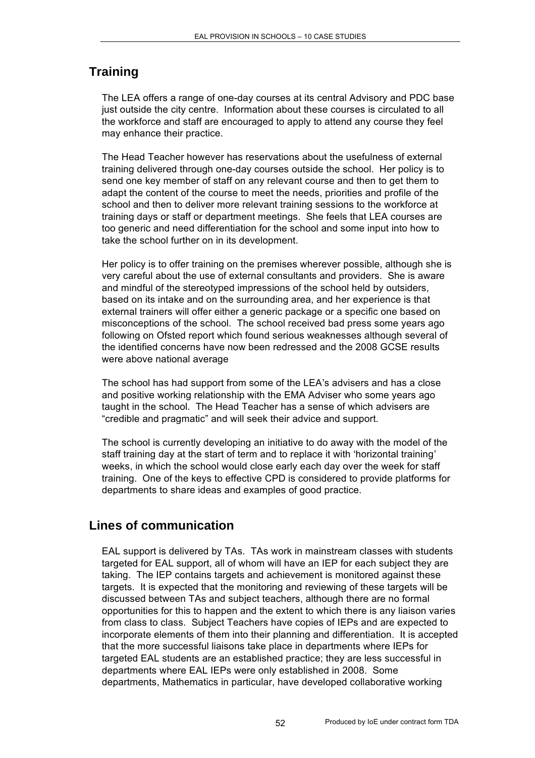## Training

The LEA offers a range of one-day courses at its central Advisory and PDC base just outside the city centre. Information about these courses is circulated to all the workforce and staff are encouraged to apply to attend any course they feel may enhance their practice.

The Head Teacher however has reservations about the usefulness of external training delivered through one-day courses outside the school. Her policy is to send one key member of staff on any relevant course and then to get them to adapt the content of the course to meet the needs, priorities and profile of the school and then to deliver more relevant training sessions to the workforce at training days or staff or department meetings. She feels that LEA courses are too generic and need differentiation for the school and some input into how to take the school further on in its development.

Her policy is to offer training on the premises wherever possible, although she is very careful about the use of external consultants and providers. She is aware and mindful of the stereotyped impressions of the school held by outsiders, based on its intake and on the surrounding area, and her experience is that external trainers will offer either a generic package or a specific one based on misconceptions of the school. The school received bad press some years ago following on Ofsted report which found serious weaknesses although several of the identified concerns have now been redressed and the 2008 GCSE results were above national average

The school has had support from some of the LEA's advisers and has a close and positive working relationship with the EMA Adviser who some years ago taught in the school. The Head Teacher has a sense of which advisers are "credible and pragmatic" and will seek their advice and support.

The school is currently developing an initiative to do away with the model of the staff training day at the start of term and to replace it with 'horizontal training' weeks, in which the school would close early each day over the week for staff training. One of the keys to effective CPD is considered to provide platforms for departments to share ideas and examples of good practice.

## Lines of communication

EAL support is delivered by TAs. TAs work in mainstream classes with students targeted for EAL support, all of whom will have an IEP for each subject they are taking. The IEP contains targets and achievement is monitored against these targets. It is expected that the monitoring and reviewing of these targets will be discussed between TAs and subject teachers, although there are no formal opportunities for this to happen and the extent to which there is any liaison varies from class to class. Subject Teachers have copies of IEPs and are expected to incorporate elements of them into their planning and differentiation. It is accepted that the more successful liaisons take place in departments where IEPs for targeted EAL students are an established practice; they are less successful in departments where EAL IEPs were only established in 2008. Some departments, Mathematics in particular, have developed collaborative working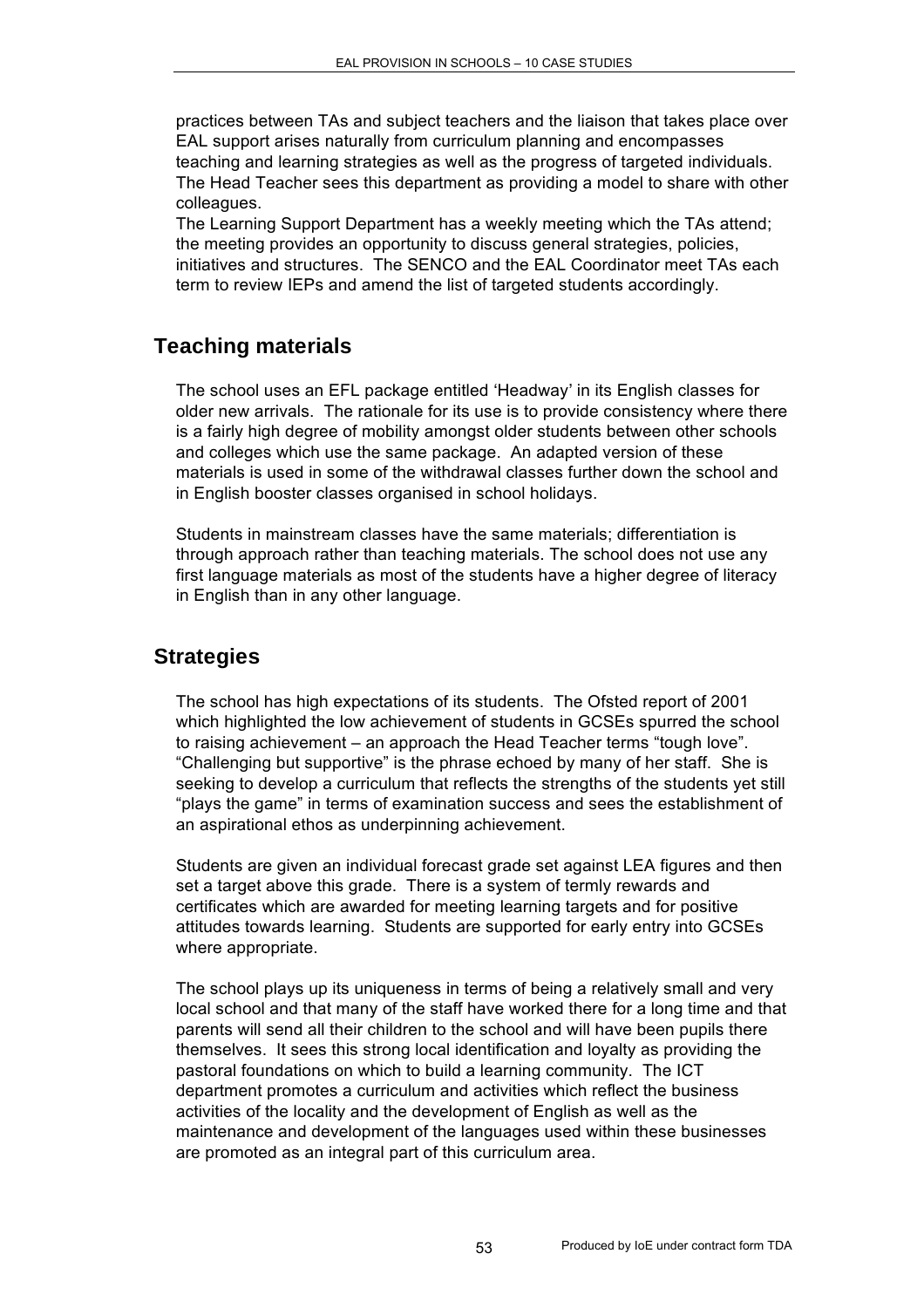practices between TAs and subject teachers and the liaison that takes place over EAL support arises naturally from curriculum planning and encompasses teaching and learning strategies as well as the progress of targeted individuals. The Head Teacher sees this department as providing a model to share with other colleagues.

The Learning Support Department has a weekly meeting which the TAs attend; the meeting provides an opportunity to discuss general strategies, policies, initiatives and structures. The SENCO and the EAL Coordinator meet TAs each term to review IEPs and amend the list of targeted students accordingly.

## Teaching materials

The school uses an EFL package entitled 'Headway' in its English classes for older new arrivals. The rationale for its use is to provide consistency where there is a fairly high degree of mobility amongst older students between other schools and colleges which use the same package. An adapted version of these materials is used in some of the withdrawal classes further down the school and in English booster classes organised in school holidays.

Students in mainstream classes have the same materials; differentiation is through approach rather than teaching materials. The school does not use any first language materials as most of the students have a higher degree of literacy in English than in any other language.

## Strategies

The school has high expectations of its students. The Ofsted report of 2001 which highlighted the low achievement of students in GCSEs spurred the school to raising achievement – an approach the Head Teacher terms "tough love". "Challenging but supportive" is the phrase echoed by many of her staff. She is seeking to develop a curriculum that reflects the strengths of the students yet still "plays the game" in terms of examination success and sees the establishment of an aspirational ethos as underpinning achievement.

Students are given an individual forecast grade set against LEA figures and then set a target above this grade. There is a system of termly rewards and certificates which are awarded for meeting learning targets and for positive attitudes towards learning. Students are supported for early entry into GCSEs where appropriate.

The school plays up its uniqueness in terms of being a relatively small and very local school and that many of the staff have worked there for a long time and that parents will send all their children to the school and will have been pupils there themselves. It sees this strong local identification and loyalty as providing the pastoral foundations on which to build a learning community. The ICT department promotes a curriculum and activities which reflect the business activities of the locality and the development of English as well as the maintenance and development of the languages used within these businesses are promoted as an integral part of this curriculum area.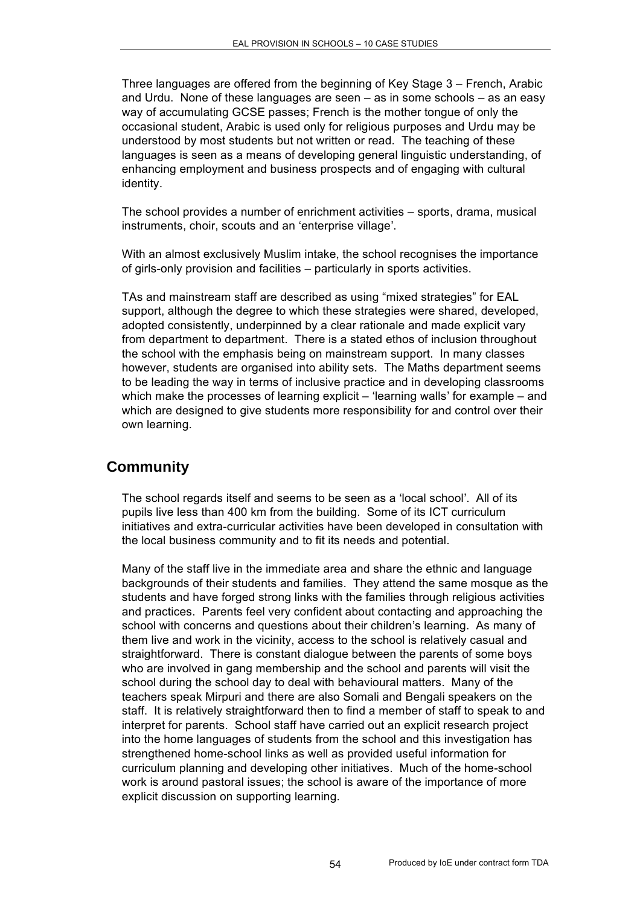Three languages are offered from the beginning of Key Stage 3 – French, Arabic and Urdu. None of these languages are seen – as in some schools – as an easy way of accumulating GCSE passes; French is the mother tongue of only the occasional student, Arabic is used only for religious purposes and Urdu may be understood by most students but not written or read. The teaching of these languages is seen as a means of developing general linguistic understanding, of enhancing employment and business prospects and of engaging with cultural identity.

The school provides a number of enrichment activities – sports, drama, musical instruments, choir, scouts and an 'enterprise village'.

With an almost exclusively Muslim intake, the school recognises the importance of girls-only provision and facilities – particularly in sports activities.

TAs and mainstream staff are described as using "mixed strategies" for EAL support, although the degree to which these strategies were shared, developed, adopted consistently, underpinned by a clear rationale and made explicit vary from department to department. There is a stated ethos of inclusion throughout the school with the emphasis being on mainstream support. In many classes however, students are organised into ability sets. The Maths department seems to be leading the way in terms of inclusive practice and in developing classrooms which make the processes of learning explicit – 'learning walls' for example – and which are designed to give students more responsibility for and control over their own learning.

## Community

The school regards itself and seems to be seen as a 'local school'. All of its pupils live less than 400 km from the building. Some of its ICT curriculum initiatives and extra-curricular activities have been developed in consultation with the local business community and to fit its needs and potential.

Many of the staff live in the immediate area and share the ethnic and language backgrounds of their students and families. They attend the same mosque as the students and have forged strong links with the families through religious activities and practices. Parents feel very confident about contacting and approaching the school with concerns and questions about their children's learning. As many of them live and work in the vicinity, access to the school is relatively casual and straightforward. There is constant dialogue between the parents of some boys who are involved in gang membership and the school and parents will visit the school during the school day to deal with behavioural matters. Many of the teachers speak Mirpuri and there are also Somali and Bengali speakers on the staff. It is relatively straightforward then to find a member of staff to speak to and interpret for parents. School staff have carried out an explicit research project into the home languages of students from the school and this investigation has strengthened home-school links as well as provided useful information for curriculum planning and developing other initiatives. Much of the home-school work is around pastoral issues; the school is aware of the importance of more explicit discussion on supporting learning.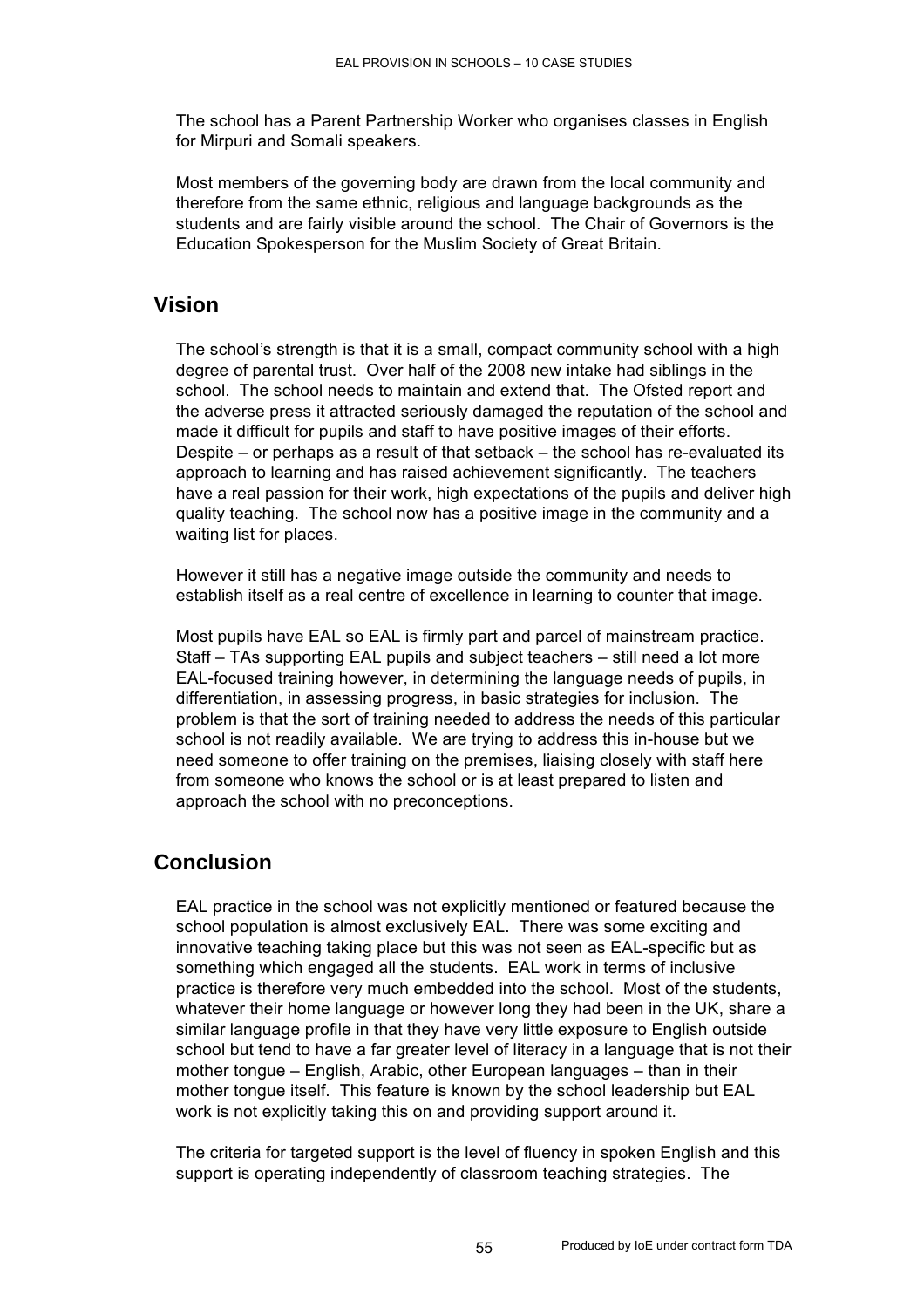The school has a Parent Partnership Worker who organises classes in English for Mirpuri and Somali speakers.

Most members of the governing body are drawn from the local community and therefore from the same ethnic, religious and language backgrounds as the students and are fairly visible around the school. The Chair of Governors is the Education Spokesperson for the Muslim Society of Great Britain.

## Vision

The school's strength is that it is a small, compact community school with a high degree of parental trust. Over half of the 2008 new intake had siblings in the school. The school needs to maintain and extend that. The Ofsted report and the adverse press it attracted seriously damaged the reputation of the school and made it difficult for pupils and staff to have positive images of their efforts. Despite – or perhaps as a result of that setback – the school has re-evaluated its approach to learning and has raised achievement significantly. The teachers have a real passion for their work, high expectations of the pupils and deliver high quality teaching. The school now has a positive image in the community and a waiting list for places.

However it still has a negative image outside the community and needs to establish itself as a real centre of excellence in learning to counter that image.

Most pupils have EAL so EAL is firmly part and parcel of mainstream practice. Staff – TAs supporting EAL pupils and subject teachers – still need a lot more EAL-focused training however, in determining the language needs of pupils, in differentiation, in assessing progress, in basic strategies for inclusion. The problem is that the sort of training needed to address the needs of this particular school is not readily available. We are trying to address this in-house but we need someone to offer training on the premises, liaising closely with staff here from someone who knows the school or is at least prepared to listen and approach the school with no preconceptions.

## Conclusion

EAL practice in the school was not explicitly mentioned or featured because the school population is almost exclusively EAL. There was some exciting and innovative teaching taking place but this was not seen as EAL-specific but as something which engaged all the students. EAL work in terms of inclusive practice is therefore very much embedded into the school. Most of the students, whatever their home language or however long they had been in the UK, share a similar language profile in that they have very little exposure to English outside school but tend to have a far greater level of literacy in a language that is not their mother tongue – English, Arabic, other European languages – than in their mother tongue itself. This feature is known by the school leadership but EAL work is not explicitly taking this on and providing support around it.

The criteria for targeted support is the level of fluency in spoken English and this support is operating independently of classroom teaching strategies. The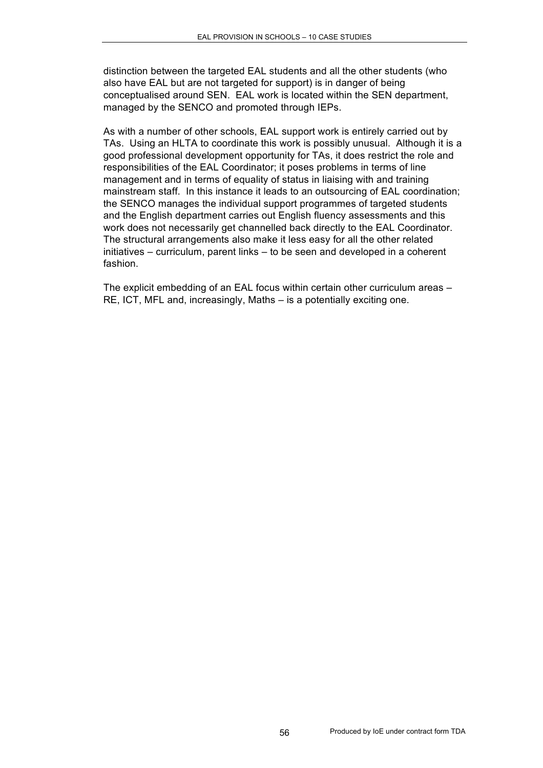distinction between the targeted EAL students and all the other students (who also have EAL but are not targeted for support) is in danger of being conceptualised around SEN. EAL work is located within the SEN department, managed by the SENCO and promoted through IEPs.

As with a number of other schools, EAL support work is entirely carried out by TAs. Using an HLTA to coordinate this work is possibly unusual. Although it is a good professional development opportunity for TAs, it does restrict the role and responsibilities of the EAL Coordinator; it poses problems in terms of line management and in terms of equality of status in liaising with and training mainstream staff. In this instance it leads to an outsourcing of EAL coordination; the SENCO manages the individual support programmes of targeted students and the English department carries out English fluency assessments and this work does not necessarily get channelled back directly to the EAL Coordinator. The structural arrangements also make it less easy for all the other related initiatives – curriculum, parent links – to be seen and developed in a coherent fashion.

The explicit embedding of an EAL focus within certain other curriculum areas – RE, ICT, MFL and, increasingly, Maths – is a potentially exciting one.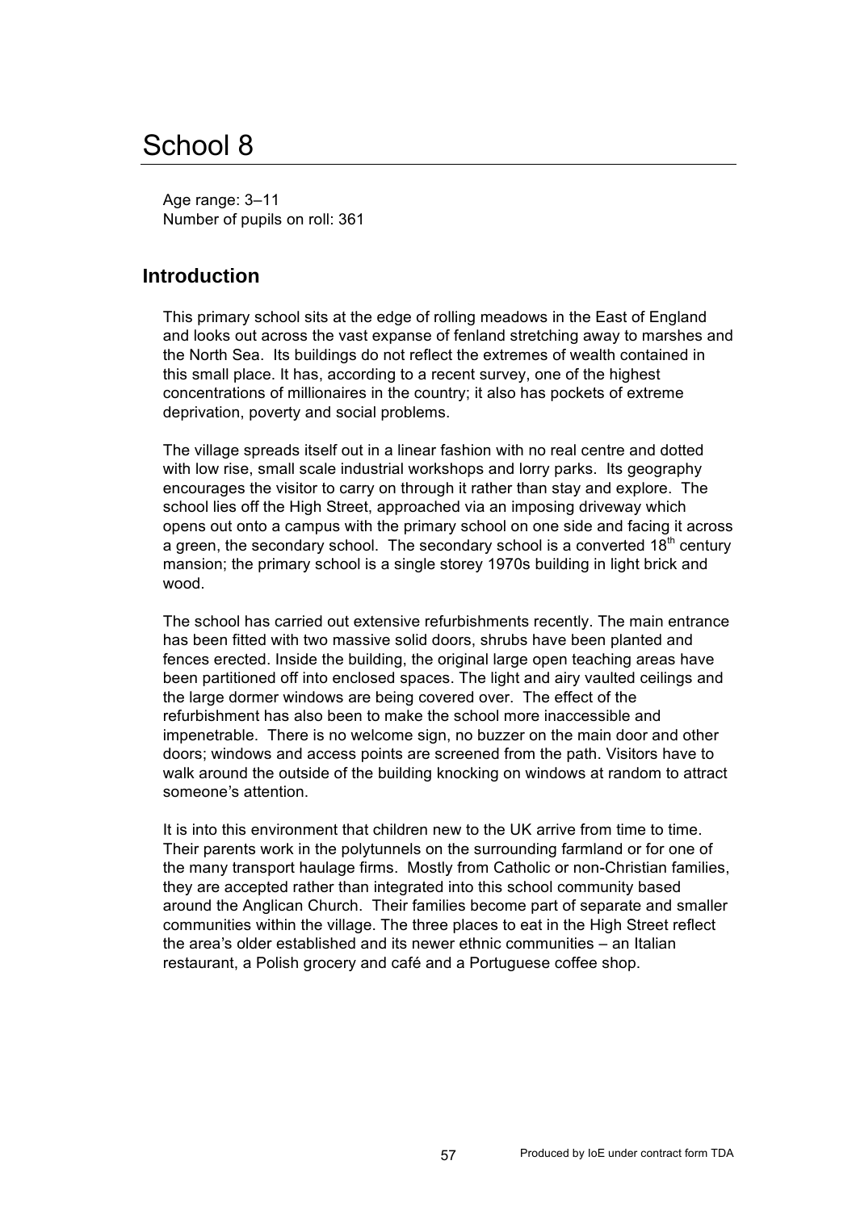# School 8

Age range: 3–11
Number of pupils on roll: 361

## Introduction

This primary school sits at the edge of rolling meadows in the East of England and looks out across the vast expanse of fenland stretching away to marshes and the North Sea. Its buildings do not reflect the extremes of wealth contained in this small place. It has, according to a recent survey, one of the highest concentrations of millionaires in the country; it also has pockets of extreme deprivation, poverty and social problems.

The village spreads itself out in a linear fashion with no real centre and dotted with low rise, small scale industrial workshops and lorry parks. Its geography encourages the visitor to carry on through it rather than stay and explore. The school lies off the High Street, approached via an imposing driveway which opens out onto a campus with the primary school on one side and facing it across a green, the secondary school. The secondary school is a converted 18th century mansion; the primary school is a single storey 1970s building in light brick and wood.

The school has carried out extensive refurbishments recently. The main entrance has been fitted with two massive solid doors, shrubs have been planted and fences erected. Inside the building, the original large open teaching areas have been partitioned off into enclosed spaces. The light and airy vaulted ceilings and the large dormer windows are being covered over. The effect of the refurbishment has also been to make the school more inaccessible and impenetrable. There is no welcome sign, no buzzer on the main door and other doors; windows and access points are screened from the path. Visitors have to walk around the outside of the building knocking on windows at random to attract someone's attention.

It is into this environment that children new to the UK arrive from time to time. Their parents work in the polytunnels on the surrounding farmland or for one of the many transport haulage firms. Mostly from Catholic or non-Christian families, they are accepted rather than integrated into this school community based around the Anglican Church. Their families become part of separate and smaller communities within the village. The three places to eat in the High Street reflect the area's older established and its newer ethnic communities – an Italian restaurant, a Polish grocery and café and a Portuguese coffee shop.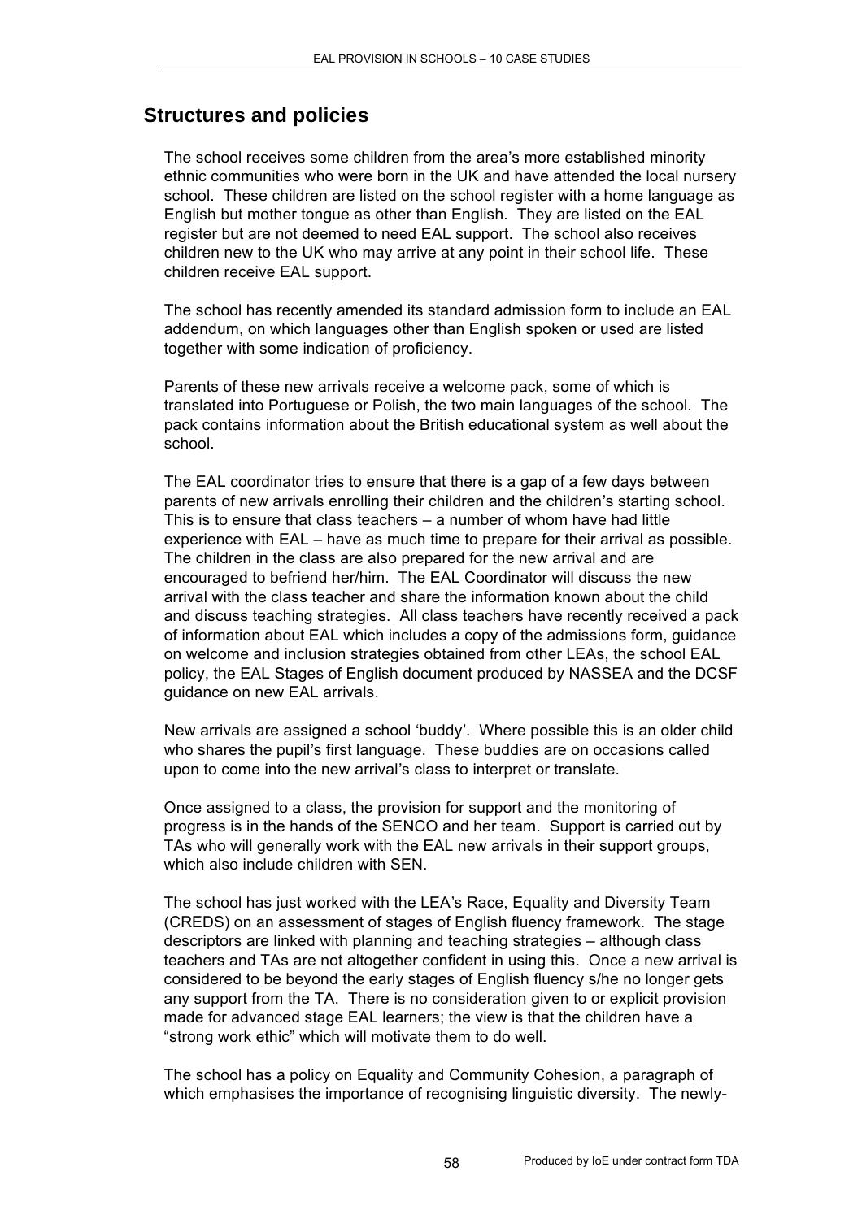## Structures and policies

The school receives some children from the area's more established minority ethnic communities who were born in the UK and have attended the local nursery school. These children are listed on the school register with a home language as English but mother tongue as other than English. They are listed on the EAL register but are not deemed to need EAL support. The school also receives children new to the UK who may arrive at any point in their school life. These children receive EAL support.

The school has recently amended its standard admission form to include an EAL addendum, on which languages other than English spoken or used are listed together with some indication of proficiency.

Parents of these new arrivals receive a welcome pack, some of which is translated into Portuguese or Polish, the two main languages of the school. The pack contains information about the British educational system as well about the school.

The EAL coordinator tries to ensure that there is a gap of a few days between parents of new arrivals enrolling their children and the children's starting school. This is to ensure that class teachers – a number of whom have had little experience with EAL – have as much time to prepare for their arrival as possible. The children in the class are also prepared for the new arrival and are encouraged to befriend her/him. The EAL Coordinator will discuss the new arrival with the class teacher and share the information known about the child and discuss teaching strategies. All class teachers have recently received a pack of information about EAL which includes a copy of the admissions form, guidance on welcome and inclusion strategies obtained from other LEAs, the school EAL policy, the EAL Stages of English document produced by NASSEA and the DCSF guidance on new EAL arrivals.

New arrivals are assigned a school 'buddy'. Where possible this is an older child who shares the pupil's first language. These buddies are on occasions called upon to come into the new arrival's class to interpret or translate.

Once assigned to a class, the provision for support and the monitoring of progress is in the hands of the SENCO and her team. Support is carried out by TAs who will generally work with the EAL new arrivals in their support groups, which also include children with SEN.

The school has just worked with the LEA's Race, Equality and Diversity Team (CREDS) on an assessment of stages of English fluency framework. The stage descriptors are linked with planning and teaching strategies – although class teachers and TAs are not altogether confident in using this. Once a new arrival is considered to be beyond the early stages of English fluency s/he no longer gets any support from the TA. There is no consideration given to or explicit provision made for advanced stage EAL learners; the view is that the children have a "strong work ethic" which will motivate them to do well.

The school has a policy on Equality and Community Cohesion, a paragraph of which emphasises the importance of recognising linguistic diversity. The newly-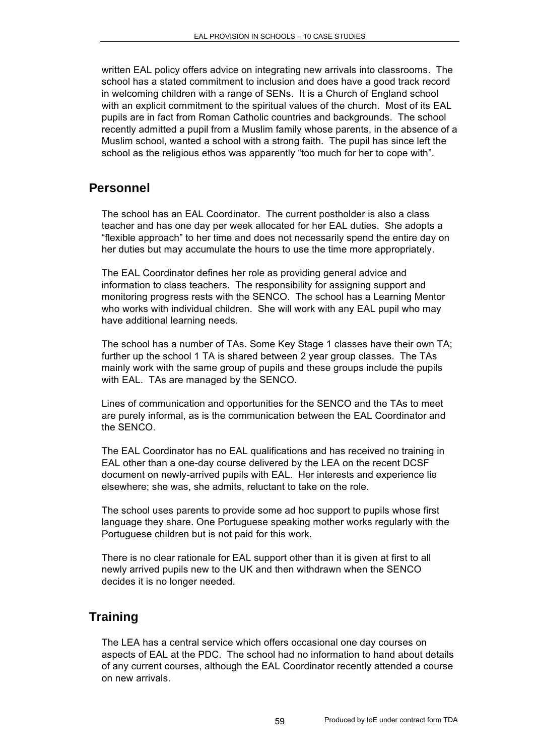written EAL policy offers advice on integrating new arrivals into classrooms. The school has a stated commitment to inclusion and does have a good track record in welcoming children with a range of SENs. It is a Church of England school with an explicit commitment to the spiritual values of the church. Most of its EAL pupils are in fact from Roman Catholic countries and backgrounds. The school recently admitted a pupil from a Muslim family whose parents, in the absence of a Muslim school, wanted a school with a strong faith. The pupil has since left the school as the religious ethos was apparently "too much for her to cope with".

## Personnel

The school has an EAL Coordinator. The current postholder is also a class teacher and has one day per week allocated for her EAL duties. She adopts a "flexible approach" to her time and does not necessarily spend the entire day on her duties but may accumulate the hours to use the time more appropriately.

The EAL Coordinator defines her role as providing general advice and information to class teachers. The responsibility for assigning support and monitoring progress rests with the SENCO. The school has a Learning Mentor who works with individual children. She will work with any EAL pupil who may have additional learning needs.

The school has a number of TAs. Some Key Stage 1 classes have their own TA; further up the school 1 TA is shared between 2 year group classes. The TAs mainly work with the same group of pupils and these groups include the pupils with EAL. TAs are managed by the SENCO.

Lines of communication and opportunities for the SENCO and the TAs to meet are purely informal, as is the communication between the EAL Coordinator and the SENCO.

The EAL Coordinator has no EAL qualifications and has received no training in EAL other than a one-day course delivered by the LEA on the recent DCSF document on newly-arrived pupils with EAL. Her interests and experience lie elsewhere; she was, she admits, reluctant to take on the role.

The school uses parents to provide some ad hoc support to pupils whose first language they share. One Portuguese speaking mother works regularly with the Portuguese children but is not paid for this work.

There is no clear rationale for EAL support other than it is given at first to all newly arrived pupils new to the UK and then withdrawn when the SENCO decides it is no longer needed.

## Training

The LEA has a central service which offers occasional one day courses on aspects of EAL at the PDC. The school had no information to hand about details of any current courses, although the EAL Coordinator recently attended a course on new arrivals.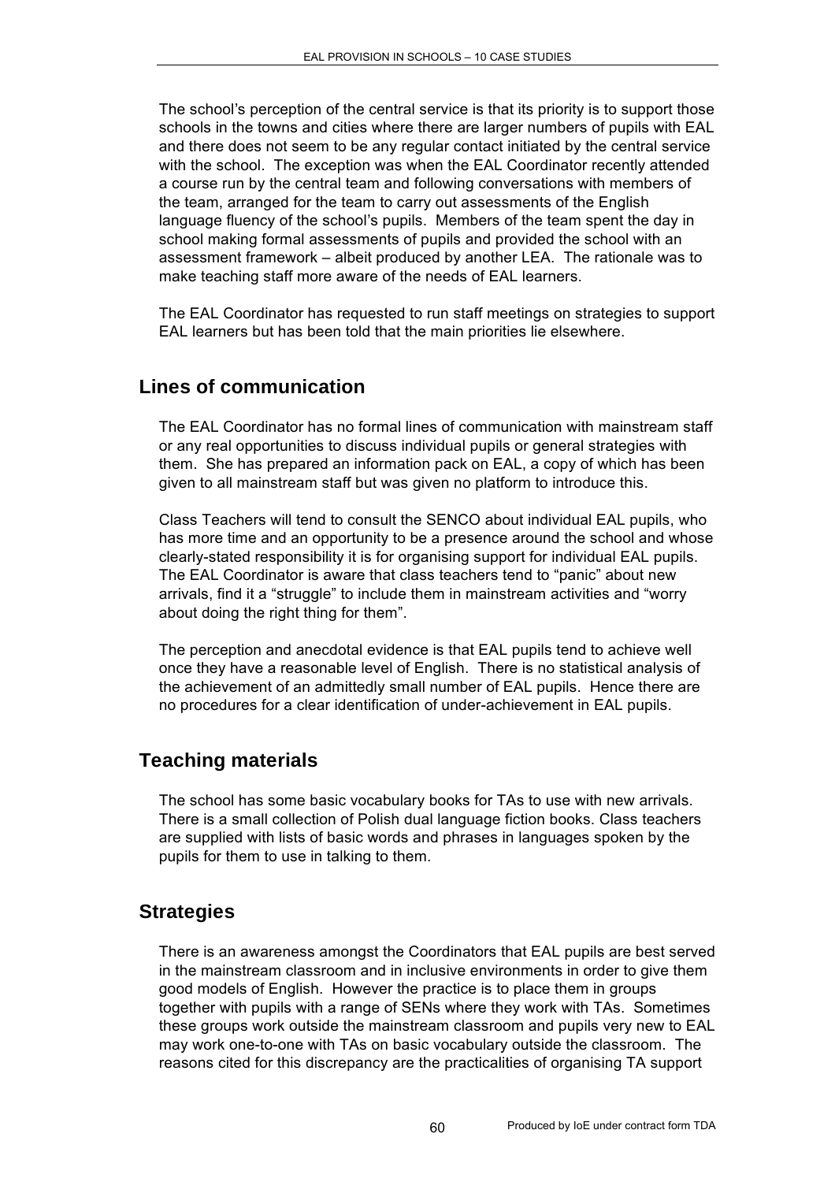The school's perception of the central service is that its priority is to support those schools in the towns and cities where there are larger numbers of pupils with EAL and there does not seem to be any regular contact initiated by the central service with the school. The exception was when the EAL Coordinator recently attended a course run by the central team and following conversations with members of the team, arranged for the team to carry out assessments of the English language fluency of the school's pupils. Members of the team spent the day in school making formal assessments of pupils and provided the school with an assessment framework – albeit produced by another LEA. The rationale was to make teaching staff more aware of the needs of EAL learners.

The EAL Coordinator has requested to run staff meetings on strategies to support EAL learners but has been told that the main priorities lie elsewhere.

## Lines of communication

The EAL Coordinator has no formal lines of communication with mainstream staff or any real opportunities to discuss individual pupils or general strategies with them. She has prepared an information pack on EAL, a copy of which has been given to all mainstream staff but was given no platform to introduce this.

Class Teachers will tend to consult the SENCO about individual EAL pupils, who has more time and an opportunity to be a presence around the school and whose clearly-stated responsibility it is for organising support for individual EAL pupils. The EAL Coordinator is aware that class teachers tend to "panic" about new arrivals, find it a "struggle" to include them in mainstream activities and "worry about doing the right thing for them".

The perception and anecdotal evidence is that EAL pupils tend to achieve well once they have a reasonable level of English. There is no statistical analysis of the achievement of an admittedly small number of EAL pupils. Hence there are no procedures for a clear identification of under-achievement in EAL pupils.

## Teaching materials

The school has some basic vocabulary books for TAs to use with new arrivals. There is a small collection of Polish dual language fiction books. Class teachers are supplied with lists of basic words and phrases in languages spoken by the pupils for them to use in talking to them.

## Strategies

There is an awareness amongst the Coordinators that EAL pupils are best served in the mainstream classroom and in inclusive environments in order to give them good models of English. However the practice is to place them in groups together with pupils with a range of SENs where they work with TAs. Sometimes these groups work outside the mainstream classroom and pupils very new to EAL may work one-to-one with TAs on basic vocabulary outside the classroom. The reasons cited for this discrepancy are the practicalities of organising TA support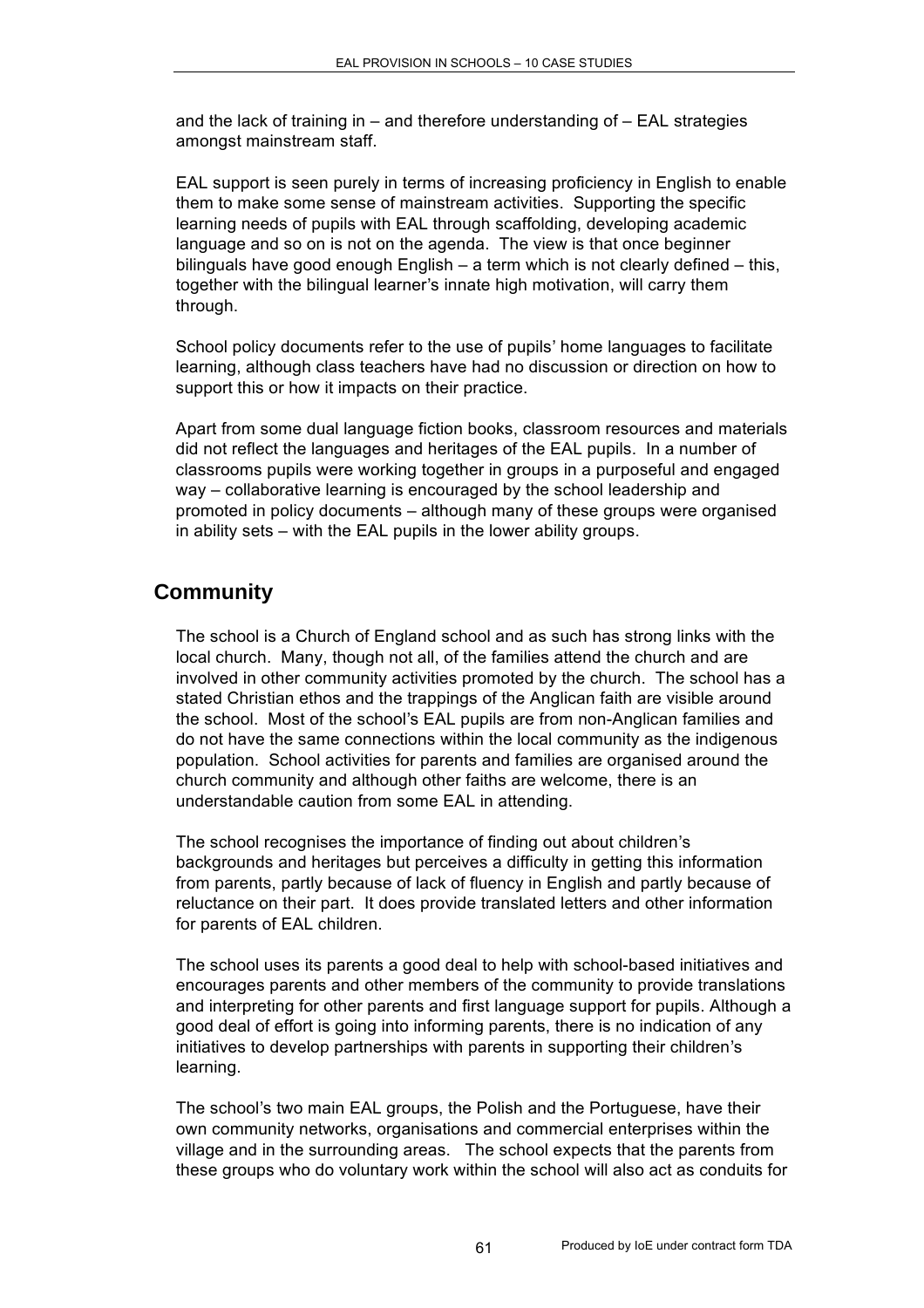and the lack of training in – and therefore understanding of – EAL strategies amongst mainstream staff.

EAL support is seen purely in terms of increasing proficiency in English to enable them to make some sense of mainstream activities. Supporting the specific learning needs of pupils with EAL through scaffolding, developing academic language and so on is not on the agenda. The view is that once beginner bilinguals have good enough English – a term which is not clearly defined – this, together with the bilingual learner's innate high motivation, will carry them through.

School policy documents refer to the use of pupils' home languages to facilitate learning, although class teachers have had no discussion or direction on how to support this or how it impacts on their practice.

Apart from some dual language fiction books, classroom resources and materials did not reflect the languages and heritages of the EAL pupils. In a number of classrooms pupils were working together in groups in a purposeful and engaged way – collaborative learning is encouraged by the school leadership and promoted in policy documents – although many of these groups were organised in ability sets – with the EAL pupils in the lower ability groups.

## Community

The school is a Church of England school and as such has strong links with the local church. Many, though not all, of the families attend the church and are involved in other community activities promoted by the church. The school has a stated Christian ethos and the trappings of the Anglican faith are visible around the school. Most of the school's EAL pupils are from non-Anglican families and do not have the same connections within the local community as the indigenous population. School activities for parents and families are organised around the church community and although other faiths are welcome, there is an understandable caution from some EAL in attending.

The school recognises the importance of finding out about children's backgrounds and heritages but perceives a difficulty in getting this information from parents, partly because of lack of fluency in English and partly because of reluctance on their part. It does provide translated letters and other information for parents of EAL children.

The school uses its parents a good deal to help with school-based initiatives and encourages parents and other members of the community to provide translations and interpreting for other parents and first language support for pupils. Although a good deal of effort is going into informing parents, there is no indication of any initiatives to develop partnerships with parents in supporting their children's learning.

The school's two main EAL groups, the Polish and the Portuguese, have their own community networks, organisations and commercial enterprises within the village and in the surrounding areas. The school expects that the parents from these groups who do voluntary work within the school will also act as conduits for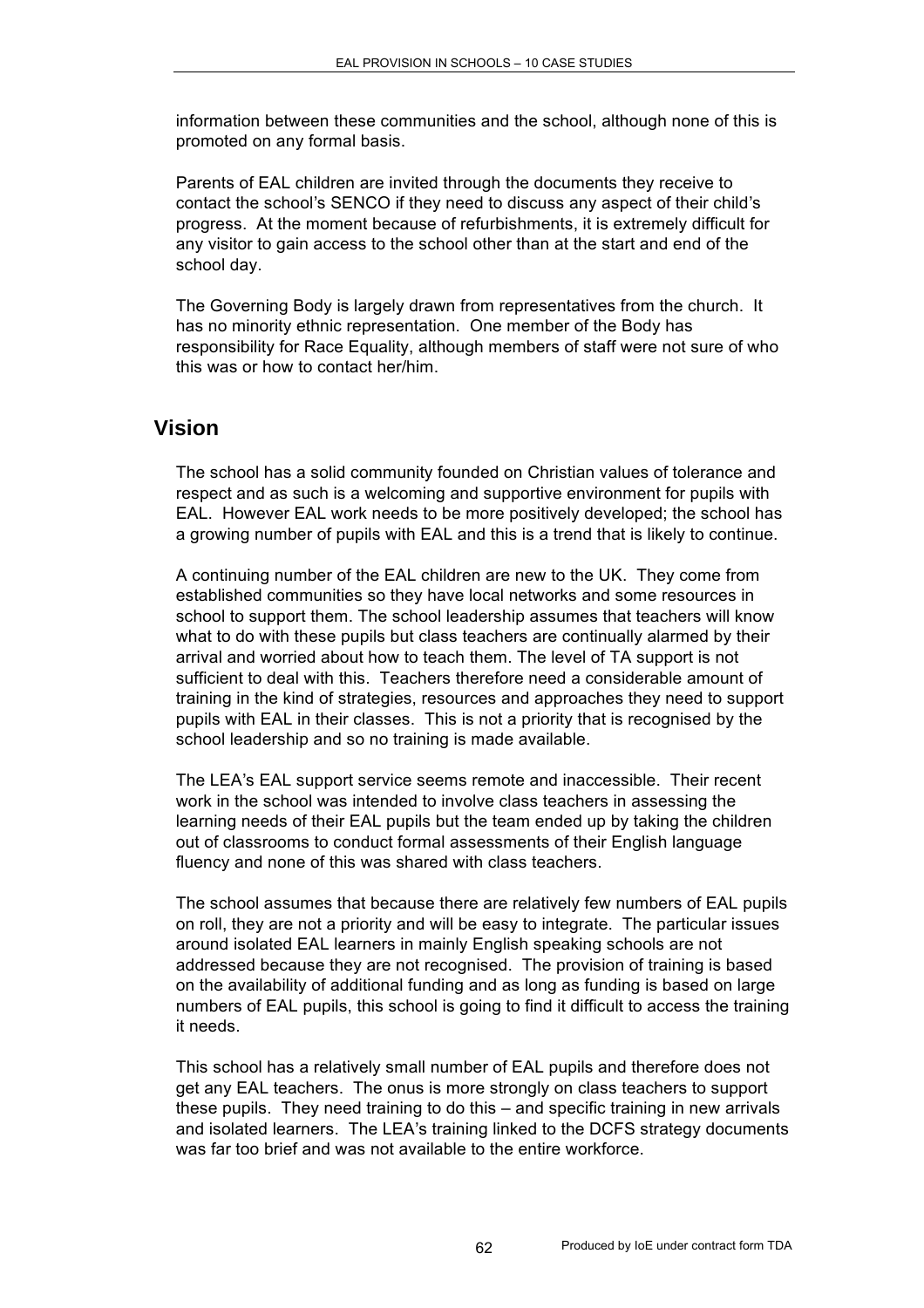information between these communities and the school, although none of this is promoted on any formal basis.

Parents of EAL children are invited through the documents they receive to contact the school's SENCO if they need to discuss any aspect of their child's progress. At the moment because of refurbishments, it is extremely difficult for any visitor to gain access to the school other than at the start and end of the school day.

The Governing Body is largely drawn from representatives from the church. It has no minority ethnic representation. One member of the Body has responsibility for Race Equality, although members of staff were not sure of who this was or how to contact her/him.

## Vision

The school has a solid community founded on Christian values of tolerance and respect and as such is a welcoming and supportive environment for pupils with EAL. However EAL work needs to be more positively developed; the school has a growing number of pupils with EAL and this is a trend that is likely to continue.

A continuing number of the EAL children are new to the UK. They come from established communities so they have local networks and some resources in school to support them. The school leadership assumes that teachers will know what to do with these pupils but class teachers are continually alarmed by their arrival and worried about how to teach them. The level of TA support is not sufficient to deal with this. Teachers therefore need a considerable amount of training in the kind of strategies, resources and approaches they need to support pupils with EAL in their classes. This is not a priority that is recognised by the school leadership and so no training is made available.

The LEA's EAL support service seems remote and inaccessible. Their recent work in the school was intended to involve class teachers in assessing the learning needs of their EAL pupils but the team ended up by taking the children out of classrooms to conduct formal assessments of their English language fluency and none of this was shared with class teachers.

The school assumes that because there are relatively few numbers of EAL pupils on roll, they are not a priority and will be easy to integrate. The particular issues around isolated EAL learners in mainly English speaking schools are not addressed because they are not recognised. The provision of training is based on the availability of additional funding and as long as funding is based on large numbers of EAL pupils, this school is going to find it difficult to access the training it needs.

This school has a relatively small number of EAL pupils and therefore does not get any EAL teachers. The onus is more strongly on class teachers to support these pupils. They need training to do this – and specific training in new arrivals and isolated learners. The LEA's training linked to the DCFS strategy documents was far too brief and was not available to the entire workforce.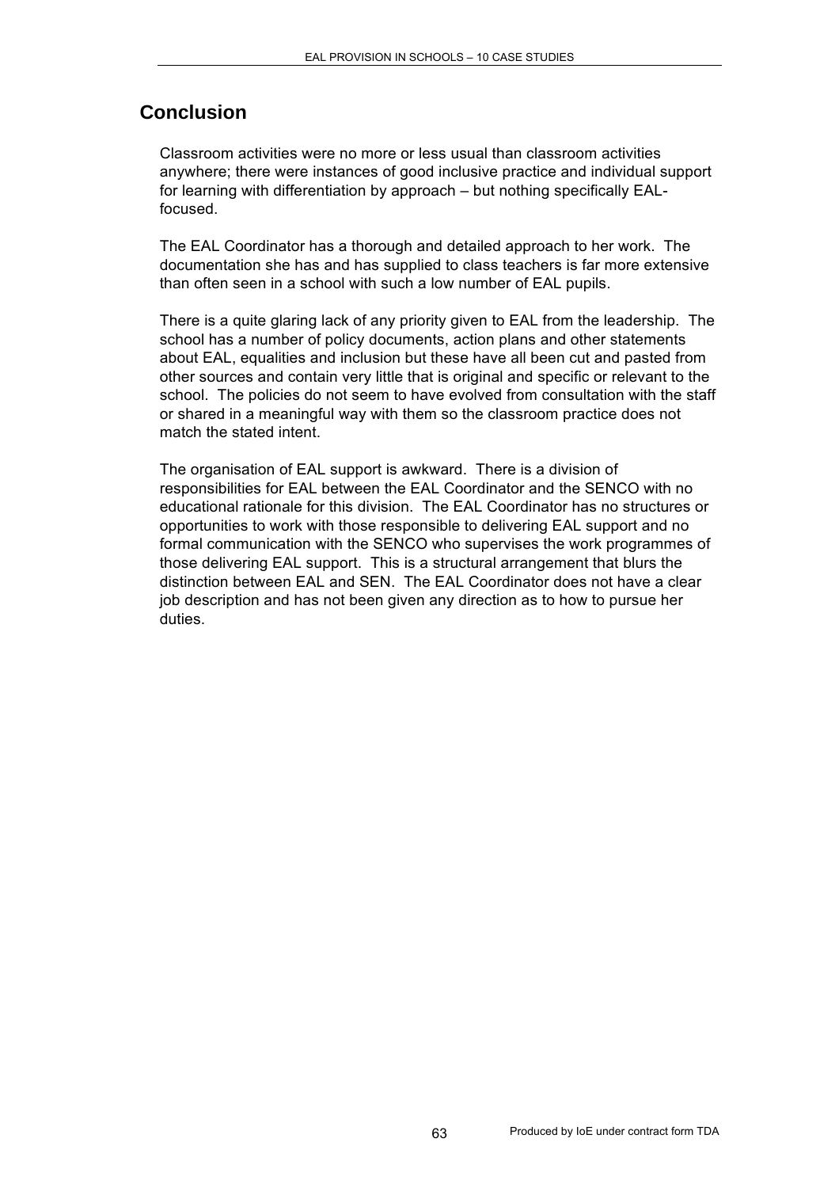## Conclusion

Classroom activities were no more or less usual than classroom activities anywhere; there were instances of good inclusive practice and individual support for learning with differentiation by approach – but nothing specifically EAL-focused.

The EAL Coordinator has a thorough and detailed approach to her work. The documentation she has and has supplied to class teachers is far more extensive than often seen in a school with such a low number of EAL pupils.

There is a quite glaring lack of any priority given to EAL from the leadership. The school has a number of policy documents, action plans and other statements about EAL, equalities and inclusion but these have all been cut and pasted from other sources and contain very little that is original and specific or relevant to the school. The policies do not seem to have evolved from consultation with the staff or shared in a meaningful way with them so the classroom practice does not match the stated intent.

The organisation of EAL support is awkward. There is a division of responsibilities for EAL between the EAL Coordinator and the SENCO with no educational rationale for this division. The EAL Coordinator has no structures or opportunities to work with those responsible to delivering EAL support and no formal communication with the SENCO who supervises the work programmes of those delivering EAL support. This is a structural arrangement that blurs the distinction between EAL and SEN. The EAL Coordinator does not have a clear job description and has not been given any direction as to how to pursue her duties.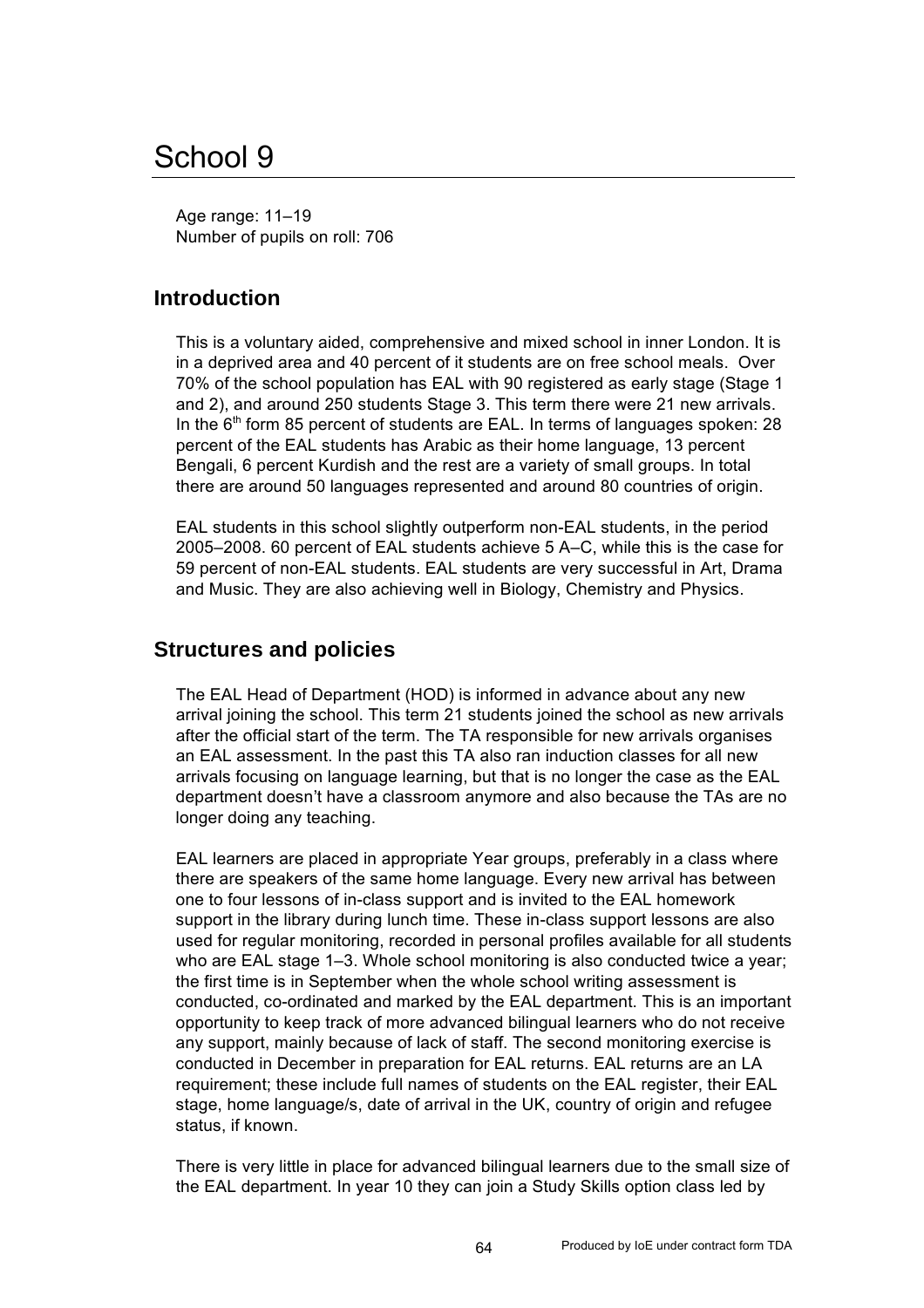# School 9

Age range: 11–19
Number of pupils on roll: 706

## Introduction

This is a voluntary aided, comprehensive and mixed school in inner London. It is in a deprived area and 40 percent of it students are on free school meals. Over 70% of the school population has EAL with 90 registered as early stage (Stage 1 and 2), and around 250 students Stage 3. This term there were 21 new arrivals. In the 6th form 85 percent of students are EAL. In terms of languages spoken: 28 percent of the EAL students has Arabic as their home language, 13 percent Bengali, 6 percent Kurdish and the rest are a variety of small groups. In total there are around 50 languages represented and around 80 countries of origin.

EAL students in this school slightly outperform non-EAL students, in the period 2005–2008. 60 percent of EAL students achieve 5 A–C, while this is the case for 59 percent of non-EAL students. EAL students are very successful in Art, Drama and Music. They are also achieving well in Biology, Chemistry and Physics.

## Structures and policies

The EAL Head of Department (HOD) is informed in advance about any new arrival joining the school. This term 21 students joined the school as new arrivals after the official start of the term. The TA responsible for new arrivals organises an EAL assessment. In the past this TA also ran induction classes for all new arrivals focusing on language learning, but that is no longer the case as the EAL department doesn't have a classroom anymore and also because the TAs are no longer doing any teaching.

EAL learners are placed in appropriate Year groups, preferably in a class where there are speakers of the same home language. Every new arrival has between one to four lessons of in-class support and is invited to the EAL homework support in the library during lunch time. These in-class support lessons are also used for regular monitoring, recorded in personal profiles available for all students who are EAL stage 1–3. Whole school monitoring is also conducted twice a year; the first time is in September when the whole school writing assessment is conducted, co-ordinated and marked by the EAL department. This is an important opportunity to keep track of more advanced bilingual learners who do not receive any support, mainly because of lack of staff. The second monitoring exercise is conducted in December in preparation for EAL returns. EAL returns are an LA requirement; these include full names of students on the EAL register, their EAL stage, home language/s, date of arrival in the UK, country of origin and refugee status, if known.

There is very little in place for advanced bilingual learners due to the small size of the EAL department. In year 10 they can join a Study Skills option class led by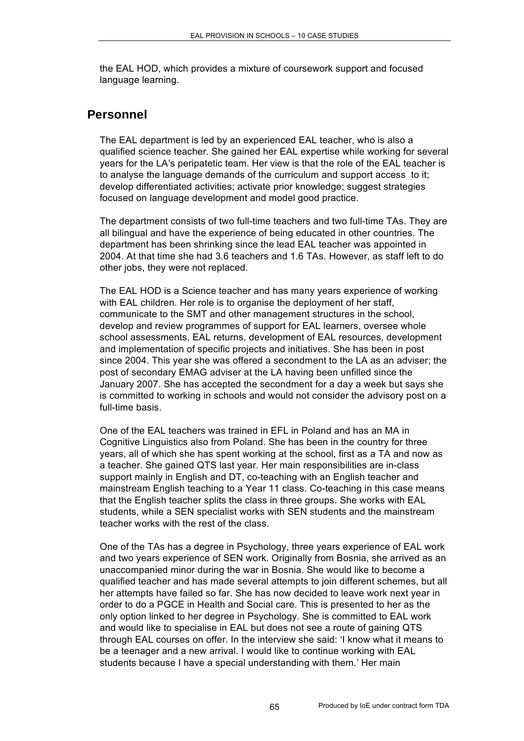the EAL HOD, which provides a mixture of coursework support and focused language learning.

## Personnel

The EAL department is led by an experienced EAL teacher, who is also a qualified science teacher. She gained her EAL expertise while working for several years for the LA's peripatetic team. Her view is that the role of the EAL teacher is to analyse the language demands of the curriculum and support access to it; develop differentiated activities; activate prior knowledge; suggest strategies focused on language development and model good practice.

The department consists of two full-time teachers and two full-time TAs. They are all bilingual and have the experience of being educated in other countries. The department has been shrinking since the lead EAL teacher was appointed in 2004. At that time she had 3.6 teachers and 1.6 TAs. However, as staff left to do other jobs, they were not replaced.

The EAL HOD is a Science teacher and has many years experience of working with EAL children. Her role is to organise the deployment of her staff, communicate to the SMT and other management structures in the school, develop and review programmes of support for EAL learners, oversee whole school assessments, EAL returns, development of EAL resources, development and implementation of specific projects and initiatives. She has been in post since 2004. This year she was offered a secondment to the LA as an adviser; the post of secondary EMAG adviser at the LA having been unfilled since the January 2007. She has accepted the secondment for a day a week but says she is committed to working in schools and would not consider the advisory post on a full-time basis.

One of the EAL teachers was trained in EFL in Poland and has an MA in Cognitive Linguistics also from Poland. She has been in the country for three years, all of which she has spent working at the school, first as a TA and now as a teacher. She gained QTS last year. Her main responsibilities are in-class support mainly in English and DT, co-teaching with an English teacher and mainstream English teaching to a Year 11 class. Co-teaching in this case means that the English teacher splits the class in three groups. She works with EAL students, while a SEN specialist works with SEN students and the mainstream teacher works with the rest of the class.

One of the TAs has a degree in Psychology, three years experience of EAL work and two years experience of SEN work. Originally from Bosnia, she arrived as an unaccompanied minor during the war in Bosnia. She would like to become a qualified teacher and has made several attempts to join different schemes, but all her attempts have failed so far. She has now decided to leave work next year in order to do a PGCE in Health and Social care. This is presented to her as the only option linked to her degree in Psychology. She is committed to EAL work and would like to specialise in EAL but does not see a route of gaining QTS through EAL courses on offer. In the interview she said: 'I know what it means to be a teenager and a new arrival. I would like to continue working with EAL students because I have a special understanding with them.' Her main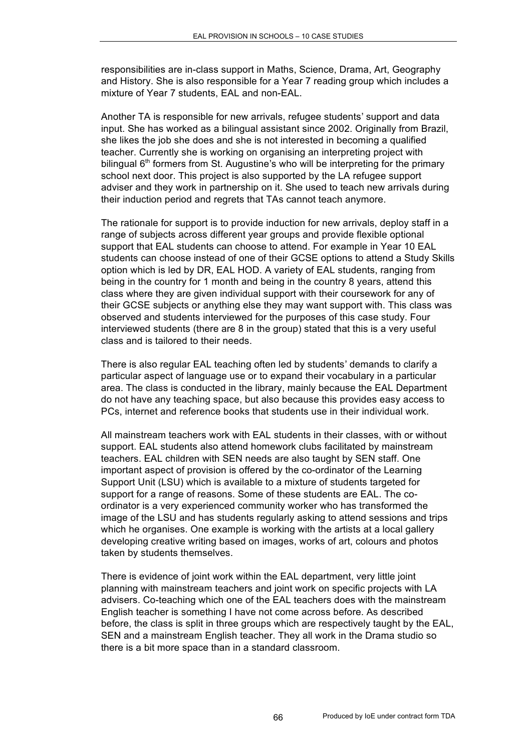responsibilities are in-class support in Maths, Science, Drama, Art, Geography and History. She is also responsible for a Year 7 reading group which includes a mixture of Year 7 students, EAL and non-EAL.

Another TA is responsible for new arrivals, refugee students' support and data input. She has worked as a bilingual assistant since 2002. Originally from Brazil, she likes the job she does and she is not interested in becoming a qualified teacher. Currently she is working on organising an interpreting project with bilingual 6th formers from St. Augustine's who will be interpreting for the primary school next door. This project is also supported by the LA refugee support adviser and they work in partnership on it. She used to teach new arrivals during their induction period and regrets that TAs cannot teach anymore.

The rationale for support is to provide induction for new arrivals, deploy staff in a range of subjects across different year groups and provide flexible optional support that EAL students can choose to attend. For example in Year 10 EAL students can choose instead of one of their GCSE options to attend a Study Skills option which is led by DR, EAL HOD. A variety of EAL students, ranging from being in the country for 1 month and being in the country 8 years, attend this class where they are given individual support with their coursework for any of their GCSE subjects or anything else they may want support with. This class was observed and students interviewed for the purposes of this case study. Four interviewed students (there are 8 in the group) stated that this is a very useful class and is tailored to their needs.

There is also regular EAL teaching often led by students' demands to clarify a particular aspect of language use or to expand their vocabulary in a particular area. The class is conducted in the library, mainly because the EAL Department do not have any teaching space, but also because this provides easy access to PCs, internet and reference books that students use in their individual work.

All mainstream teachers work with EAL students in their classes, with or without support. EAL students also attend homework clubs facilitated by mainstream teachers. EAL children with SEN needs are also taught by SEN staff. One important aspect of provision is offered by the co-ordinator of the Learning Support Unit (LSU) which is available to a mixture of students targeted for support for a range of reasons. Some of these students are EAL. The co-ordinator is a very experienced community worker who has transformed the image of the LSU and has students regularly asking to attend sessions and trips which he organises. One example is working with the artists at a local gallery developing creative writing based on images, works of art, colours and photos taken by students themselves.

There is evidence of joint work within the EAL department, very little joint planning with mainstream teachers and joint work on specific projects with LA advisers. Co-teaching which one of the EAL teachers does with the mainstream English teacher is something I have not come across before. As described before, the class is split in three groups which are respectively taught by the EAL, SEN and a mainstream English teacher. They all work in the Drama studio so there is a bit more space than in a standard classroom.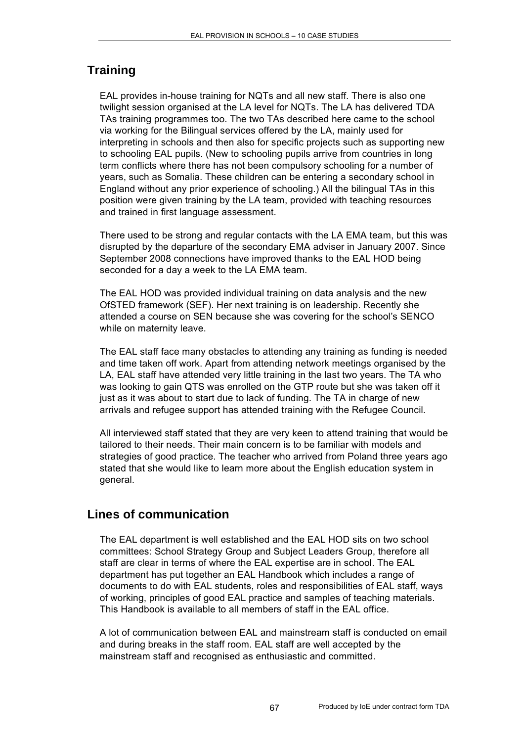## Training

EAL provides in-house training for NQTs and all new staff. There is also one twilight session organised at the LA level for NQTs. The LA has delivered TDA TAs training programmes too. The two TAs described here came to the school via working for the Bilingual services offered by the LA, mainly used for interpreting in schools and then also for specific projects such as supporting new to schooling EAL pupils. (New to schooling pupils arrive from countries in long term conflicts where there has not been compulsory schooling for a number of years, such as Somalia. These children can be entering a secondary school in England without any prior experience of schooling.) All the bilingual TAs in this position were given training by the LA team, provided with teaching resources and trained in first language assessment.

There used to be strong and regular contacts with the LA EMA team, but this was disrupted by the departure of the secondary EMA adviser in January 2007. Since September 2008 connections have improved thanks to the EAL HOD being seconded for a day a week to the LA EMA team.

The EAL HOD was provided individual training on data analysis and the new OfSTED framework (SEF). Her next training is on leadership. Recently she attended a course on SEN because she was covering for the school's SENCO while on maternity leave.

The EAL staff face many obstacles to attending any training as funding is needed and time taken off work. Apart from attending network meetings organised by the LA, EAL staff have attended very little training in the last two years. The TA who was looking to gain QTS was enrolled on the GTP route but she was taken off it just as it was about to start due to lack of funding. The TA in charge of new arrivals and refugee support has attended training with the Refugee Council.

All interviewed staff stated that they are very keen to attend training that would be tailored to their needs. Their main concern is to be familiar with models and strategies of good practice. The teacher who arrived from Poland three years ago stated that she would like to learn more about the English education system in general.

## Lines of communication

The EAL department is well established and the EAL HOD sits on two school committees: School Strategy Group and Subject Leaders Group, therefore all staff are clear in terms of where the EAL expertise are in school. The EAL department has put together an EAL Handbook which includes a range of documents to do with EAL students, roles and responsibilities of EAL staff, ways of working, principles of good EAL practice and samples of teaching materials. This Handbook is available to all members of staff in the EAL office.

A lot of communication between EAL and mainstream staff is conducted on email and during breaks in the staff room. EAL staff are well accepted by the mainstream staff and recognised as enthusiastic and committed.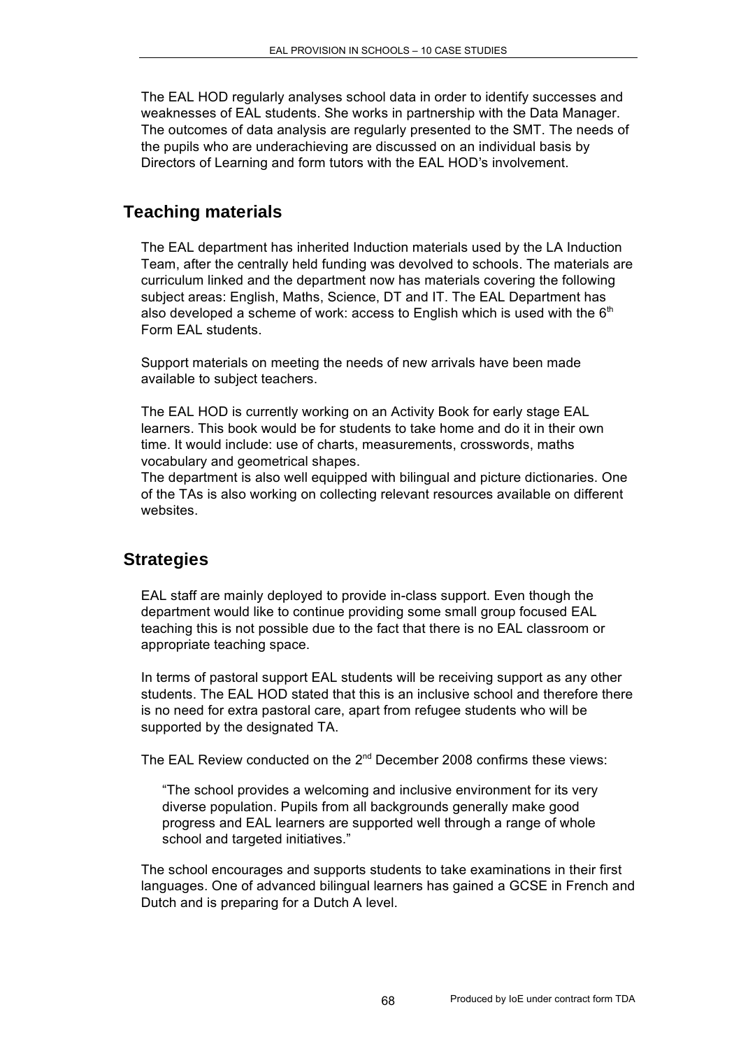The EAL HOD regularly analyses school data in order to identify successes and weaknesses of EAL students. She works in partnership with the Data Manager. The outcomes of data analysis are regularly presented to the SMT. The needs of the pupils who are underachieving are discussed on an individual basis by Directors of Learning and form tutors with the EAL HOD's involvement.

## Teaching materials

The EAL department has inherited Induction materials used by the LA Induction Team, after the centrally held funding was devolved to schools. The materials are curriculum linked and the department now has materials covering the following subject areas: English, Maths, Science, DT and IT. The EAL Department has also developed a scheme of work: access to English which is used with the 6th Form EAL students.

Support materials on meeting the needs of new arrivals have been made available to subject teachers.

The EAL HOD is currently working on an Activity Book for early stage EAL learners. This book would be for students to take home and do it in their own time. It would include: use of charts, measurements, crosswords, maths vocabulary and geometrical shapes.
The department is also well equipped with bilingual and picture dictionaries. One of the TAs is also working on collecting relevant resources available on different websites.

## Strategies

EAL staff are mainly deployed to provide in-class support. Even though the department would like to continue providing some small group focused EAL teaching this is not possible due to the fact that there is no EAL classroom or appropriate teaching space.

In terms of pastoral support EAL students will be receiving support as any other students. The EAL HOD stated that this is an inclusive school and therefore there is no need for extra pastoral care, apart from refugee students who will be supported by the designated TA.

The EAL Review conducted on the 2nd December 2008 confirms these views:

> "The school provides a welcoming and inclusive environment for its very diverse population. Pupils from all backgrounds generally make good progress and EAL learners are supported well through a range of whole school and targeted initiatives."

The school encourages and supports students to take examinations in their first languages. One of advanced bilingual learners has gained a GCSE in French and Dutch and is preparing for a Dutch A level.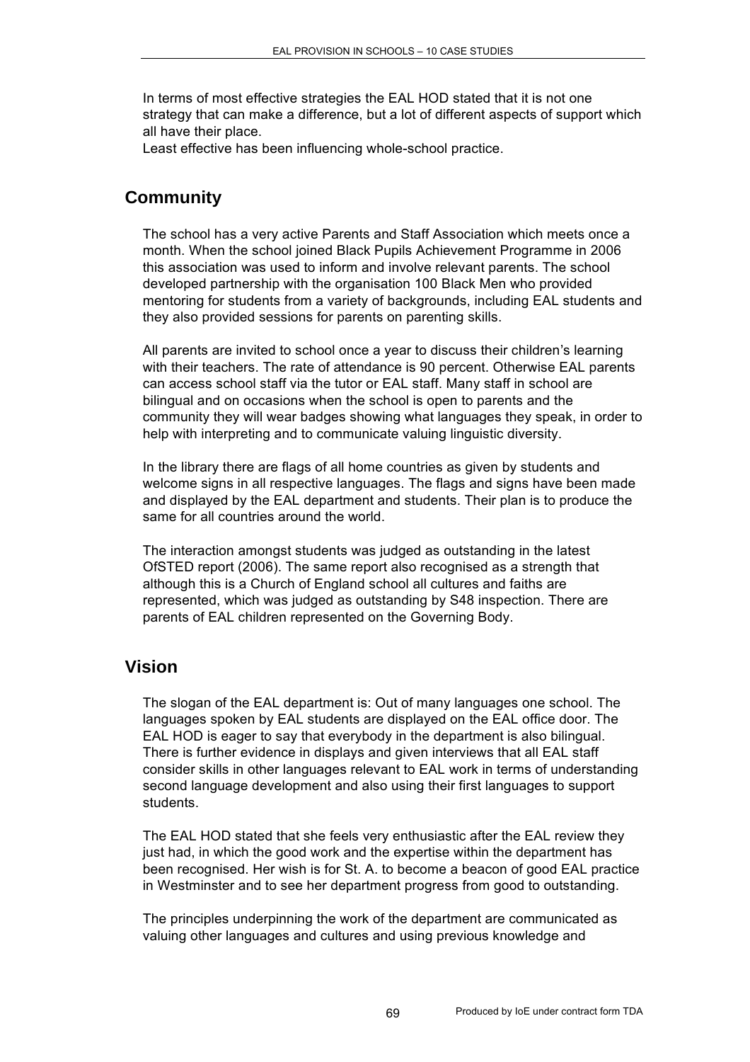In terms of most effective strategies the EAL HOD stated that it is not one strategy that can make a difference, but a lot of different aspects of support which all have their place.
Least effective has been influencing whole-school practice.

## Community

The school has a very active Parents and Staff Association which meets once a month. When the school joined Black Pupils Achievement Programme in 2006 this association was used to inform and involve relevant parents. The school developed partnership with the organisation 100 Black Men who provided mentoring for students from a variety of backgrounds, including EAL students and they also provided sessions for parents on parenting skills.

All parents are invited to school once a year to discuss their children's learning with their teachers. The rate of attendance is 90 percent. Otherwise EAL parents can access school staff via the tutor or EAL staff. Many staff in school are bilingual and on occasions when the school is open to parents and the community they will wear badges showing what languages they speak, in order to help with interpreting and to communicate valuing linguistic diversity.

In the library there are flags of all home countries as given by students and welcome signs in all respective languages. The flags and signs have been made and displayed by the EAL department and students. Their plan is to produce the same for all countries around the world.

The interaction amongst students was judged as outstanding in the latest OfSTED report (2006). The same report also recognised as a strength that although this is a Church of England school all cultures and faiths are represented, which was judged as outstanding by S48 inspection. There are parents of EAL children represented on the Governing Body.

## Vision

The slogan of the EAL department is: Out of many languages one school. The languages spoken by EAL students are displayed on the EAL office door. The EAL HOD is eager to say that everybody in the department is also bilingual. There is further evidence in displays and given interviews that all EAL staff consider skills in other languages relevant to EAL work in terms of understanding second language development and also using their first languages to support students.

The EAL HOD stated that she feels very enthusiastic after the EAL review they just had, in which the good work and the expertise within the department has been recognised. Her wish is for St. A. to become a beacon of good EAL practice in Westminster and to see her department progress from good to outstanding.

The principles underpinning the work of the department are communicated as valuing other languages and cultures and using previous knowledge and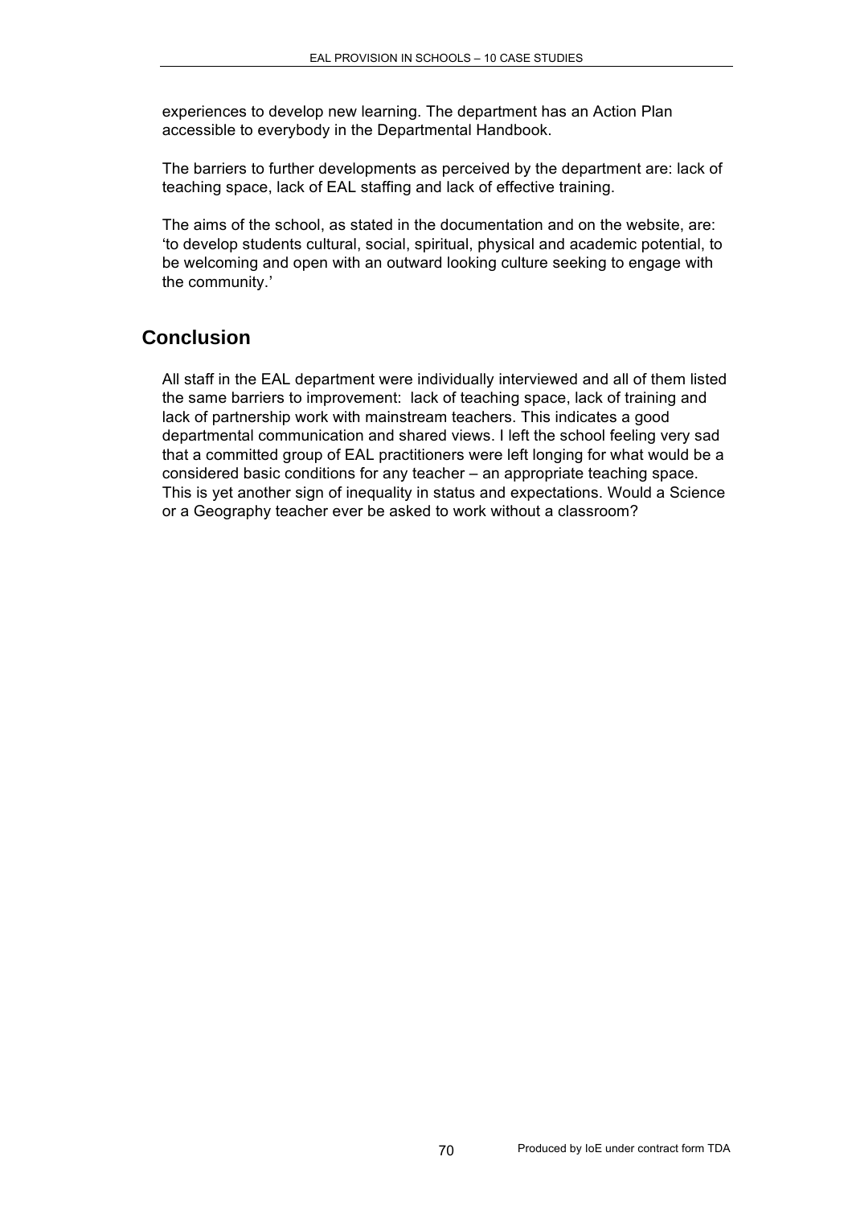experiences to develop new learning. The department has an Action Plan accessible to everybody in the Departmental Handbook.

The barriers to further developments as perceived by the department are: lack of teaching space, lack of EAL staffing and lack of effective training.

The aims of the school, as stated in the documentation and on the website, are: 'to develop students cultural, social, spiritual, physical and academic potential, to be welcoming and open with an outward looking culture seeking to engage with the community.'

## Conclusion

All staff in the EAL department were individually interviewed and all of them listed the same barriers to improvement: lack of teaching space, lack of training and lack of partnership work with mainstream teachers. This indicates a good departmental communication and shared views. I left the school feeling very sad that a committed group of EAL practitioners were left longing for what would be a considered basic conditions for any teacher – an appropriate teaching space. This is yet another sign of inequality in status and expectations. Would a Science or a Geography teacher ever be asked to work without a classroom?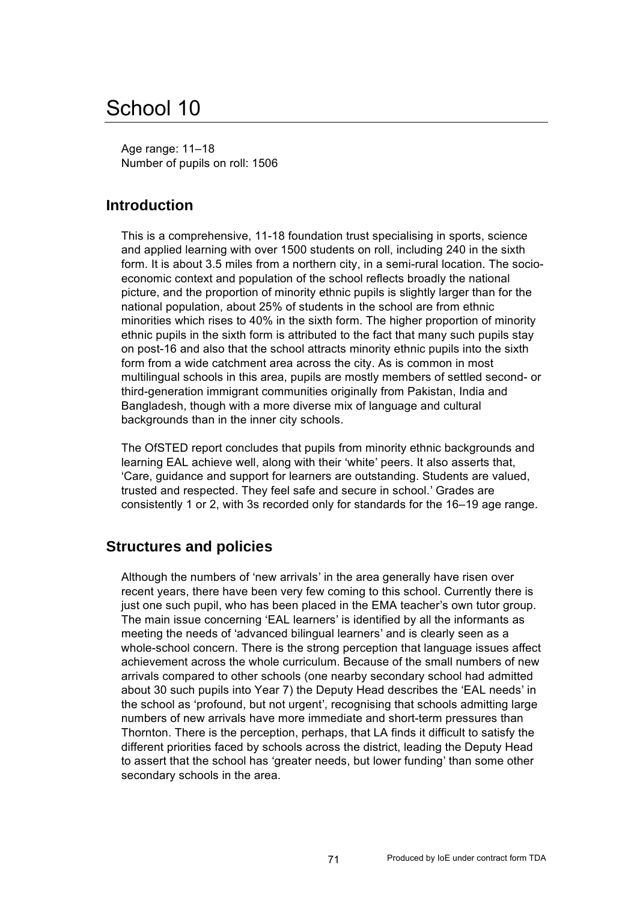# School 10

Age range: 11–18
Number of pupils on roll: 1506

## Introduction

This is a comprehensive, 11-18 foundation trust specialising in sports, science and applied learning with over 1500 students on roll, including 240 in the sixth form. It is about 3.5 miles from a northern city, in a semi-rural location. The socio-economic context and population of the school reflects broadly the national picture, and the proportion of minority ethnic pupils is slightly larger than for the national population, about 25% of students in the school are from ethnic minorities which rises to 40% in the sixth form. The higher proportion of minority ethnic pupils in the sixth form is attributed to the fact that many such pupils stay on post-16 and also that the school attracts minority ethnic pupils into the sixth form from a wide catchment area across the city. As is common in most multilingual schools in this area, pupils are mostly members of settled second- or third-generation immigrant communities originally from Pakistan, India and Bangladesh, though with a more diverse mix of language and cultural backgrounds than in the inner city schools.

The OfSTED report concludes that pupils from minority ethnic backgrounds and learning EAL achieve well, along with their 'white' peers. It also asserts that, 'Care, guidance and support for learners are outstanding. Students are valued, trusted and respected. They feel safe and secure in school.' Grades are consistently 1 or 2, with 3s recorded only for standards for the 16–19 age range.

## Structures and policies

Although the numbers of 'new arrivals' in the area generally have risen over recent years, there have been very few coming to this school. Currently there is just one such pupil, who has been placed in the EMA teacher's own tutor group. The main issue concerning 'EAL learners' is identified by all the informants as meeting the needs of 'advanced bilingual learners' and is clearly seen as a whole-school concern. There is the strong perception that language issues affect achievement across the whole curriculum. Because of the small numbers of new arrivals compared to other schools (one nearby secondary school had admitted about 30 such pupils into Year 7) the Deputy Head describes the 'EAL needs' in the school as 'profound, but not urgent', recognising that schools admitting large numbers of new arrivals have more immediate and short-term pressures than Thornton. There is the perception, perhaps, that LA finds it difficult to satisfy the different priorities faced by schools across the district, leading the Deputy Head to assert that the school has 'greater needs, but lower funding' than some other secondary schools in the area.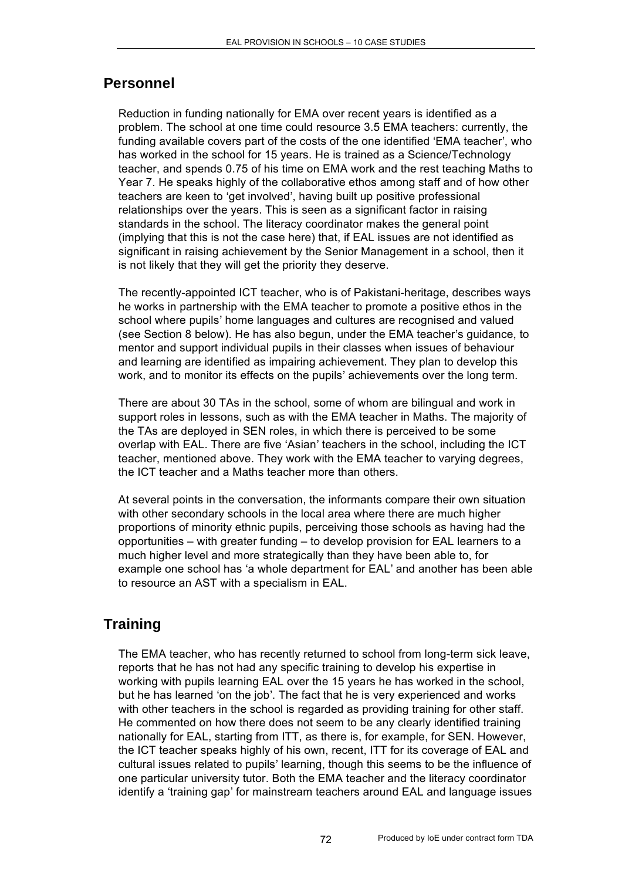## Personnel

Reduction in funding nationally for EMA over recent years is identified as a problem. The school at one time could resource 3.5 EMA teachers: currently, the funding available covers part of the costs of the one identified 'EMA teacher', who has worked in the school for 15 years. He is trained as a Science/Technology teacher, and spends 0.75 of his time on EMA work and the rest teaching Maths to Year 7. He speaks highly of the collaborative ethos among staff and of how other teachers are keen to 'get involved', having built up positive professional relationships over the years. This is seen as a significant factor in raising standards in the school. The literacy coordinator makes the general point (implying that this is not the case here) that, if EAL issues are not identified as significant in raising achievement by the Senior Management in a school, then it is not likely that they will get the priority they deserve.

The recently-appointed ICT teacher, who is of Pakistani-heritage, describes ways he works in partnership with the EMA teacher to promote a positive ethos in the school where pupils' home languages and cultures are recognised and valued (see Section 8 below). He has also begun, under the EMA teacher's guidance, to mentor and support individual pupils in their classes when issues of behaviour and learning are identified as impairing achievement. They plan to develop this work, and to monitor its effects on the pupils' achievements over the long term.

There are about 30 TAs in the school, some of whom are bilingual and work in support roles in lessons, such as with the EMA teacher in Maths. The majority of the TAs are deployed in SEN roles, in which there is perceived to be some overlap with EAL. There are five 'Asian' teachers in the school, including the ICT teacher, mentioned above. They work with the EMA teacher to varying degrees, the ICT teacher and a Maths teacher more than others.

At several points in the conversation, the informants compare their own situation with other secondary schools in the local area where there are much higher proportions of minority ethnic pupils, perceiving those schools as having had the opportunities – with greater funding – to develop provision for EAL learners to a much higher level and more strategically than they have been able to, for example one school has 'a whole department for EAL' and another has been able to resource an AST with a specialism in EAL.

## Training

The EMA teacher, who has recently returned to school from long-term sick leave, reports that he has not had any specific training to develop his expertise in working with pupils learning EAL over the 15 years he has worked in the school, but he has learned 'on the job'. The fact that he is very experienced and works with other teachers in the school is regarded as providing training for other staff. He commented on how there does not seem to be any clearly identified training nationally for EAL, starting from ITT, as there is, for example, for SEN. However, the ICT teacher speaks highly of his own, recent, ITT for its coverage of EAL and cultural issues related to pupils' learning, though this seems to be the influence of one particular university tutor. Both the EMA teacher and the literacy coordinator identify a 'training gap' for mainstream teachers around EAL and language issues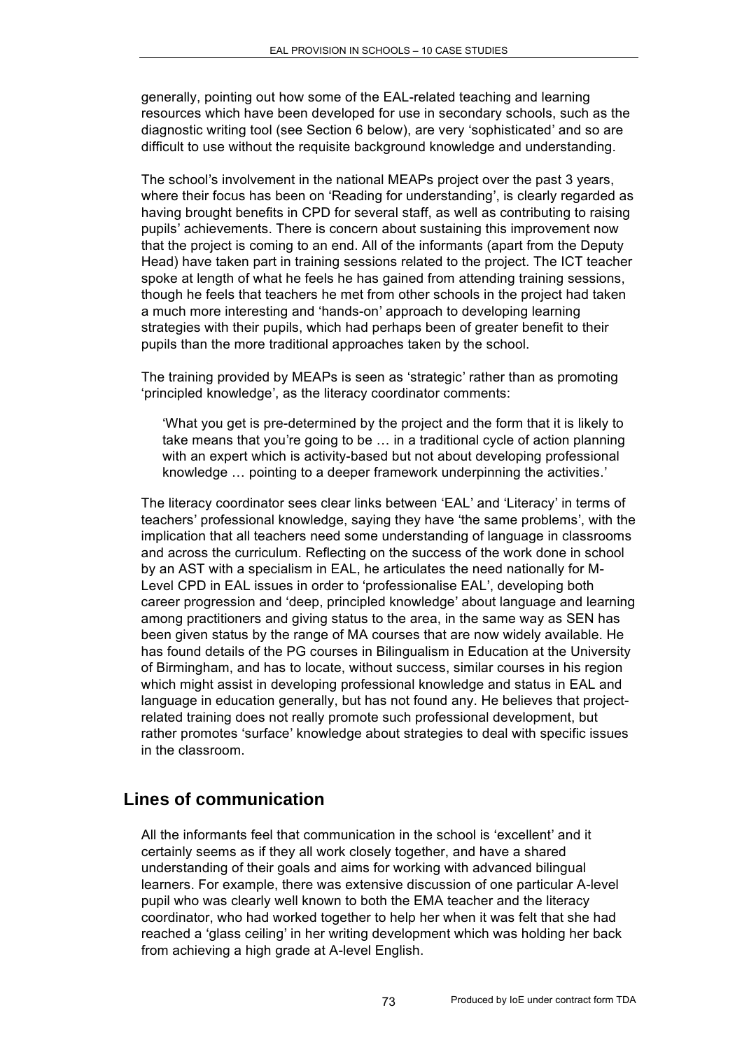generally, pointing out how some of the EAL-related teaching and learning resources which have been developed for use in secondary schools, such as the diagnostic writing tool (see Section 6 below), are very 'sophisticated' and so are difficult to use without the requisite background knowledge and understanding.

The school's involvement in the national MEAPs project over the past 3 years, where their focus has been on 'Reading for understanding', is clearly regarded as having brought benefits in CPD for several staff, as well as contributing to raising pupils' achievements. There is concern about sustaining this improvement now that the project is coming to an end. All of the informants (apart from the Deputy Head) have taken part in training sessions related to the project. The ICT teacher spoke at length of what he feels he has gained from attending training sessions, though he feels that teachers he met from other schools in the project had taken a much more interesting and 'hands-on' approach to developing learning strategies with their pupils, which had perhaps been of greater benefit to their pupils than the more traditional approaches taken by the school.

The training provided by MEAPs is seen as 'strategic' rather than as promoting 'principled knowledge', as the literacy coordinator comments:

> 'What you get is pre-determined by the project and the form that it is likely to take means that you're going to be … in a traditional cycle of action planning with an expert which is activity-based but not about developing professional knowledge … pointing to a deeper framework underpinning the activities.'

The literacy coordinator sees clear links between 'EAL' and 'Literacy' in terms of teachers' professional knowledge, saying they have 'the same problems', with the implication that all teachers need some understanding of language in classrooms and across the curriculum. Reflecting on the success of the work done in school by an AST with a specialism in EAL, he articulates the need nationally for M-Level CPD in EAL issues in order to 'professionalise EAL', developing both career progression and 'deep, principled knowledge' about language and learning among practitioners and giving status to the area, in the same way as SEN has been given status by the range of MA courses that are now widely available. He has found details of the PG courses in Bilingualism in Education at the University of Birmingham, and has to locate, without success, similar courses in his region which might assist in developing professional knowledge and status in EAL and language in education generally, but has not found any. He believes that project-related training does not really promote such professional development, but rather promotes 'surface' knowledge about strategies to deal with specific issues in the classroom.

## Lines of communication

All the informants feel that communication in the school is 'excellent' and it certainly seems as if they all work closely together, and have a shared understanding of their goals and aims for working with advanced bilingual learners. For example, there was extensive discussion of one particular A-level pupil who was clearly well known to both the EMA teacher and the literacy coordinator, who had worked together to help her when it was felt that she had reached a 'glass ceiling' in her writing development which was holding her back from achieving a high grade at A-level English.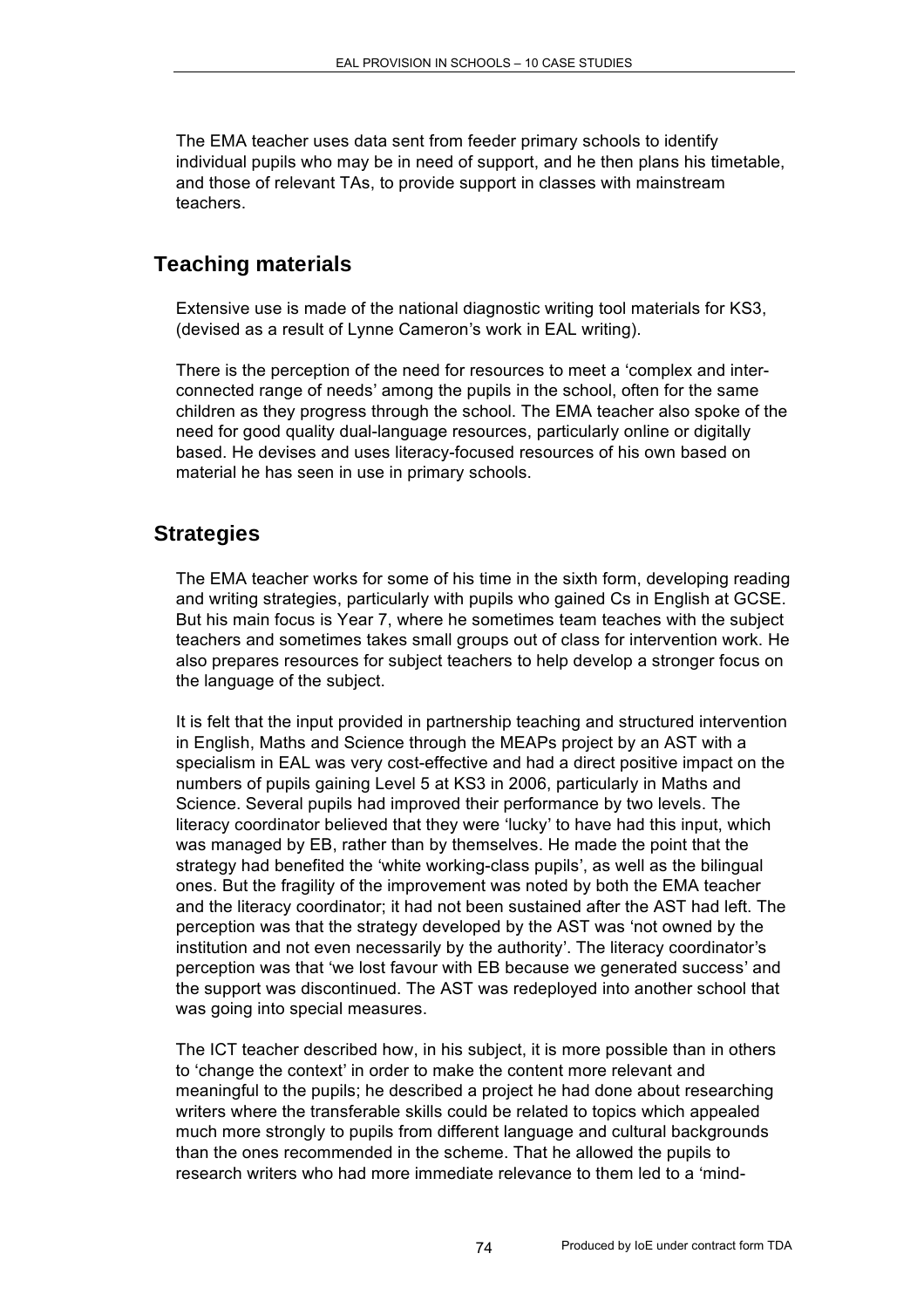The EMA teacher uses data sent from feeder primary schools to identify individual pupils who may be in need of support, and he then plans his timetable, and those of relevant TAs, to provide support in classes with mainstream teachers.

## Teaching materials

Extensive use is made of the national diagnostic writing tool materials for KS3, (devised as a result of Lynne Cameron's work in EAL writing).

There is the perception of the need for resources to meet a 'complex and inter-connected range of needs' among the pupils in the school, often for the same children as they progress through the school. The EMA teacher also spoke of the need for good quality dual-language resources, particularly online or digitally based. He devises and uses literacy-focused resources of his own based on material he has seen in use in primary schools.

## Strategies

The EMA teacher works for some of his time in the sixth form, developing reading and writing strategies, particularly with pupils who gained Cs in English at GCSE. But his main focus is Year 7, where he sometimes team teaches with the subject teachers and sometimes takes small groups out of class for intervention work. He also prepares resources for subject teachers to help develop a stronger focus on the language of the subject.

It is felt that the input provided in partnership teaching and structured intervention in English, Maths and Science through the MEAPs project by an AST with a specialism in EAL was very cost-effective and had a direct positive impact on the numbers of pupils gaining Level 5 at KS3 in 2006, particularly in Maths and Science. Several pupils had improved their performance by two levels. The literacy coordinator believed that they were 'lucky' to have had this input, which was managed by EB, rather than by themselves. He made the point that the strategy had benefited the 'white working-class pupils', as well as the bilingual ones. But the fragility of the improvement was noted by both the EMA teacher and the literacy coordinator; it had not been sustained after the AST had left. The perception was that the strategy developed by the AST was 'not owned by the institution and not even necessarily by the authority'. The literacy coordinator's perception was that 'we lost favour with EB because we generated success' and the support was discontinued. The AST was redeployed into another school that was going into special measures.

The ICT teacher described how, in his subject, it is more possible than in others to 'change the context' in order to make the content more relevant and meaningful to the pupils; he described a project he had done about researching writers where the transferable skills could be related to topics which appealed much more strongly to pupils from different language and cultural backgrounds than the ones recommended in the scheme. That he allowed the pupils to research writers who had more immediate relevance to them led to a 'mind-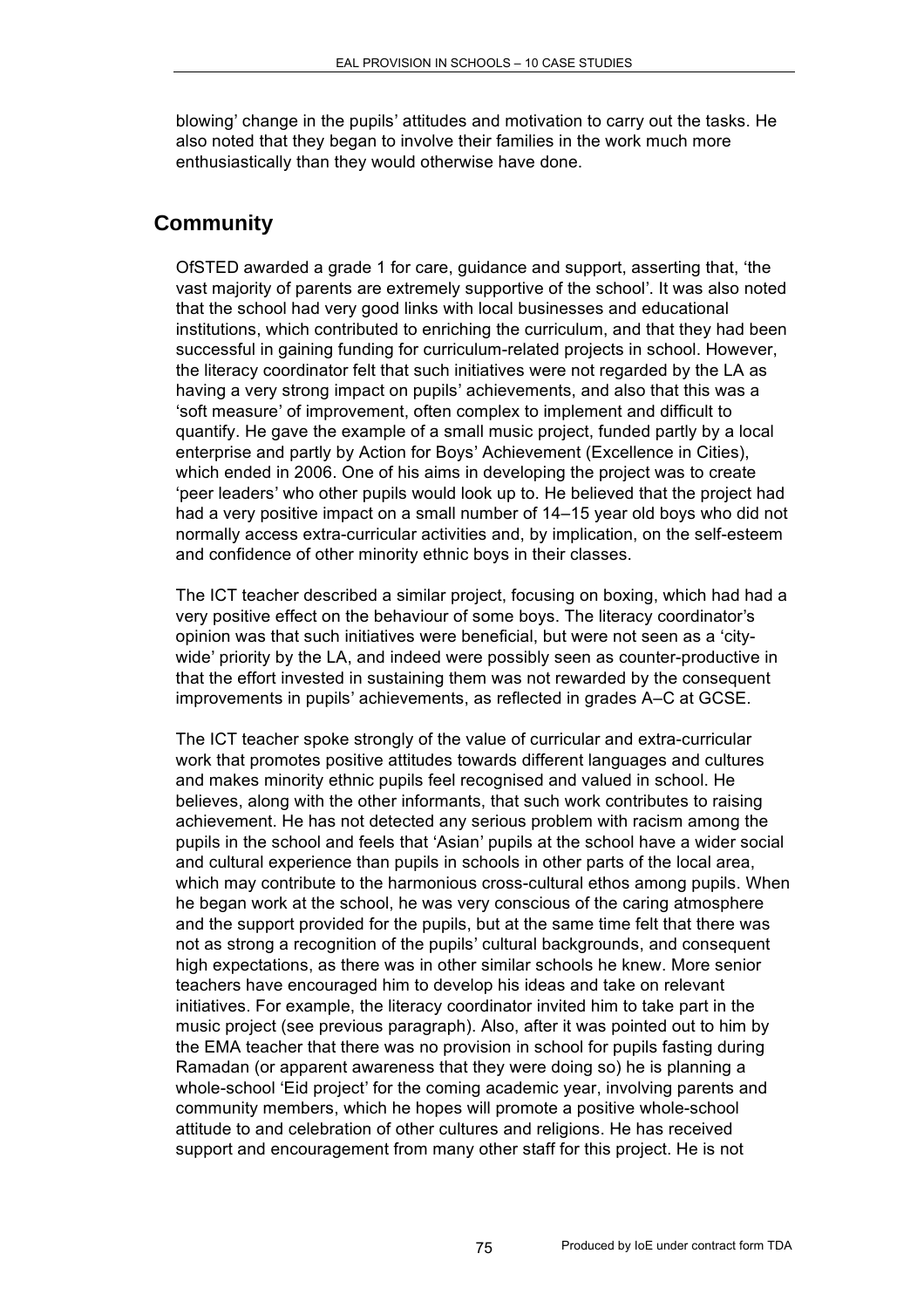blowing' change in the pupils' attitudes and motivation to carry out the tasks. He also noted that they began to involve their families in the work much more enthusiastically than they would otherwise have done.

## Community

OfSTED awarded a grade 1 for care, guidance and support, asserting that, 'the vast majority of parents are extremely supportive of the school'. It was also noted that the school had very good links with local businesses and educational institutions, which contributed to enriching the curriculum, and that they had been successful in gaining funding for curriculum-related projects in school. However, the literacy coordinator felt that such initiatives were not regarded by the LA as having a very strong impact on pupils' achievements, and also that this was a 'soft measure' of improvement, often complex to implement and difficult to quantify. He gave the example of a small music project, funded partly by a local enterprise and partly by Action for Boys' Achievement (Excellence in Cities), which ended in 2006. One of his aims in developing the project was to create 'peer leaders' who other pupils would look up to. He believed that the project had had a very positive impact on a small number of 14–15 year old boys who did not normally access extra-curricular activities and, by implication, on the self-esteem and confidence of other minority ethnic boys in their classes.

The ICT teacher described a similar project, focusing on boxing, which had had a very positive effect on the behaviour of some boys. The literacy coordinator's opinion was that such initiatives were beneficial, but were not seen as a 'city-wide' priority by the LA, and indeed were possibly seen as counter-productive in that the effort invested in sustaining them was not rewarded by the consequent improvements in pupils' achievements, as reflected in grades A–C at GCSE.

The ICT teacher spoke strongly of the value of curricular and extra-curricular work that promotes positive attitudes towards different languages and cultures and makes minority ethnic pupils feel recognised and valued in school. He believes, along with the other informants, that such work contributes to raising achievement. He has not detected any serious problem with racism among the pupils in the school and feels that 'Asian' pupils at the school have a wider social and cultural experience than pupils in schools in other parts of the local area, which may contribute to the harmonious cross-cultural ethos among pupils. When he began work at the school, he was very conscious of the caring atmosphere and the support provided for the pupils, but at the same time felt that there was not as strong a recognition of the pupils' cultural backgrounds, and consequent high expectations, as there was in other similar schools he knew. More senior teachers have encouraged him to develop his ideas and take on relevant initiatives. For example, the literacy coordinator invited him to take part in the music project (see previous paragraph). Also, after it was pointed out to him by the EMA teacher that there was no provision in school for pupils fasting during Ramadan (or apparent awareness that they were doing so) he is planning a whole-school 'Eid project' for the coming academic year, involving parents and community members, which he hopes will promote a positive whole-school attitude to and celebration of other cultures and religions. He has received support and encouragement from many other staff for this project. He is not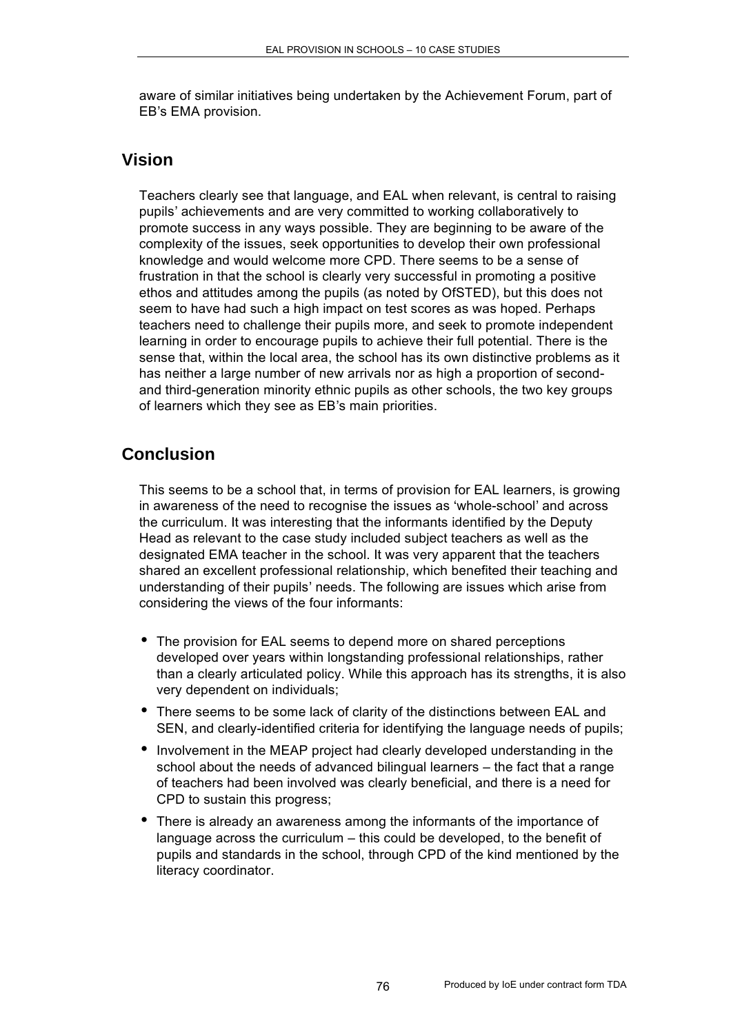aware of similar initiatives being undertaken by the Achievement Forum, part of EB's EMA provision.

## Vision

Teachers clearly see that language, and EAL when relevant, is central to raising pupils' achievements and are very committed to working collaboratively to promote success in any ways possible. They are beginning to be aware of the complexity of the issues, seek opportunities to develop their own professional knowledge and would welcome more CPD. There seems to be a sense of frustration in that the school is clearly very successful in promoting a positive ethos and attitudes among the pupils (as noted by OfSTED), but this does not seem to have had such a high impact on test scores as was hoped. Perhaps teachers need to challenge their pupils more, and seek to promote independent learning in order to encourage pupils to achieve their full potential. There is the sense that, within the local area, the school has its own distinctive problems as it has neither a large number of new arrivals nor as high a proportion of second- and third-generation minority ethnic pupils as other schools, the two key groups of learners which they see as EB's main priorities.

## Conclusion

This seems to be a school that, in terms of provision for EAL learners, is growing in awareness of the need to recognise the issues as 'whole-school' and across the curriculum. It was interesting that the informants identified by the Deputy Head as relevant to the case study included subject teachers as well as the designated EMA teacher in the school. It was very apparent that the teachers shared an excellent professional relationship, which benefited their teaching and understanding of their pupils' needs. The following are issues which arise from considering the views of the four informants:

- The provision for EAL seems to depend more on shared perceptions developed over years within longstanding professional relationships, rather than a clearly articulated policy. While this approach has its strengths, it is also very dependent on individuals;
- There seems to be some lack of clarity of the distinctions between EAL and SEN, and clearly-identified criteria for identifying the language needs of pupils;
- Involvement in the MEAP project had clearly developed understanding in the school about the needs of advanced bilingual learners – the fact that a range of teachers had been involved was clearly beneficial, and there is a need for CPD to sustain this progress;
- There is already an awareness among the informants of the importance of language across the curriculum – this could be developed, to the benefit of pupils and standards in the school, through CPD of the kind mentioned by the literacy coordinator.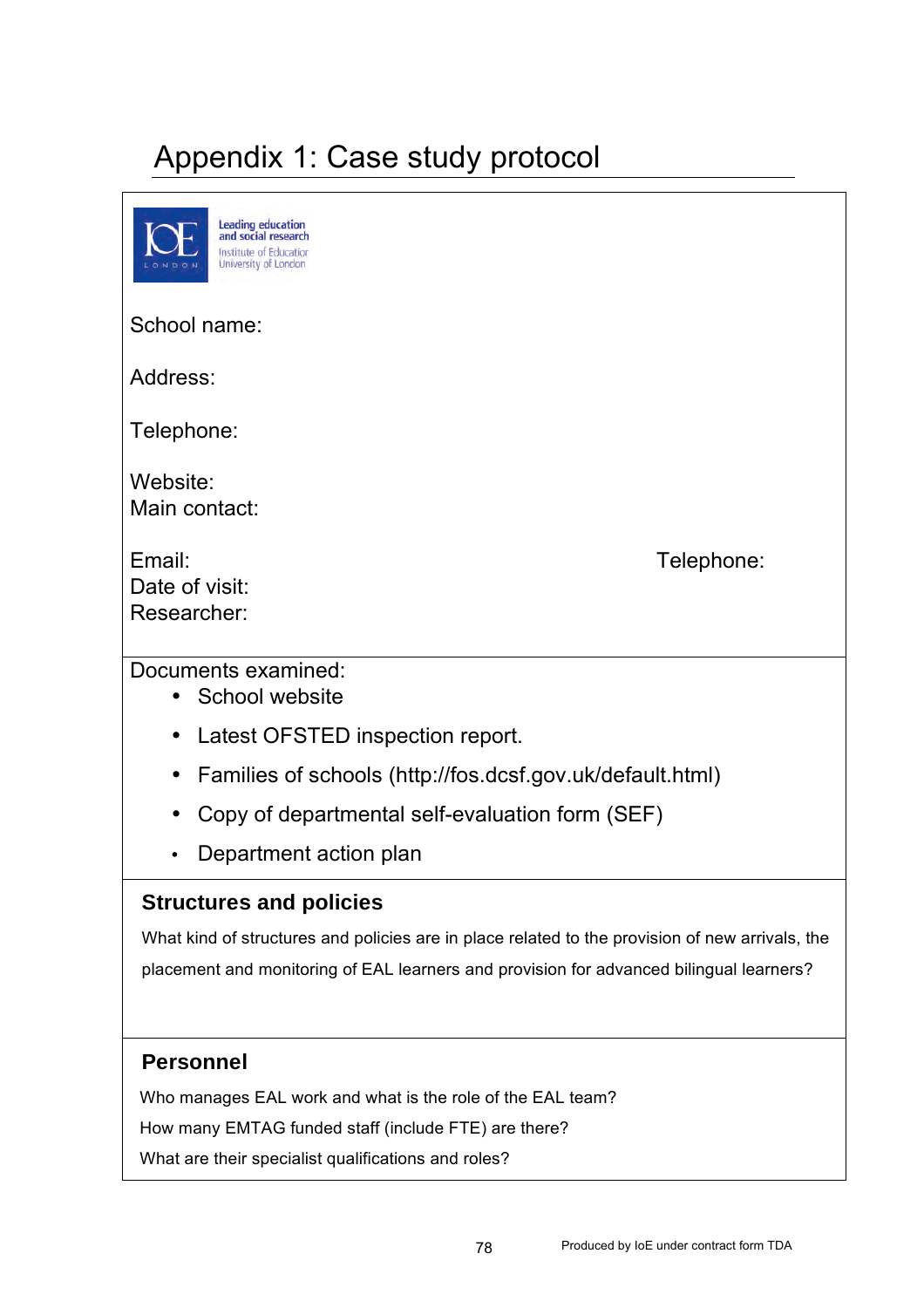# Appendix 1: Case study protocol

Leading education and social research
Institute of Education
University of London

School name:

Address:

Telephone:

Website:
Main contact:

Email: Telephone:
Date of visit:
Researcher:

Documents examined:

- School website
- Latest OFSTED inspection report.
- Families of schools (http://fos.dcsf.gov.uk/default.html)
- Copy of departmental self-evaluation form (SEF)
- Department action plan

**Structures and policies**

What kind of structures and policies are in place related to the provision of new arrivals, the placement and monitoring of EAL learners and provision for advanced bilingual learners?

**Personnel**

Who manages EAL work and what is the role of the EAL team?

How many EMTAG funded staff (include FTE) are there?

What are their specialist qualifications and roles?

Produced by IoE under contract form TDA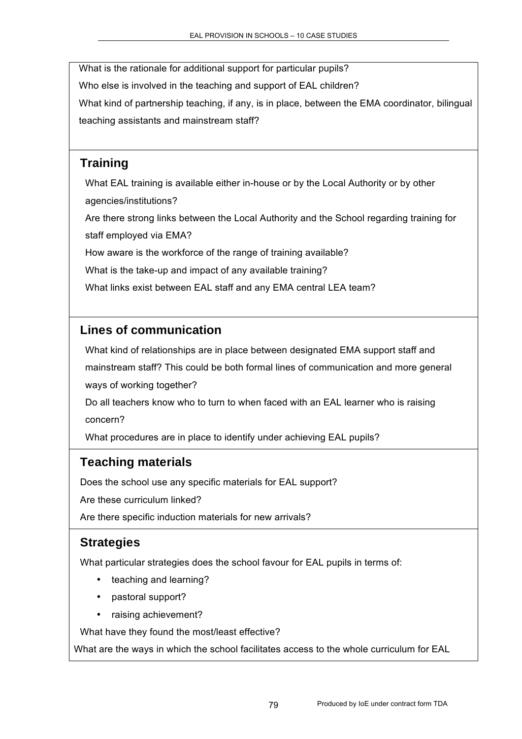What is the rationale for additional support for particular pupils?

Who else is involved in the teaching and support of EAL children?

What kind of partnership teaching, if any, is in place, between the EMA coordinator, bilingual teaching assistants and mainstream staff?

## Training

What EAL training is available either in-house or by the Local Authority or by other agencies/institutions?

Are there strong links between the Local Authority and the School regarding training for staff employed via EMA?

How aware is the workforce of the range of training available?

What is the take-up and impact of any available training?

What links exist between EAL staff and any EMA central LEA team?

## Lines of communication

What kind of relationships are in place between designated EMA support staff and mainstream staff? This could be both formal lines of communication and more general ways of working together?

Do all teachers know who to turn to when faced with an EAL learner who is raising concern?

What procedures are in place to identify under achieving EAL pupils?

## Teaching materials

Does the school use any specific materials for EAL support?

Are these curriculum linked?

Are there specific induction materials for new arrivals?

## Strategies

What particular strategies does the school favour for EAL pupils in terms of:

- teaching and learning?
- pastoral support?
- raising achievement?

What have they found the most/least effective?

What are the ways in which the school facilitates access to the whole curriculum for EAL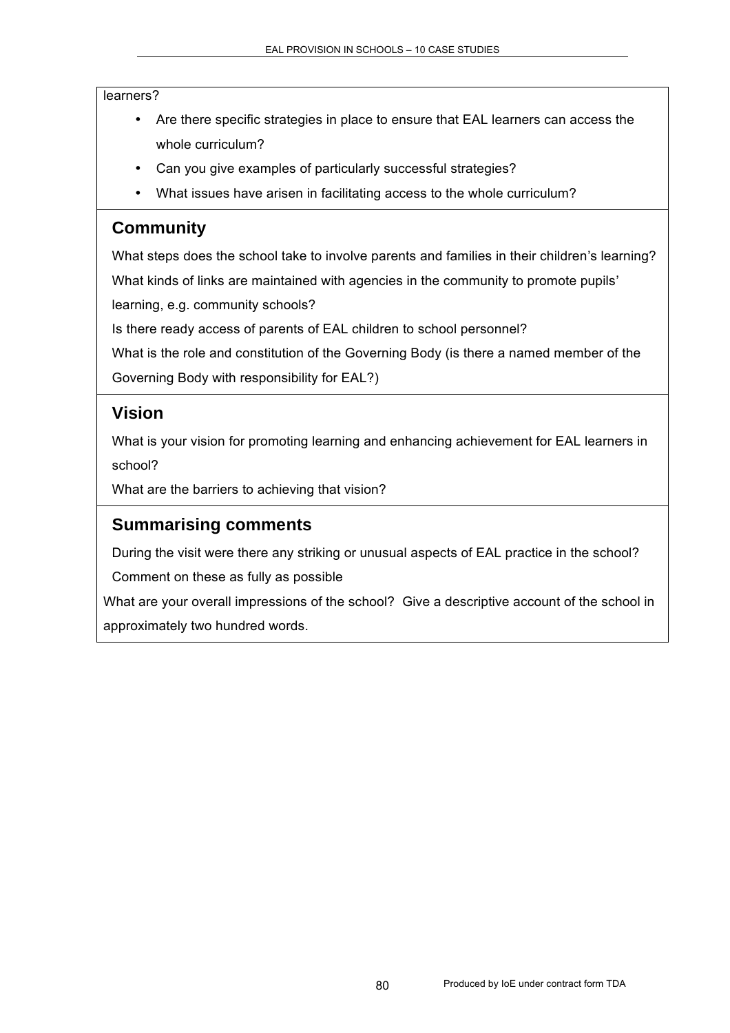learners?

- Are there specific strategies in place to ensure that EAL learners can access the whole curriculum?
- Can you give examples of particularly successful strategies?
- What issues have arisen in facilitating access to the whole curriculum?

## Community

What steps does the school take to involve parents and families in their children's learning?

What kinds of links are maintained with agencies in the community to promote pupils' learning, e.g. community schools?

Is there ready access of parents of EAL children to school personnel?

What is the role and constitution of the Governing Body (is there a named member of the Governing Body with responsibility for EAL?)

## Vision

What is your vision for promoting learning and enhancing achievement for EAL learners in school?

What are the barriers to achieving that vision?

## Summarising comments

During the visit were there any striking or unusual aspects of EAL practice in the school? Comment on these as fully as possible

What are your overall impressions of the school? Give a descriptive account of the school in approximately two hundred words.